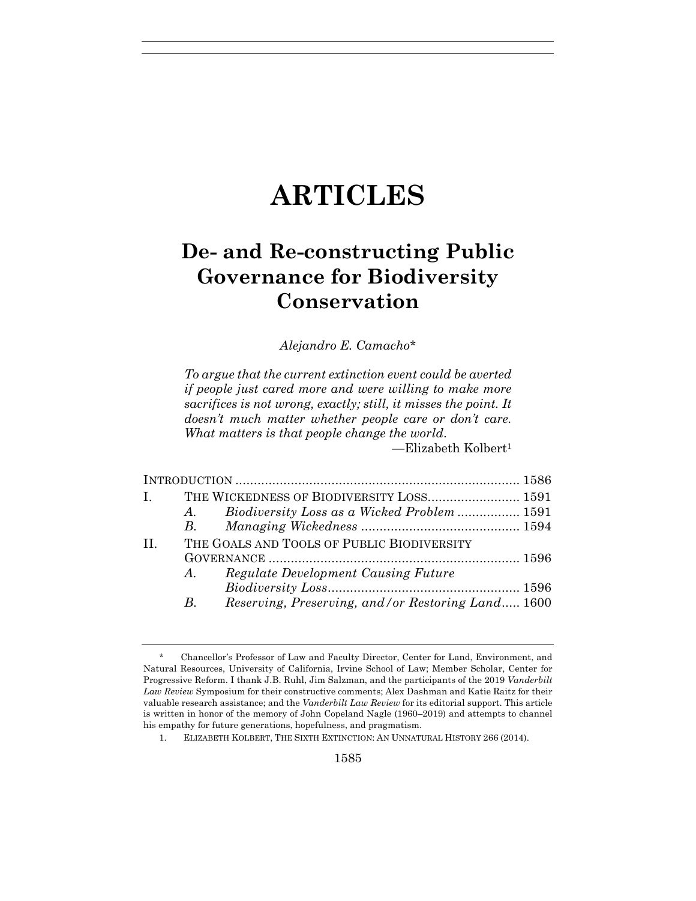# ARTICLES

## De- and Re-constructing Public Governance for Biodiversity Conservation

*Alejandro E. Camacho**

> *To argue that the current extinction event could be averted if people just cared more and were willing to make more sacrifices is not wrong, exactly; still, it misses the point. It doesn't much matter whether people care or don't care. What matters is that people change the world.*
>
> —Elizabeth Kolbert[1]

| | | | |
|---|---|---|---|
| INTRODUCTION | | | 1586 |
| I. | THE WICKEDNESS OF BIODIVERSITY LOSS | | 1591 |
| | *A.* | *Biodiversity Loss as a Wicked Problem* | 1591 |
| | *B.* | *Managing Wickedness* | 1594 |
| II. | THE GOALS AND TOOLS OF PUBLIC BIODIVERSITY GOVERNANCE | | 1596 |
| | *A.* | *Regulate Development Causing Future Biodiversity Loss* | 1596 |
| | *B.* | *Reserving, Preserving, and/or Restoring Land* | 1600 |

\* Chancellor's Professor of Law and Faculty Director, Center for Land, Environment, and Natural Resources, University of California, Irvine School of Law; Member Scholar, Center for Progressive Reform. I thank J.B. Ruhl, Jim Salzman, and the participants of the 2019 *Vanderbilt Law Review* Symposium for their constructive comments; Alex Dashman and Katie Raitz for their valuable research assistance; and the *Vanderbilt Law Review* for its editorial support. This article is written in honor of the memory of John Copeland Nagle (1960–2019) and attempts to channel his empathy for future generations, hopefulness, and pragmatism.

1. ELIZABETH KOLBERT, THE SIXTH EXTINCTION: AN UNNATURAL HISTORY 266 (2014).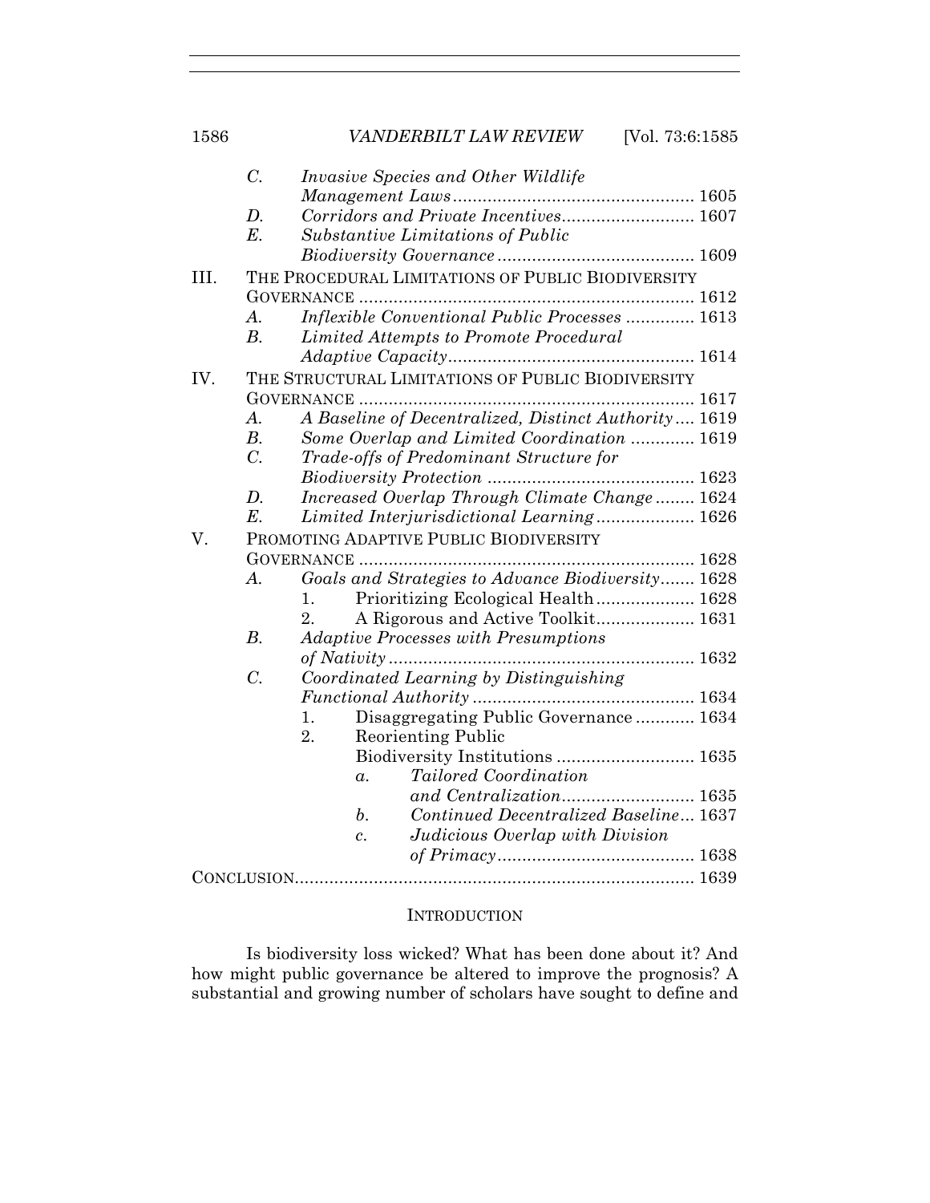C. *Invasive Species and Other Wildlife Management Laws* ... 1605
D. *Corridors and Private Incentives* ... 1607
E. *Substantive Limitations of Public Biodiversity Governance* ... 1609

III. THE PROCEDURAL LIMITATIONS OF PUBLIC BIODIVERSITY GOVERNANCE ... 1612
A. *Inflexible Conventional Public Processes* ... 1613
B. *Limited Attempts to Promote Procedural Adaptive Capacity* ... 1614

IV. THE STRUCTURAL LIMITATIONS OF PUBLIC BIODIVERSITY GOVERNANCE ... 1617
A. *A Baseline of Decentralized, Distinct Authority* ... 1619
B. *Some Overlap and Limited Coordination* ... 1619
C. *Trade-offs of Predominant Structure for Biodiversity Protection* ... 1623
D. *Increased Overlap Through Climate Change* ... 1624
E. *Limited Interjurisdictional Learning* ... 1626

V. PROMOTING ADAPTIVE PUBLIC BIODIVERSITY GOVERNANCE ... 1628
A. *Goals and Strategies to Advance Biodiversity* ... 1628
1. Prioritizing Ecological Health ... 1628
2. A Rigorous and Active Toolkit ... 1631
B. *Adaptive Processes with Presumptions of Nativity* ... 1632
C. *Coordinated Learning by Distinguishing Functional Authority* ... 1634
1. Disaggregating Public Governance ... 1634
2. Reorienting Public Biodiversity Institutions ... 1635
a. *Tailored Coordination and Centralization* ... 1635
b. *Continued Decentralized Baseline* ... 1637
c. *Judicious Overlap with Division of Primacy* ... 1638

CONCLUSION ... 1639

## INTRODUCTION

Is biodiversity loss wicked? What has been done about it? And how might public governance be altered to improve the prognosis? A substantial and growing number of scholars have sought to define and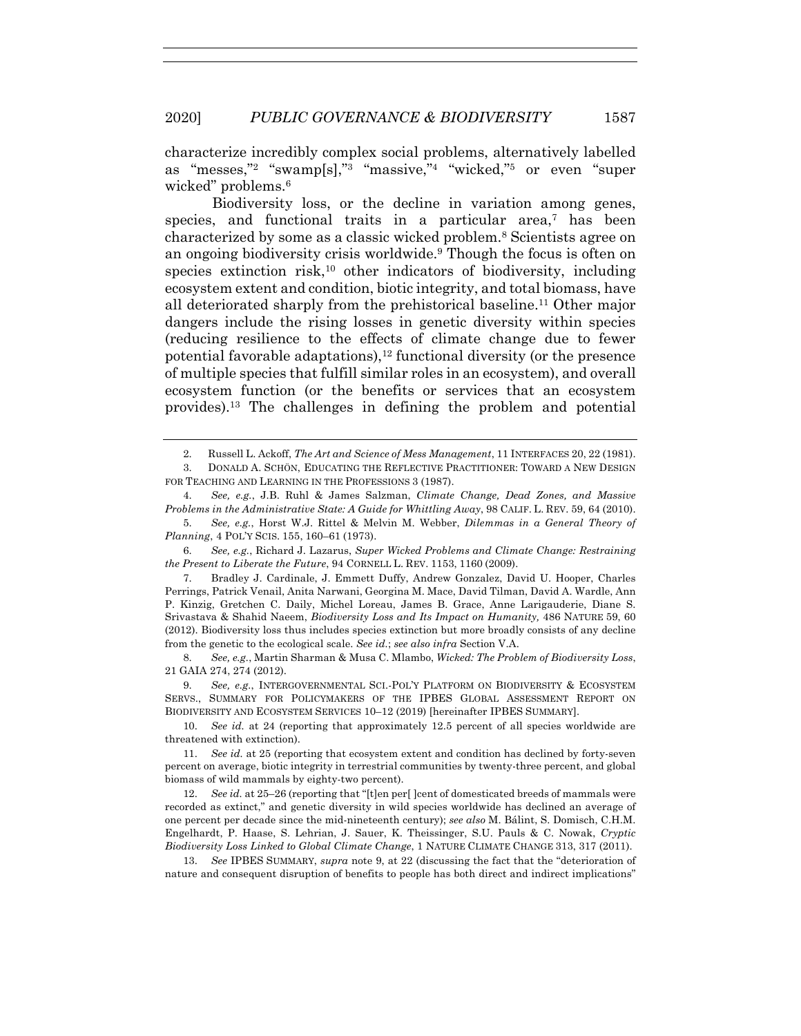characterize incredibly complex social problems, alternatively labelled as "messes,"[2] "swamp[s],"[3] "massive,"[4] "wicked,"[5] or even "super wicked" problems.[6]

Biodiversity loss, or the decline in variation among genes, species, and functional traits in a particular area,[7] has been characterized by some as a classic wicked problem.[8] Scientists agree on an ongoing biodiversity crisis worldwide.[9] Though the focus is often on species extinction risk,[10] other indicators of biodiversity, including ecosystem extent and condition, biotic integrity, and total biomass, have all deteriorated sharply from the prehistorical baseline.[11] Other major dangers include the rising losses in genetic diversity within species (reducing resilience to the effects of climate change due to fewer potential favorable adaptations),[12] functional diversity (or the presence of multiple species that fulfill similar roles in an ecosystem), and overall ecosystem function (or the benefits or services that an ecosystem provides).[13] The challenges in defining the problem and potential

---

2. Russell L. Ackoff, *The Art and Science of Mess Management*, 11 INTERFACES 20, 22 (1981).

3. DONALD A. SCHÖN, EDUCATING THE REFLECTIVE PRACTITIONER: TOWARD A NEW DESIGN FOR TEACHING AND LEARNING IN THE PROFESSIONS 3 (1987).

4. *See, e.g.*, J.B. Ruhl & James Salzman, *Climate Change, Dead Zones, and Massive Problems in the Administrative State: A Guide for Whittling Away*, 98 CALIF. L. REV. 59, 64 (2010).

5. *See, e.g.*, Horst W.J. Rittel & Melvin M. Webber, *Dilemmas in a General Theory of Planning*, 4 POL'Y SCIS. 155, 160–61 (1973).

6. *See, e.g.*, Richard J. Lazarus, *Super Wicked Problems and Climate Change: Restraining the Present to Liberate the Future*, 94 CORNELL L. REV. 1153, 1160 (2009).

7. Bradley J. Cardinale, J. Emmett Duffy, Andrew Gonzalez, David U. Hooper, Charles Perrings, Patrick Venail, Anita Narwani, Georgina M. Mace, David Tilman, David A. Wardle, Ann P. Kinzig, Gretchen C. Daily, Michel Loreau, James B. Grace, Anne Larigauderie, Diane S. Srivastava & Shahid Naeem, *Biodiversity Loss and Its Impact on Humanity,* 486 NATURE 59, 60 (2012). Biodiversity loss thus includes species extinction but more broadly consists of any decline from the genetic to the ecological scale. *See id.*; *see also infra* Section V.A.

8. *See, e.g.*, Martin Sharman & Musa C. Mlambo, *Wicked: The Problem of Biodiversity Loss*, 21 GAIA 274, 274 (2012).

9. *See, e.g.*, INTERGOVERNMENTAL SCI.-POL'Y PLATFORM ON BIODIVERSITY & ECOSYSTEM SERVS., SUMMARY FOR POLICYMAKERS OF THE IPBES GLOBAL ASSESSMENT REPORT ON BIODIVERSITY AND ECOSYSTEM SERVICES 10–12 (2019) [hereinafter IPBES SUMMARY].

10. *See id.* at 24 (reporting that approximately 12.5 percent of all species worldwide are threatened with extinction).

11. *See id.* at 25 (reporting that ecosystem extent and condition has declined by forty-seven percent on average, biotic integrity in terrestrial communities by twenty-three percent, and global biomass of wild mammals by eighty-two percent).

12. *See id.* at 25–26 (reporting that "[t]en per[ ]cent of domesticated breeds of mammals were recorded as extinct," and genetic diversity in wild species worldwide has declined an average of one percent per decade since the mid-nineteenth century); *see also* M. Bálint, S. Domisch, C.H.M. Engelhardt, P. Haase, S. Lehrian, J. Sauer, K. Theissinger, S.U. Pauls & C. Nowak, *Cryptic Biodiversity Loss Linked to Global Climate Change*, 1 NATURE CLIMATE CHANGE 313, 317 (2011).

13. *See* IPBES SUMMARY, *supra* note 9, at 22 (discussing the fact that the "deterioration of nature and consequent disruption of benefits to people has both direct and indirect implications"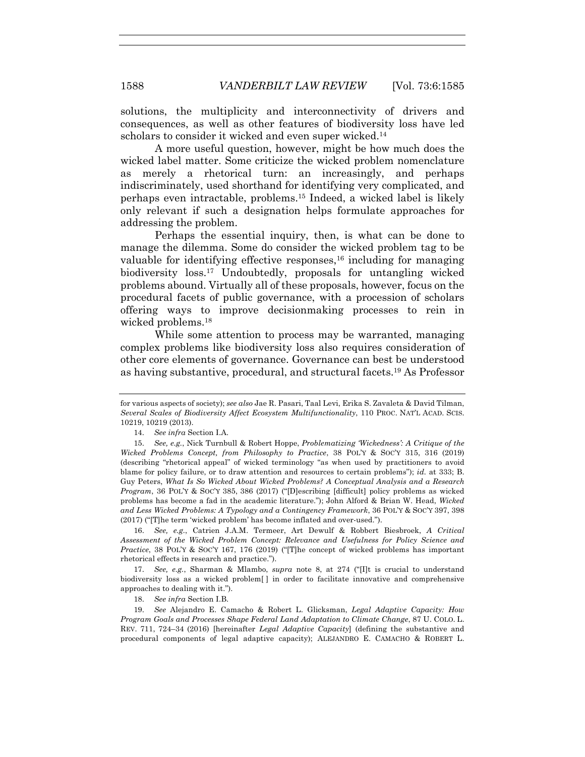solutions, the multiplicity and interconnectivity of drivers and consequences, as well as other features of biodiversity loss have led scholars to consider it wicked and even super wicked.[14]

A more useful question, however, might be how much does the wicked label matter. Some criticize the wicked problem nomenclature as merely a rhetorical turn: an increasingly, and perhaps indiscriminately, used shorthand for identifying very complicated, and perhaps even intractable, problems.[15] Indeed, a wicked label is likely only relevant if such a designation helps formulate approaches for addressing the problem.

Perhaps the essential inquiry, then, is what can be done to manage the dilemma. Some do consider the wicked problem tag to be valuable for identifying effective responses,[16] including for managing biodiversity loss.[17] Undoubtedly, proposals for untangling wicked problems abound. Virtually all of these proposals, however, focus on the procedural facets of public governance, with a procession of scholars offering ways to improve decisionmaking processes to rein in wicked problems.[18]

While some attention to process may be warranted, managing complex problems like biodiversity loss also requires consideration of other core elements of governance. Governance can best be understood as having substantive, procedural, and structural facets.[19] As Professor

---

for various aspects of society); *see also* Jae R. Pasari, Taal Levi, Erika S. Zavaleta & David Tilman, *Several Scales of Biodiversity Affect Ecosystem Multifunctionality*, 110 PROC. NAT'L ACAD. SCIS. 10219, 10219 (2013).

14. *See infra* Section I.A.

15. *See, e.g.*, Nick Turnbull & Robert Hoppe, *Problematizing 'Wickedness': A Critique of the Wicked Problems Concept, from Philosophy to Practice*, 38 POL'Y & SOC'Y 315, 316 (2019) (describing "rhetorical appeal" of wicked terminology "as when used by practitioners to avoid blame for policy failure, or to draw attention and resources to certain problems"); *id.* at 333; B. Guy Peters, *What Is So Wicked About Wicked Problems? A Conceptual Analysis and a Research Program*, 36 POL'Y & SOC'Y 385, 386 (2017) ("[D]escribing [difficult] policy problems as wicked problems has become a fad in the academic literature."); John Alford & Brian W. Head, *Wicked and Less Wicked Problems: A Typology and a Contingency Framework*, 36 POL'Y & SOC'Y 397, 398 (2017) ("[T]he term 'wicked problem' has become inflated and over-used.").

16. *See, e.g.*, Catrien J.A.M. Termeer, Art Dewulf & Robbert Biesbroek, *A Critical Assessment of the Wicked Problem Concept: Relevance and Usefulness for Policy Science and Practice*, 38 POL'Y & SOC'Y 167, 176 (2019) ("[T]he concept of wicked problems has important rhetorical effects in research and practice.").

17. *See, e.g.*, Sharman & Mlambo, *supra* note 8, at 274 ("[I]t is crucial to understand biodiversity loss as a wicked problem[ ] in order to facilitate innovative and comprehensive approaches to dealing with it.").

18. *See infra* Section I.B.

19. *See* Alejandro E. Camacho & Robert L. Glicksman, *Legal Adaptive Capacity: How Program Goals and Processes Shape Federal Land Adaptation to Climate Change*, 87 U. COLO. L. REV. 711, 724–34 (2016) [hereinafter *Legal Adaptive Capacity*] (defining the substantive and procedural components of legal adaptive capacity); ALEJANDRO E. CAMACHO & ROBERT L.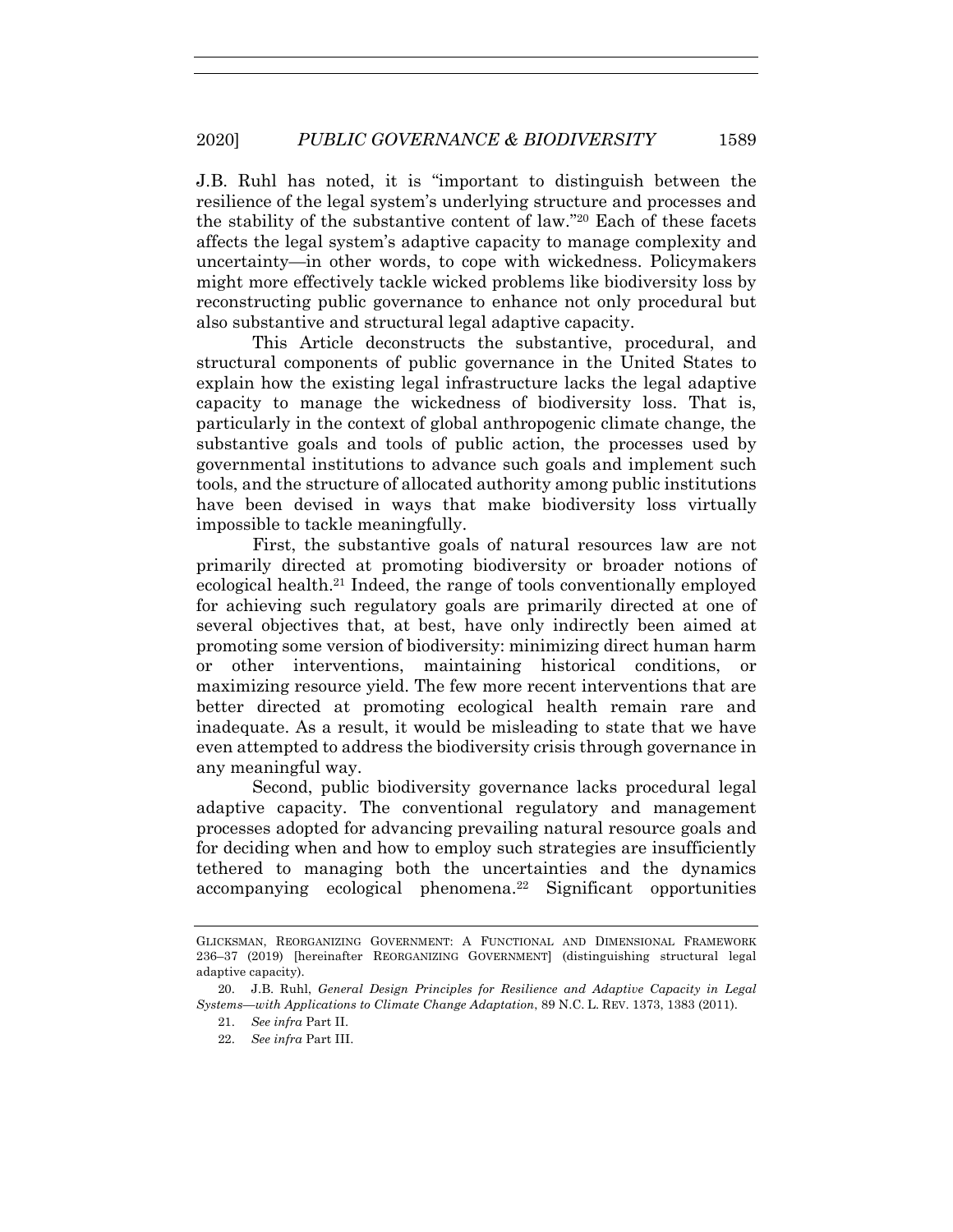J.B. Ruhl has noted, it is "important to distinguish between the resilience of the legal system's underlying structure and processes and the stability of the substantive content of law."[20] Each of these facets affects the legal system's adaptive capacity to manage complexity and uncertainty—in other words, to cope with wickedness. Policymakers might more effectively tackle wicked problems like biodiversity loss by reconstructing public governance to enhance not only procedural but also substantive and structural legal adaptive capacity.

This Article deconstructs the substantive, procedural, and structural components of public governance in the United States to explain how the existing legal infrastructure lacks the legal adaptive capacity to manage the wickedness of biodiversity loss. That is, particularly in the context of global anthropogenic climate change, the substantive goals and tools of public action, the processes used by governmental institutions to advance such goals and implement such tools, and the structure of allocated authority among public institutions have been devised in ways that make biodiversity loss virtually impossible to tackle meaningfully.

First, the substantive goals of natural resources law are not primarily directed at promoting biodiversity or broader notions of ecological health.[21] Indeed, the range of tools conventionally employed for achieving such regulatory goals are primarily directed at one of several objectives that, at best, have only indirectly been aimed at promoting some version of biodiversity: minimizing direct human harm or other interventions, maintaining historical conditions, or maximizing resource yield. The few more recent interventions that are better directed at promoting ecological health remain rare and inadequate. As a result, it would be misleading to state that we have even attempted to address the biodiversity crisis through governance in any meaningful way.

Second, public biodiversity governance lacks procedural legal adaptive capacity. The conventional regulatory and management processes adopted for advancing prevailing natural resource goals and for deciding when and how to employ such strategies are insufficiently tethered to managing both the uncertainties and the dynamics accompanying ecological phenomena.[22] Significant opportunities

---

GLICKSMAN, REORGANIZING GOVERNMENT: A FUNCTIONAL AND DIMENSIONAL FRAMEWORK 236–37 (2019) [hereinafter REORGANIZING GOVERNMENT] (distinguishing structural legal adaptive capacity).

20. J.B. Ruhl, *General Design Principles for Resilience and Adaptive Capacity in Legal Systems—with Applications to Climate Change Adaptation*, 89 N.C. L. REV. 1373, 1383 (2011).

21. *See infra* Part II.

22. *See infra* Part III.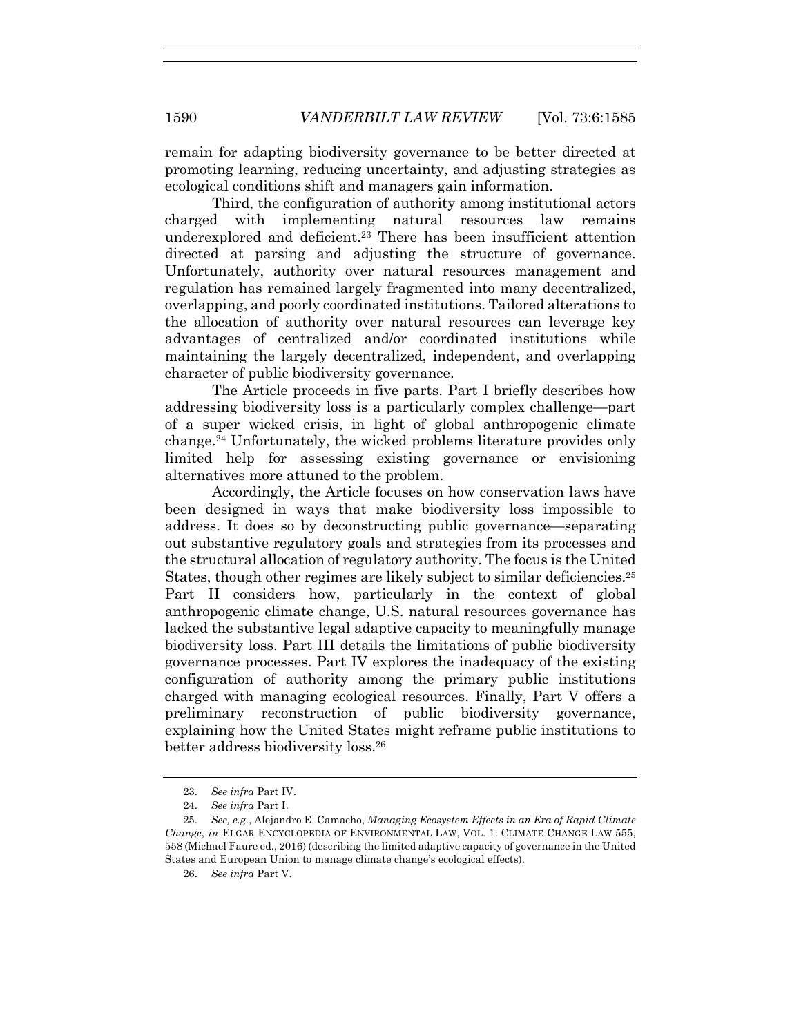remain for adapting biodiversity governance to be better directed at promoting learning, reducing uncertainty, and adjusting strategies as ecological conditions shift and managers gain information.

Third, the configuration of authority among institutional actors charged with implementing natural resources law remains underexplored and deficient.[23] There has been insufficient attention directed at parsing and adjusting the structure of governance. Unfortunately, authority over natural resources management and regulation has remained largely fragmented into many decentralized, overlapping, and poorly coordinated institutions. Tailored alterations to the allocation of authority over natural resources can leverage key advantages of centralized and/or coordinated institutions while maintaining the largely decentralized, independent, and overlapping character of public biodiversity governance.

The Article proceeds in five parts. Part I briefly describes how addressing biodiversity loss is a particularly complex challenge—part of a super wicked crisis, in light of global anthropogenic climate change.[24] Unfortunately, the wicked problems literature provides only limited help for assessing existing governance or envisioning alternatives more attuned to the problem.

Accordingly, the Article focuses on how conservation laws have been designed in ways that make biodiversity loss impossible to address. It does so by deconstructing public governance—separating out substantive regulatory goals and strategies from its processes and the structural allocation of regulatory authority. The focus is the United States, though other regimes are likely subject to similar deficiencies.[25] Part II considers how, particularly in the context of global anthropogenic climate change, U.S. natural resources governance has lacked the substantive legal adaptive capacity to meaningfully manage biodiversity loss. Part III details the limitations of public biodiversity governance processes. Part IV explores the inadequacy of the existing configuration of authority among the primary public institutions charged with managing ecological resources. Finally, Part V offers a preliminary reconstruction of public biodiversity governance, explaining how the United States might reframe public institutions to better address biodiversity loss.[26]

---

23. *See infra* Part IV.

24. *See infra* Part I.

25. *See, e.g.*, Alejandro E. Camacho, *Managing Ecosystem Effects in an Era of Rapid Climate Change*, *in* ELGAR ENCYCLOPEDIA OF ENVIRONMENTAL LAW, VOL. 1: CLIMATE CHANGE LAW 555, 558 (Michael Faure ed., 2016) (describing the limited adaptive capacity of governance in the United States and European Union to manage climate change's ecological effects).

26. *See infra* Part V.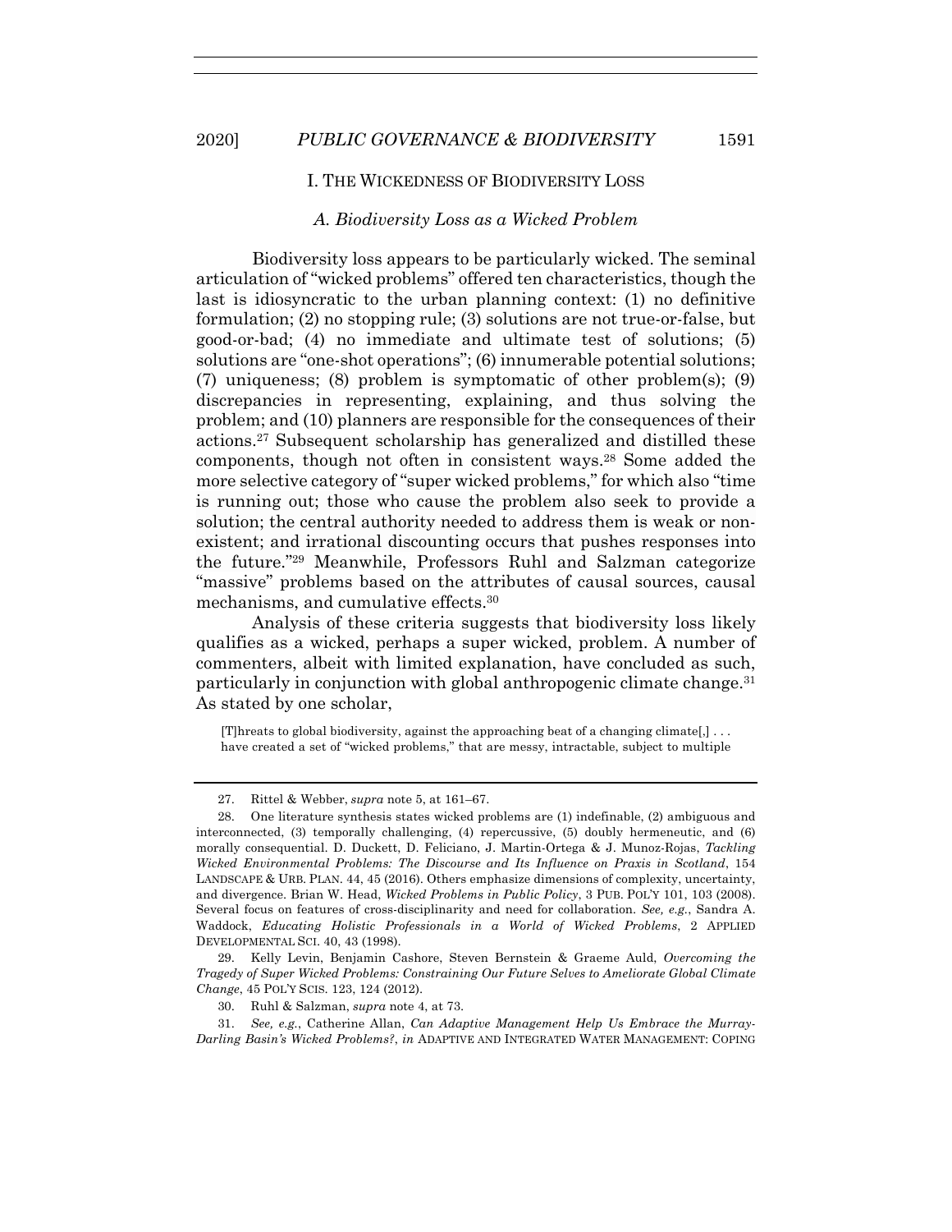## I. The Wickedness of Biodiversity Loss

### *A. Biodiversity Loss as a Wicked Problem*

Biodiversity loss appears to be particularly wicked. The seminal articulation of "wicked problems" offered ten characteristics, though the last is idiosyncratic to the urban planning context: (1) no definitive formulation; (2) no stopping rule; (3) solutions are not true-or-false, but good-or-bad; (4) no immediate and ultimate test of solutions; (5) solutions are "one-shot operations"; (6) innumerable potential solutions; (7) uniqueness; (8) problem is symptomatic of other problem(s); (9) discrepancies in representing, explaining, and thus solving the problem; and (10) planners are responsible for the consequences of their actions.[27] Subsequent scholarship has generalized and distilled these components, though not often in consistent ways.[28] Some added the more selective category of "super wicked problems," for which also "time is running out; those who cause the problem also seek to provide a solution; the central authority needed to address them is weak or non-existent; and irrational discounting occurs that pushes responses into the future."[29] Meanwhile, Professors Ruhl and Salzman categorize "massive" problems based on the attributes of causal sources, causal mechanisms, and cumulative effects.[30]

Analysis of these criteria suggests that biodiversity loss likely qualifies as a wicked, perhaps a super wicked, problem. A number of commenters, albeit with limited explanation, have concluded as such, particularly in conjunction with global anthropogenic climate change.[31] As stated by one scholar,

> [T]hreats to global biodiversity, against the approaching beat of a changing climate[,] . . . have created a set of "wicked problems," that are messy, intractable, subject to multiple

---

27. Rittel & Webber, *supra* note 5, at 161–67.

28. One literature synthesis states wicked problems are (1) indefinable, (2) ambiguous and interconnected, (3) temporally challenging, (4) repercussive, (5) doubly hermeneutic, and (6) morally consequential. D. Duckett, D. Feliciano, J. Martin-Ortega & J. Munoz-Rojas, *Tackling Wicked Environmental Problems: The Discourse and Its Influence on Praxis in Scotland*, 154 LANDSCAPE & URB. PLAN. 44, 45 (2016). Others emphasize dimensions of complexity, uncertainty, and divergence. Brian W. Head, *Wicked Problems in Public Policy*, 3 PUB. POL'Y 101, 103 (2008). Several focus on features of cross-disciplinarity and need for collaboration. *See, e.g.*, Sandra A. Waddock, *Educating Holistic Professionals in a World of Wicked Problems*, 2 APPLIED DEVELOPMENTAL SCI. 40, 43 (1998).

29. Kelly Levin, Benjamin Cashore, Steven Bernstein & Graeme Auld, *Overcoming the Tragedy of Super Wicked Problems: Constraining Our Future Selves to Ameliorate Global Climate Change*, 45 POL'Y SCIS. 123, 124 (2012).

30. Ruhl & Salzman, *supra* note 4, at 73.

31. *See, e.g.*, Catherine Allan, *Can Adaptive Management Help Us Embrace the Murray-Darling Basin's Wicked Problems?*, *in* ADAPTIVE AND INTEGRATED WATER MANAGEMENT: COPING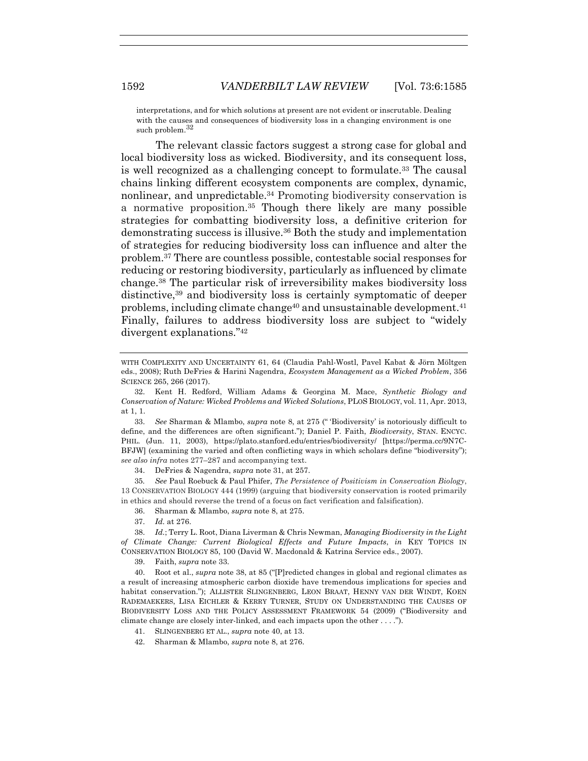interpretations, and for which solutions at present are not evident or inscrutable. Dealing with the causes and consequences of biodiversity loss in a changing environment is one such problem.[32]

The relevant classic factors suggest a strong case for global and local biodiversity loss as wicked. Biodiversity, and its consequent loss, is well recognized as a challenging concept to formulate.[33] The causal chains linking different ecosystem components are complex, dynamic, nonlinear, and unpredictable.[34] Promoting biodiversity conservation is a normative proposition.[35] Though there likely are many possible strategies for combatting biodiversity loss, a definitive criterion for demonstrating success is illusive.[36] Both the study and implementation of strategies for reducing biodiversity loss can influence and alter the problem.[37] There are countless possible, contestable social responses for reducing or restoring biodiversity, particularly as influenced by climate change.[38] The particular risk of irreversibility makes biodiversity loss distinctive,[39] and biodiversity loss is certainly symptomatic of deeper problems, including climate change[40] and unsustainable development.[41] Finally, failures to address biodiversity loss are subject to "widely divergent explanations."[42]

---

WITH COMPLEXITY AND UNCERTAINTY 61, 64 (Claudia Pahl-Wostl, Pavel Kabat & Jörn Möltgen eds., 2008); Ruth DeFries & Harini Nagendra, *Ecosystem Management as a Wicked Problem*, 356 SCIENCE 265, 266 (2017).

32. Kent H. Redford, William Adams & Georgina M. Mace, *Synthetic Biology and Conservation of Nature: Wicked Problems and Wicked Solutions*, PLOS BIOLOGY, vol. 11, Apr. 2013, at 1, 1.

33. *See* Sharman & Mlambo, *supra* note 8, at 275 ("'Biodiversity' is notoriously difficult to define, and the differences are often significant."); Daniel P. Faith, *Biodiversity*, STAN. ENCYC. PHIL. (Jun. 11, 2003), https://plato.stanford.edu/entries/biodiversity/ [https://perma.cc/9N7C-BFJW] (examining the varied and often conflicting ways in which scholars define "biodiversity"); *see also infra* notes 277–287 and accompanying text.

34. DeFries & Nagendra, *supra* note 31, at 257.

35. *See* Paul Roebuck & Paul Phifer, *The Persistence of Positivism in Conservation Biology*, 13 CONSERVATION BIOLOGY 444 (1999) (arguing that biodiversity conservation is rooted primarily in ethics and should reverse the trend of a focus on fact verification and falsification).

36. Sharman & Mlambo, *supra* note 8, at 275.

37. *Id.* at 276.

38. *Id.*; Terry L. Root, Diana Liverman & Chris Newman, *Managing Biodiversity in the Light of Climate Change: Current Biological Effects and Future Impacts*, *in* KEY TOPICS IN CONSERVATION BIOLOGY 85, 100 (David W. Macdonald & Katrina Service eds., 2007).

39. Faith, *supra* note 33.

40. Root et al., *supra* note 38, at 85 ("[P]redicted changes in global and regional climates as a result of increasing atmospheric carbon dioxide have tremendous implications for species and habitat conservation."); ALLISTER SLINGENBERG, LEON BRAAT, HENNY VAN DER WINDT, KOEN RADEMAEKERS, LISA EICHLER & KERRY TURNER, STUDY ON UNDERSTANDING THE CAUSES OF BIODIVERSITY LOSS AND THE POLICY ASSESSMENT FRAMEWORK 54 (2009) ("Biodiversity and climate change are closely inter-linked, and each impacts upon the other . . . .").

41. SLINGENBERG ET AL., *supra* note 40, at 13.

42. Sharman & Mlambo, *supra* note 8, at 276.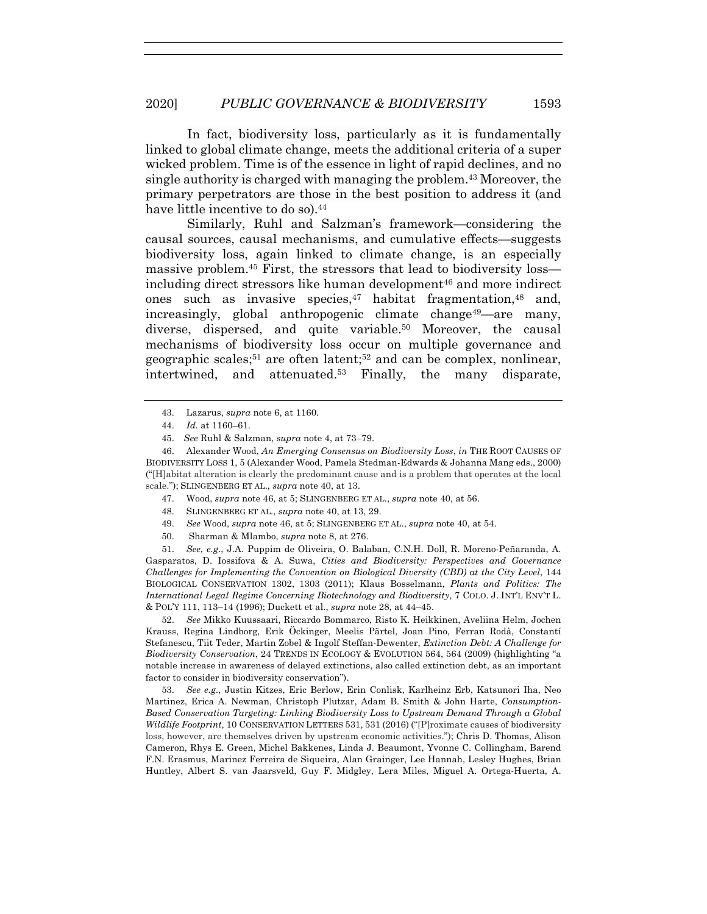In fact, biodiversity loss, particularly as it is fundamentally linked to global climate change, meets the additional criteria of a super wicked problem. Time is of the essence in light of rapid declines, and no single authority is charged with managing the problem.[43] Moreover, the primary perpetrators are those in the best position to address it (and have little incentive to do so).[44]

Similarly, Ruhl and Salzman's framework—considering the causal sources, causal mechanisms, and cumulative effects—suggests biodiversity loss, again linked to climate change, is an especially massive problem.[45] First, the stressors that lead to biodiversity loss—including direct stressors like human development[46] and more indirect ones such as invasive species,[47] habitat fragmentation,[48] and, increasingly, global anthropogenic climate change[49]—are many, diverse, dispersed, and quite variable.[50] Moreover, the causal mechanisms of biodiversity loss occur on multiple governance and geographic scales;[51] are often latent;[52] and can be complex, nonlinear, intertwined, and attenuated.[53] Finally, the many disparate,

---

43. Lazarus, *supra* note 6, at 1160.

44. *Id.* at 1160–61.

45. *See* Ruhl & Salzman, *supra* note 4, at 73–79.

46. Alexander Wood, *An Emerging Consensus on Biodiversity Loss*, *in* THE ROOT CAUSES OF BIODIVERSITY LOSS 1, 5 (Alexander Wood, Pamela Stedman-Edwards & Johanna Mang eds., 2000) ("[H]abitat alteration is clearly the predominant cause and is a problem that operates at the local scale."); SLINGENBERG ET AL., *supra* note 40, at 13.

47. Wood, *supra* note 46, at 5; SLINGENBERG ET AL., *supra* note 40, at 56.

48. SLINGENBERG ET AL., *supra* note 40, at 13, 29.

49. *See* Wood, *supra* note 46, at 5; SLINGENBERG ET AL., *supra* note 40, at 54.

50. Sharman & Mlambo, *supra* note 8, at 276.

51. *See, e.g.*, J.A. Puppim de Oliveira, O. Balaban, C.N.H. Doll, R. Moreno-Peñaranda, A. Gasparatos, D. Iossifova & A. Suwa, *Cities and Biodiversity: Perspectives and Governance Challenges for Implementing the Convention on Biological Diversity (CBD) at the City Level*, 144 BIOLOGICAL CONSERVATION 1302, 1303 (2011); Klaus Bosselmann, *Plants and Politics: The International Legal Regime Concerning Biotechnology and Biodiversity*, 7 COLO. J. INT'L ENV'T L. & POL'Y 111, 113–14 (1996); Duckett et al., *supra* note 28, at 44–45.

52. *See* Mikko Kuussaari, Riccardo Bommarco, Risto K. Heikkinen, Aveliina Helm, Jochen Krauss, Regina Lindborg, Erik Öckinger, Meelis Pärtel, Joan Pino, Ferran Rodà, Constantí Stefanescu, Tiit Teder, Martin Zobel & Ingolf Steffan-Dewenter, *Extinction Debt: A Challenge for Biodiversity Conservation*, 24 TRENDS IN ECOLOGY & EVOLUTION 564, 564 (2009) (highlighting "a notable increase in awareness of delayed extinctions, also called extinction debt, as an important factor to consider in biodiversity conservation").

53. *See e.g.*, Justin Kitzes, Eric Berlow, Erin Conlisk, Karlheinz Erb, Katsunori Iha, Neo Martinez, Erica A. Newman, Christoph Plutzar, Adam B. Smith & John Harte, *Consumption-Based Conservation Targeting: Linking Biodiversity Loss to Upstream Demand Through a Global Wildlife Footprint*, 10 CONSERVATION LETTERS 531, 531 (2016) ("[P]roximate causes of biodiversity loss, however, are themselves driven by upstream economic activities."); Chris D. Thomas, Alison Cameron, Rhys E. Green, Michel Bakkenes, Linda J. Beaumont, Yvonne C. Collingham, Barend F.N. Erasmus, Marinez Ferreira de Siqueira, Alan Grainger, Lee Hannah, Lesley Hughes, Brian Huntley, Albert S. van Jaarsveld, Guy F. Midgley, Lera Miles, Miguel A. Ortega-Huerta, A.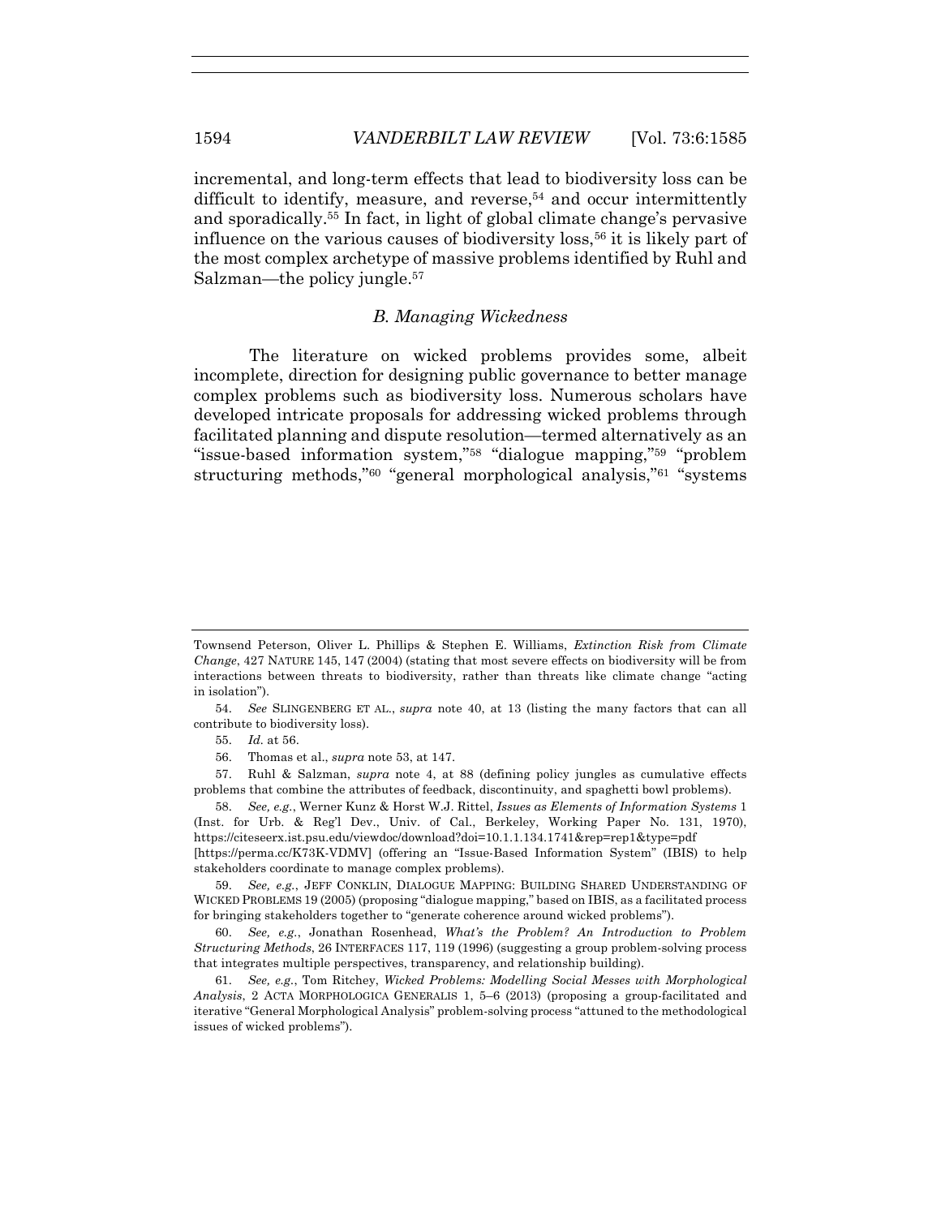incremental, and long-term effects that lead to biodiversity loss can be difficult to identify, measure, and reverse,[54] and occur intermittently and sporadically.[55] In fact, in light of global climate change's pervasive influence on the various causes of biodiversity loss,[56] it is likely part of the most complex archetype of massive problems identified by Ruhl and Salzman—the policy jungle.[57]

### *B. Managing Wickedness*

The literature on wicked problems provides some, albeit incomplete, direction for designing public governance to better manage complex problems such as biodiversity loss. Numerous scholars have developed intricate proposals for addressing wicked problems through facilitated planning and dispute resolution—termed alternatively as an "issue-based information system,"[58] "dialogue mapping,"[59] "problem structuring methods,"[60] "general morphological analysis,"[61] "systems

---

Townsend Peterson, Oliver L. Phillips & Stephen E. Williams, *Extinction Risk from Climate Change*, 427 NATURE 145, 147 (2004) (stating that most severe effects on biodiversity will be from interactions between threats to biodiversity, rather than threats like climate change "acting in isolation").

54. *See* SLINGENBERG ET AL., *supra* note 40, at 13 (listing the many factors that can all contribute to biodiversity loss).

55. *Id.* at 56.

56. Thomas et al., *supra* note 53, at 147.

57. Ruhl & Salzman, *supra* note 4, at 88 (defining policy jungles as cumulative effects problems that combine the attributes of feedback, discontinuity, and spaghetti bowl problems).

58. *See, e.g.*, Werner Kunz & Horst W.J. Rittel, *Issues as Elements of Information Systems* 1 (Inst. for Urb. & Reg'l Dev., Univ. of Cal., Berkeley, Working Paper No. 131, 1970), https://citeseerx.ist.psu.edu/viewdoc/download?doi=10.1.1.134.1741&rep=rep1&type=pdf [https://perma.cc/K73K-VDMV] (offering an "Issue-Based Information System" (IBIS) to help stakeholders coordinate to manage complex problems).

59. *See, e.g.*, JEFF CONKLIN, DIALOGUE MAPPING: BUILDING SHARED UNDERSTANDING OF WICKED PROBLEMS 19 (2005) (proposing "dialogue mapping," based on IBIS, as a facilitated process for bringing stakeholders together to "generate coherence around wicked problems").

60. *See, e.g.*, Jonathan Rosenhead, *What's the Problem? An Introduction to Problem Structuring Methods*, 26 INTERFACES 117, 119 (1996) (suggesting a group problem-solving process that integrates multiple perspectives, transparency, and relationship building).

61. *See, e.g.*, Tom Ritchey, *Wicked Problems: Modelling Social Messes with Morphological Analysis*, 2 ACTA MORPHOLOGICA GENERALIS 1, 5–6 (2013) (proposing a group-facilitated and iterative "General Morphological Analysis" problem-solving process "attuned to the methodological issues of wicked problems").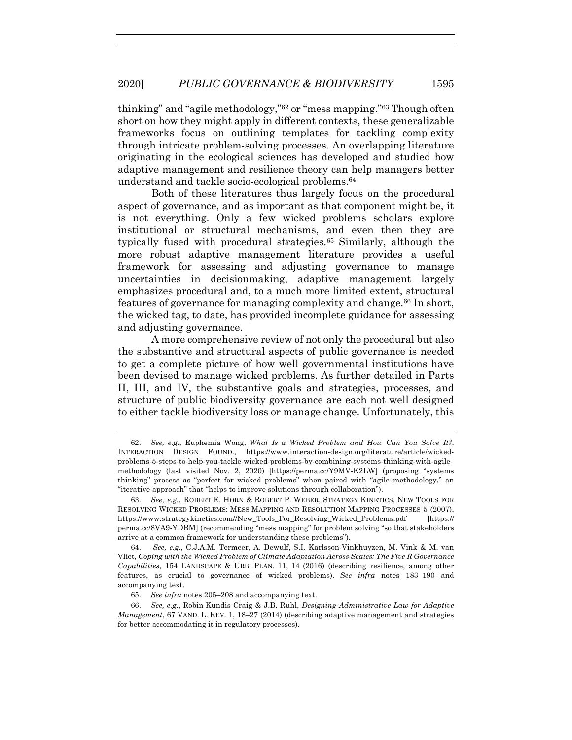thinking" and "agile methodology,"[62] or "mess mapping."[63] Though often short on how they might apply in different contexts, these generalizable frameworks focus on outlining templates for tackling complexity through intricate problem-solving processes. An overlapping literature originating in the ecological sciences has developed and studied how adaptive management and resilience theory can help managers better understand and tackle socio-ecological problems.[64]

Both of these literatures thus largely focus on the procedural aspect of governance, and as important as that component might be, it is not everything. Only a few wicked problems scholars explore institutional or structural mechanisms, and even then they are typically fused with procedural strategies.[65] Similarly, although the more robust adaptive management literature provides a useful framework for assessing and adjusting governance to manage uncertainties in decisionmaking, adaptive management largely emphasizes procedural and, to a much more limited extent, structural features of governance for managing complexity and change.[66] In short, the wicked tag, to date, has provided incomplete guidance for assessing and adjusting governance.

A more comprehensive review of not only the procedural but also the substantive and structural aspects of public governance is needed to get a complete picture of how well governmental institutions have been devised to manage wicked problems. As further detailed in Parts II, III, and IV, the substantive goals and strategies, processes, and structure of public biodiversity governance are each not well designed to either tackle biodiversity loss or manage change. Unfortunately, this

---

62. *See, e.g.*, Euphemia Wong, *What Is a Wicked Problem and How Can You Solve It?*, INTERACTION DESIGN FOUND., https://www.interaction-design.org/literature/article/wicked-problems-5-steps-to-help-you-tackle-wicked-problems-by-combining-systems-thinking-with-agile-methodology (last visited Nov. 2, 2020) [https://perma.cc/Y9MV-K2LW] (proposing "systems thinking" process as "perfect for wicked problems" when paired with "agile methodology," an "iterative approach" that "helps to improve solutions through collaboration").

63. *See, e.g.*, ROBERT E. HORN & ROBERT P. WEBER, STRATEGY KINETICS, NEW TOOLS FOR RESOLVING WICKED PROBLEMS: MESS MAPPING AND RESOLUTION MAPPING PROCESSES 5 (2007), https://www.strategykinetics.com//New_Tools_For_Resolving_Wicked_Problems.pdf [https://perma.cc/8VA9-YDBM] (recommending "mess mapping" for problem solving "so that stakeholders arrive at a common framework for understanding these problems").

64. *See, e.g.*, C.J.A.M. Termeer, A. Dewulf, S.I. Karlsson-Vinkhuyzen, M. Vink & M. van Vliet, *Coping with the Wicked Problem of Climate Adaptation Across Scales: The Five R Governance Capabilities*, 154 LANDSCAPE & URB. PLAN. 11, 14 (2016) (describing resilience, among other features, as crucial to governance of wicked problems). *See infra* notes 183–190 and accompanying text.

65. *See infra* notes 205–208 and accompanying text.

66. *See, e.g.*, Robin Kundis Craig & J.B. Ruhl, *Designing Administrative Law for Adaptive Management*, 67 VAND. L. REV. 1, 18–27 (2014) (describing adaptive management and strategies for better accommodating it in regulatory processes).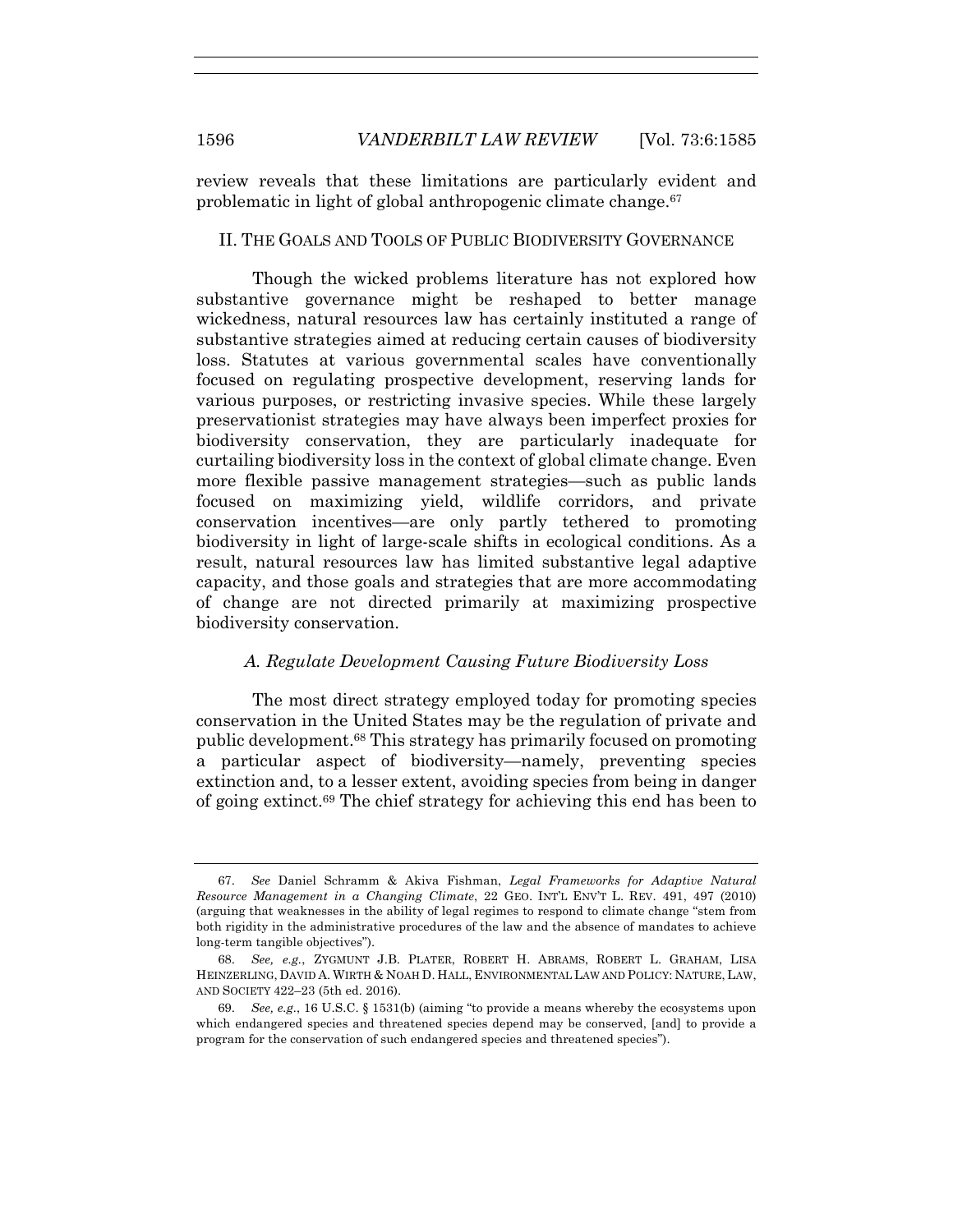review reveals that these limitations are particularly evident and problematic in light of global anthropogenic climate change.[67]

## II. THE GOALS AND TOOLS OF PUBLIC BIODIVERSITY GOVERNANCE

Though the wicked problems literature has not explored how substantive governance might be reshaped to better manage wickedness, natural resources law has certainly instituted a range of substantive strategies aimed at reducing certain causes of biodiversity loss. Statutes at various governmental scales have conventionally focused on regulating prospective development, reserving lands for various purposes, or restricting invasive species. While these largely preservationist strategies may have always been imperfect proxies for biodiversity conservation, they are particularly inadequate for curtailing biodiversity loss in the context of global climate change. Even more flexible passive management strategies—such as public lands focused on maximizing yield, wildlife corridors, and private conservation incentives—are only partly tethered to promoting biodiversity in light of large-scale shifts in ecological conditions. As a result, natural resources law has limited substantive legal adaptive capacity, and those goals and strategies that are more accommodating of change are not directed primarily at maximizing prospective biodiversity conservation.

### *A. Regulate Development Causing Future Biodiversity Loss*

The most direct strategy employed today for promoting species conservation in the United States may be the regulation of private and public development.[68] This strategy has primarily focused on promoting a particular aspect of biodiversity—namely, preventing species extinction and, to a lesser extent, avoiding species from being in danger of going extinct.[69] The chief strategy for achieving this end has been to

---

67. *See* Daniel Schramm & Akiva Fishman, *Legal Frameworks for Adaptive Natural Resource Management in a Changing Climate*, 22 GEO. INT'L ENV'T L. REV. 491, 497 (2010) (arguing that weaknesses in the ability of legal regimes to respond to climate change "stem from both rigidity in the administrative procedures of the law and the absence of mandates to achieve long-term tangible objectives").

68. *See, e.g.*, ZYGMUNT J.B. PLATER, ROBERT H. ABRAMS, ROBERT L. GRAHAM, LISA HEINZERLING, DAVID A. WIRTH & NOAH D. HALL, ENVIRONMENTAL LAW AND POLICY: NATURE, LAW, AND SOCIETY 422–23 (5th ed. 2016).

69. *See, e.g.*, 16 U.S.C. § 1531(b) (aiming "to provide a means whereby the ecosystems upon which endangered species and threatened species depend may be conserved, [and] to provide a program for the conservation of such endangered species and threatened species").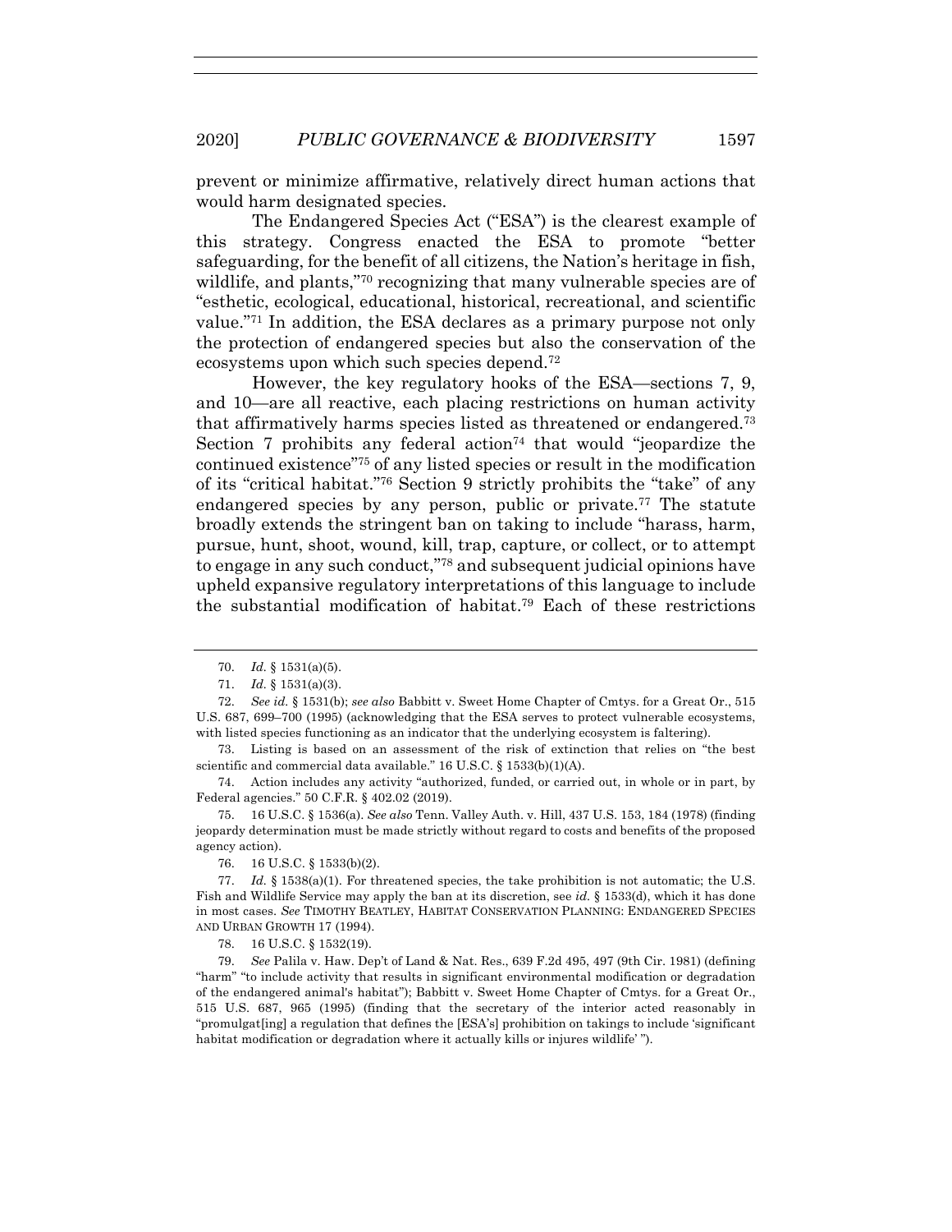prevent or minimize affirmative, relatively direct human actions that would harm designated species.

The Endangered Species Act ("ESA") is the clearest example of this strategy. Congress enacted the ESA to promote "better safeguarding, for the benefit of all citizens, the Nation's heritage in fish, wildlife, and plants,"[70] recognizing that many vulnerable species are of "esthetic, ecological, educational, historical, recreational, and scientific value."[71] In addition, the ESA declares as a primary purpose not only the protection of endangered species but also the conservation of the ecosystems upon which such species depend.[72]

However, the key regulatory hooks of the ESA—sections 7, 9, and 10—are all reactive, each placing restrictions on human activity that affirmatively harms species listed as threatened or endangered.[73] Section 7 prohibits any federal action[74] that would "jeopardize the continued existence"[75] of any listed species or result in the modification of its "critical habitat."[76] Section 9 strictly prohibits the "take" of any endangered species by any person, public or private.[77] The statute broadly extends the stringent ban on taking to include "harass, harm, pursue, hunt, shoot, wound, kill, trap, capture, or collect, or to attempt to engage in any such conduct,"[78] and subsequent judicial opinions have upheld expansive regulatory interpretations of this language to include the substantial modification of habitat.[79] Each of these restrictions

---

70. *Id.* § 1531(a)(5).

71. *Id.* § 1531(a)(3).

72. *See id.* § 1531(b); *see also* Babbitt v. Sweet Home Chapter of Cmtys. for a Great Or., 515 U.S. 687, 699–700 (1995) (acknowledging that the ESA serves to protect vulnerable ecosystems, with listed species functioning as an indicator that the underlying ecosystem is faltering).

73. Listing is based on an assessment of the risk of extinction that relies on "the best scientific and commercial data available." 16 U.S.C. § 1533(b)(1)(A).

74. Action includes any activity "authorized, funded, or carried out, in whole or in part, by Federal agencies." 50 C.F.R. § 402.02 (2019).

75. 16 U.S.C. § 1536(a). *See also* Tenn. Valley Auth. v. Hill, 437 U.S. 153, 184 (1978) (finding jeopardy determination must be made strictly without regard to costs and benefits of the proposed agency action).

76. 16 U.S.C. § 1533(b)(2).

77. *Id.* § 1538(a)(1). For threatened species, the take prohibition is not automatic; the U.S. Fish and Wildlife Service may apply the ban at its discretion, see *id.* § 1533(d), which it has done in most cases. *See* TIMOTHY BEATLEY, HABITAT CONSERVATION PLANNING: ENDANGERED SPECIES AND URBAN GROWTH 17 (1994).

78. 16 U.S.C. § 1532(19).

79. *See* Palila v. Haw. Dep't of Land & Nat. Res., 639 F.2d 495, 497 (9th Cir. 1981) (defining "harm" "to include activity that results in significant environmental modification or degradation of the endangered animal's habitat"); Babbitt v. Sweet Home Chapter of Cmtys. for a Great Or., 515 U.S. 687, 965 (1995) (finding that the secretary of the interior acted reasonably in "promulgat[ing] a regulation that defines the [ESA's] prohibition on takings to include 'significant habitat modification or degradation where it actually kills or injures wildlife' ").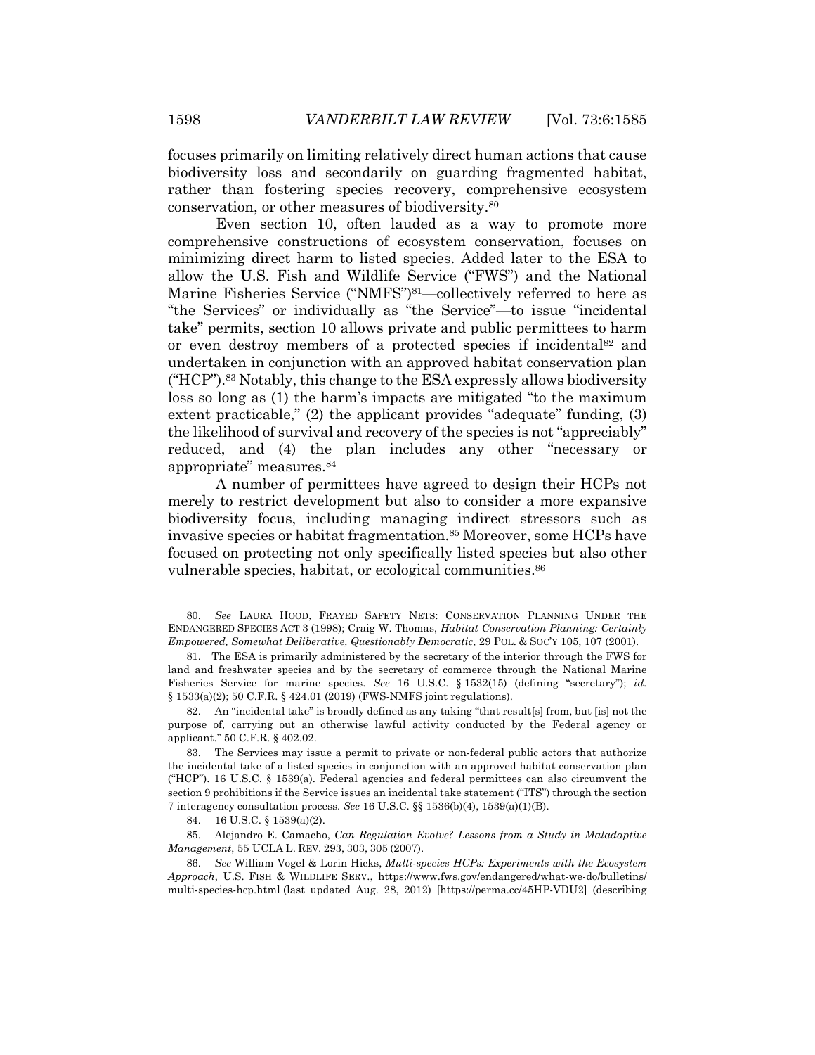focuses primarily on limiting relatively direct human actions that cause biodiversity loss and secondarily on guarding fragmented habitat, rather than fostering species recovery, comprehensive ecosystem conservation, or other measures of biodiversity.[80]

Even section 10, often lauded as a way to promote more comprehensive constructions of ecosystem conservation, focuses on minimizing direct harm to listed species. Added later to the ESA to allow the U.S. Fish and Wildlife Service ("FWS") and the National Marine Fisheries Service ("NMFS")[81]—collectively referred to here as "the Services" or individually as "the Service"—to issue "incidental take" permits, section 10 allows private and public permittees to harm or even destroy members of a protected species if incidental[82] and undertaken in conjunction with an approved habitat conservation plan ("HCP").[83] Notably, this change to the ESA expressly allows biodiversity loss so long as (1) the harm's impacts are mitigated "to the maximum extent practicable," (2) the applicant provides "adequate" funding, (3) the likelihood of survival and recovery of the species is not "appreciably" reduced, and (4) the plan includes any other "necessary or appropriate" measures.[84]

A number of permittees have agreed to design their HCPs not merely to restrict development but also to consider a more expansive biodiversity focus, including managing indirect stressors such as invasive species or habitat fragmentation.[85] Moreover, some HCPs have focused on protecting not only specifically listed species but also other vulnerable species, habitat, or ecological communities.[86]

---

80. *See* LAURA HOOD, FRAYED SAFETY NETS: CONSERVATION PLANNING UNDER THE ENDANGERED SPECIES ACT 3 (1998); Craig W. Thomas, *Habitat Conservation Planning: Certainly Empowered, Somewhat Deliberative, Questionably Democratic*, 29 POL. & SOC'Y 105, 107 (2001).

81. The ESA is primarily administered by the secretary of the interior through the FWS for land and freshwater species and by the secretary of commerce through the National Marine Fisheries Service for marine species. *See* 16 U.S.C. § 1532(15) (defining "secretary"); *id.* § 1533(a)(2); 50 C.F.R. § 424.01 (2019) (FWS-NMFS joint regulations).

82. An "incidental take" is broadly defined as any taking "that result[s] from, but [is] not the purpose of, carrying out an otherwise lawful activity conducted by the Federal agency or applicant." 50 C.F.R. § 402.02.

83. The Services may issue a permit to private or non-federal public actors that authorize the incidental take of a listed species in conjunction with an approved habitat conservation plan ("HCP"). 16 U.S.C. § 1539(a). Federal agencies and federal permittees can also circumvent the section 9 prohibitions if the Service issues an incidental take statement ("ITS") through the section 7 interagency consultation process. *See* 16 U.S.C. §§ 1536(b)(4), 1539(a)(1)(B).

84. 16 U.S.C. § 1539(a)(2).

85. Alejandro E. Camacho, *Can Regulation Evolve? Lessons from a Study in Maladaptive Management*, 55 UCLA L. REV. 293, 303, 305 (2007).

86. *See* William Vogel & Lorin Hicks, *Multi-species HCPs: Experiments with the Ecosystem Approach*, U.S. FISH & WILDLIFE SERV., https://www.fws.gov/endangered/what-we-do/bulletins/multi-species-hcp.html (last updated Aug. 28, 2012) [https://perma.cc/45HP-VDU2] (describing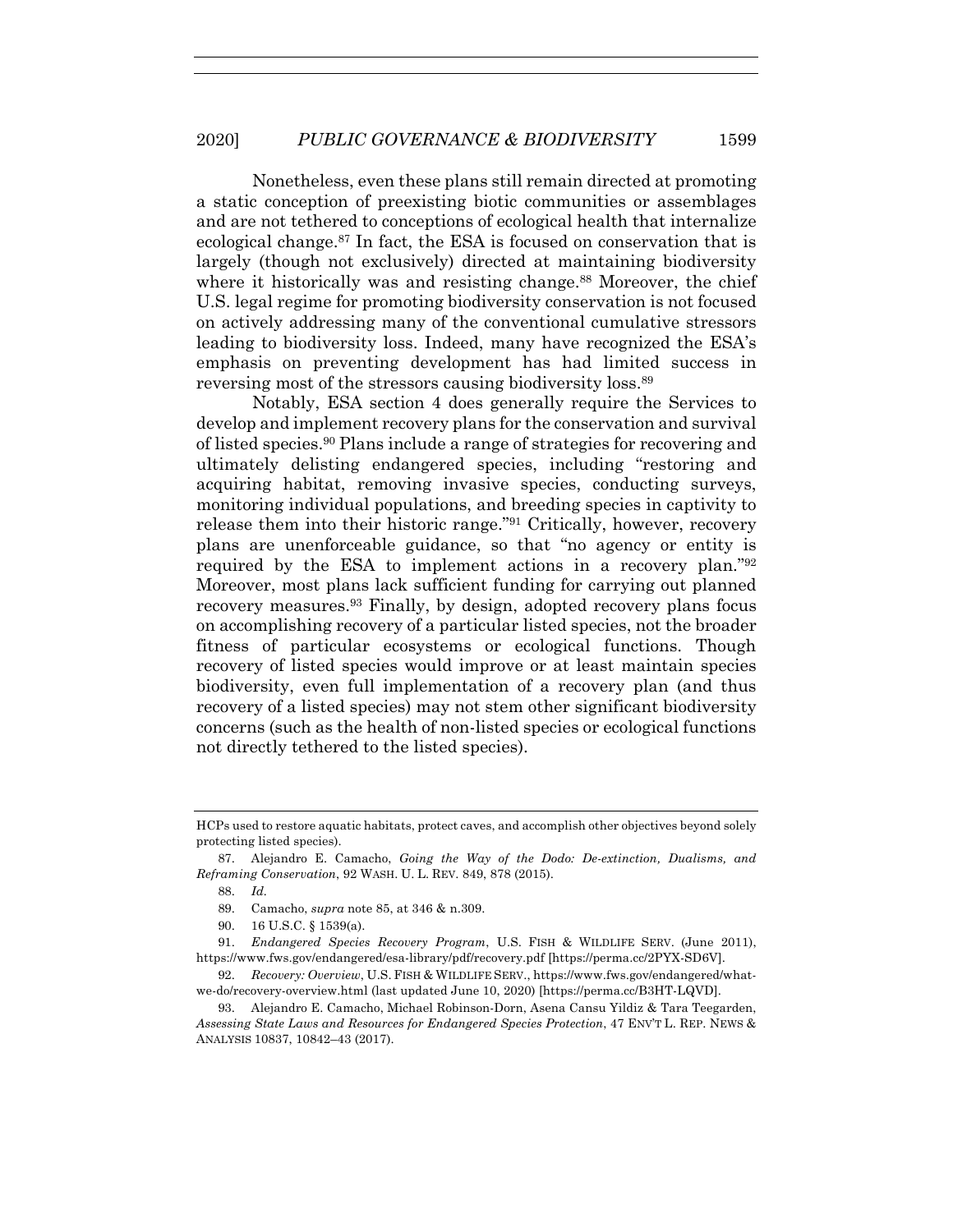Nonetheless, even these plans still remain directed at promoting a static conception of preexisting biotic communities or assemblages and are not tethered to conceptions of ecological health that internalize ecological change.[87] In fact, the ESA is focused on conservation that is largely (though not exclusively) directed at maintaining biodiversity where it historically was and resisting change.[88] Moreover, the chief U.S. legal regime for promoting biodiversity conservation is not focused on actively addressing many of the conventional cumulative stressors leading to biodiversity loss. Indeed, many have recognized the ESA's emphasis on preventing development has had limited success in reversing most of the stressors causing biodiversity loss.[89]

Notably, ESA section 4 does generally require the Services to develop and implement recovery plans for the conservation and survival of listed species.[90] Plans include a range of strategies for recovering and ultimately delisting endangered species, including "restoring and acquiring habitat, removing invasive species, conducting surveys, monitoring individual populations, and breeding species in captivity to release them into their historic range."[91] Critically, however, recovery plans are unenforceable guidance, so that "no agency or entity is required by the ESA to implement actions in a recovery plan."[92] Moreover, most plans lack sufficient funding for carrying out planned recovery measures.[93] Finally, by design, adopted recovery plans focus on accomplishing recovery of a particular listed species, not the broader fitness of particular ecosystems or ecological functions. Though recovery of listed species would improve or at least maintain species biodiversity, even full implementation of a recovery plan (and thus recovery of a listed species) may not stem other significant biodiversity concerns (such as the health of non-listed species or ecological functions not directly tethered to the listed species).

---

HCPs used to restore aquatic habitats, protect caves, and accomplish other objectives beyond solely protecting listed species).

87. Alejandro E. Camacho, *Going the Way of the Dodo: De-extinction, Dualisms, and Reframing Conservation*, 92 WASH. U. L. REV. 849, 878 (2015).

88. *Id.*

89. Camacho, *supra* note 85, at 346 & n.309.

90. 16 U.S.C. § 1539(a).

91. *Endangered Species Recovery Program*, U.S. FISH & WILDLIFE SERV. (June 2011), https://www.fws.gov/endangered/esa-library/pdf/recovery.pdf [https://perma.cc/2PYX-SD6V].

92. *Recovery: Overview*, U.S. FISH & WILDLIFE SERV., https://www.fws.gov/endangered/what-we-do/recovery-overview.html (last updated June 10, 2020) [https://perma.cc/B3HT-LQVD].

93. Alejandro E. Camacho, Michael Robinson-Dorn, Asena Cansu Yildiz & Tara Teegarden, *Assessing State Laws and Resources for Endangered Species Protection*, 47 ENV'T L. REP. NEWS & ANALYSIS 10837, 10842–43 (2017).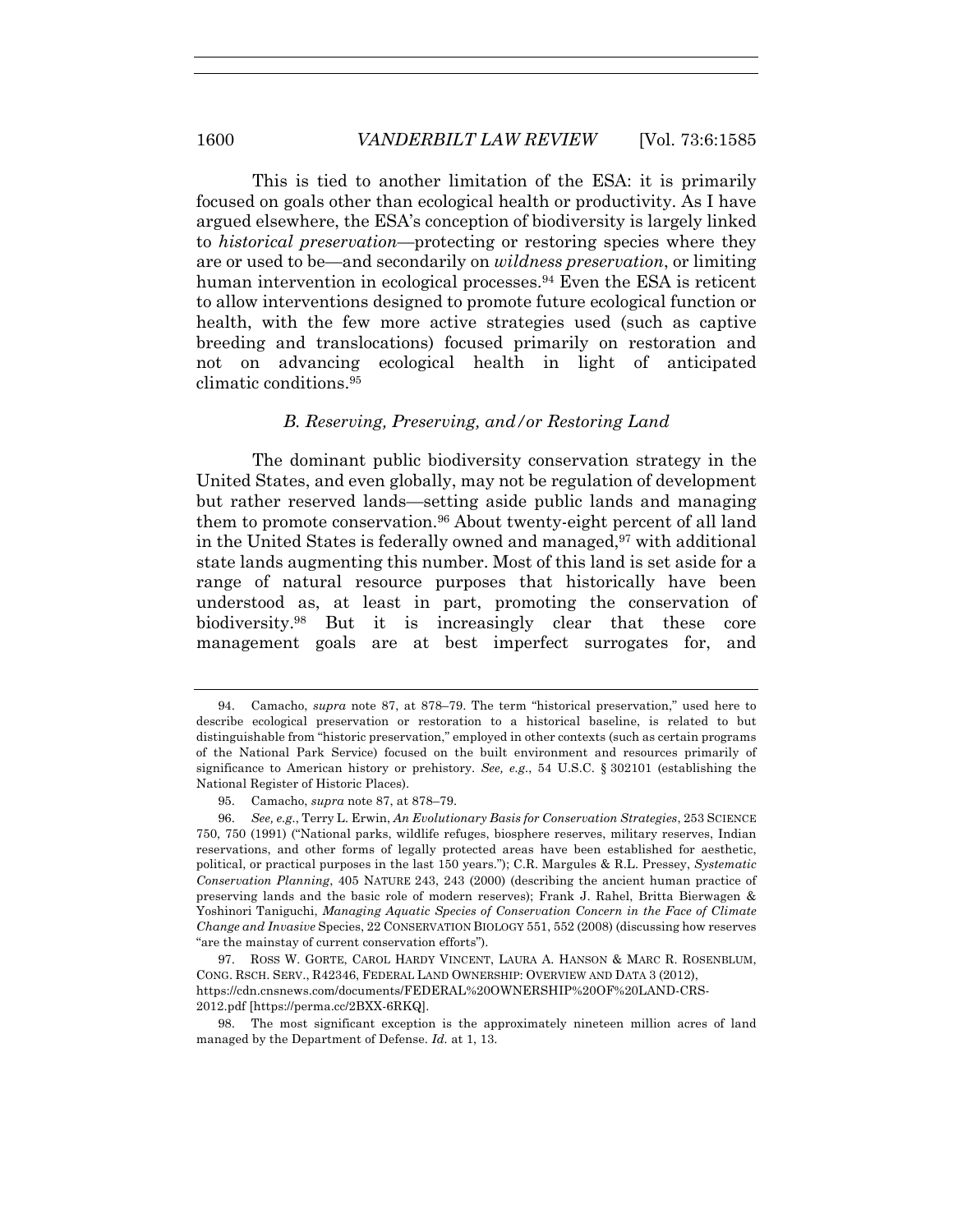This is tied to another limitation of the ESA: it is primarily focused on goals other than ecological health or productivity. As I have argued elsewhere, the ESA's conception of biodiversity is largely linked to *historical preservation*—protecting or restoring species where they are or used to be—and secondarily on *wildness preservation*, or limiting human intervention in ecological processes.[94] Even the ESA is reticent to allow interventions designed to promote future ecological function or health, with the few more active strategies used (such as captive breeding and translocations) focused primarily on restoration and not on advancing ecological health in light of anticipated climatic conditions.[95]

### *B. Reserving, Preserving, and/or Restoring Land*

The dominant public biodiversity conservation strategy in the United States, and even globally, may not be regulation of development but rather reserved lands—setting aside public lands and managing them to promote conservation.[96] About twenty-eight percent of all land in the United States is federally owned and managed,[97] with additional state lands augmenting this number. Most of this land is set aside for a range of natural resource purposes that historically have been understood as, at least in part, promoting the conservation of biodiversity.[98] But it is increasingly clear that these core management goals are at best imperfect surrogates for, and

---

94. Camacho, *supra* note 87, at 878–79. The term "historical preservation," used here to describe ecological preservation or restoration to a historical baseline, is related to but distinguishable from "historic preservation," employed in other contexts (such as certain programs of the National Park Service) focused on the built environment and resources primarily of significance to American history or prehistory. *See, e.g.*, 54 U.S.C. § 302101 (establishing the National Register of Historic Places).

95. Camacho, *supra* note 87, at 878–79.

96. *See, e.g.*, Terry L. Erwin, *An Evolutionary Basis for Conservation Strategies*, 253 SCIENCE 750, 750 (1991) ("National parks, wildlife refuges, biosphere reserves, military reserves, Indian reservations, and other forms of legally protected areas have been established for aesthetic, political, or practical purposes in the last 150 years."); C.R. Margules & R.L. Pressey, *Systematic Conservation Planning*, 405 NATURE 243, 243 (2000) (describing the ancient human practice of preserving lands and the basic role of modern reserves); Frank J. Rahel, Britta Bierwagen & Yoshinori Taniguchi, *Managing Aquatic Species of Conservation Concern in the Face of Climate Change and Invasive* Species, 22 CONSERVATION BIOLOGY 551, 552 (2008) (discussing how reserves "are the mainstay of current conservation efforts").

97. ROSS W. GORTE, CAROL HARDY VINCENT, LAURA A. HANSON & MARC R. ROSENBLUM, CONG. RSCH. SERV., R42346, FEDERAL LAND OWNERSHIP: OVERVIEW AND DATA 3 (2012), https://cdn.cnsnews.com/documents/FEDERAL%20OWNERSHIP%20OF%20LAND-CRS-2012.pdf [https://perma.cc/2BXX-6RKQ].

98. The most significant exception is the approximately nineteen million acres of land managed by the Department of Defense. *Id.* at 1, 13.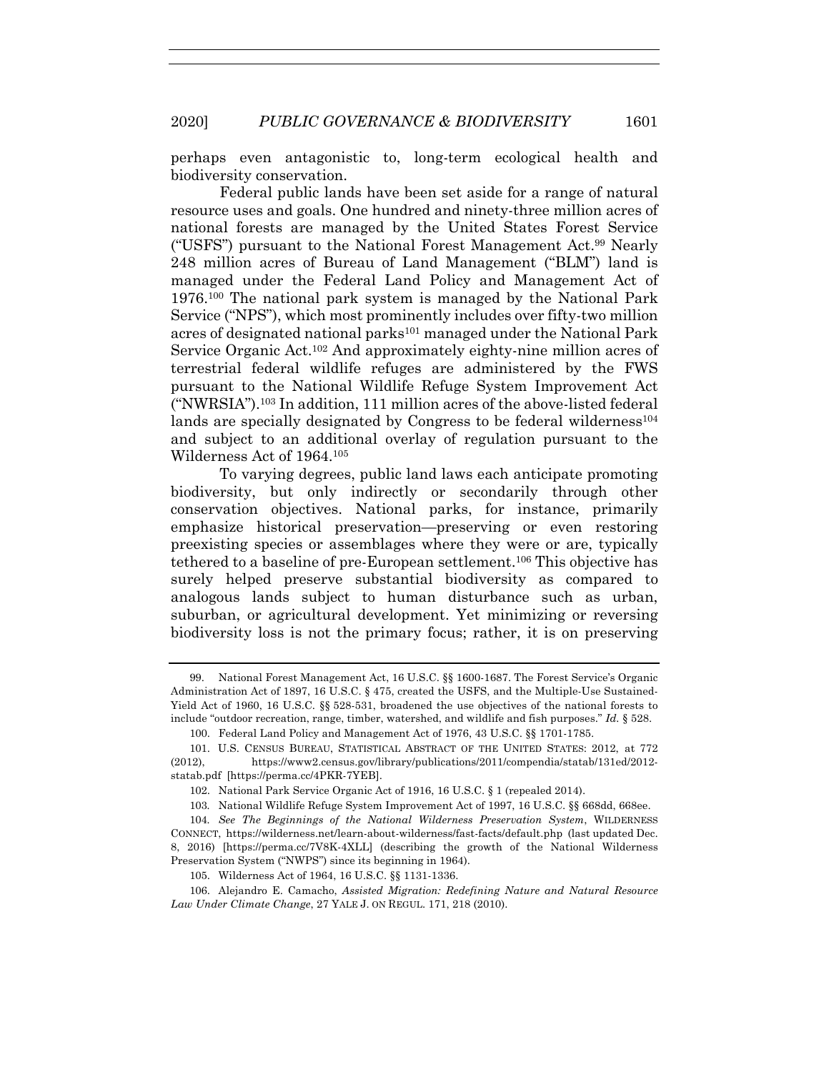perhaps even antagonistic to, long-term ecological health and biodiversity conservation.

Federal public lands have been set aside for a range of natural resource uses and goals. One hundred and ninety-three million acres of national forests are managed by the United States Forest Service ("USFS") pursuant to the National Forest Management Act.[99] Nearly 248 million acres of Bureau of Land Management ("BLM") land is managed under the Federal Land Policy and Management Act of 1976.[100] The national park system is managed by the National Park Service ("NPS"), which most prominently includes over fifty-two million acres of designated national parks[101] managed under the National Park Service Organic Act.[102] And approximately eighty-nine million acres of terrestrial federal wildlife refuges are administered by the FWS pursuant to the National Wildlife Refuge System Improvement Act ("NWRSIA").[103] In addition, 111 million acres of the above-listed federal lands are specially designated by Congress to be federal wilderness[104] and subject to an additional overlay of regulation pursuant to the Wilderness Act of 1964.[105]

To varying degrees, public land laws each anticipate promoting biodiversity, but only indirectly or secondarily through other conservation objectives. National parks, for instance, primarily emphasize historical preservation—preserving or even restoring preexisting species or assemblages where they were or are, typically tethered to a baseline of pre-European settlement.[106] This objective has surely helped preserve substantial biodiversity as compared to analogous lands subject to human disturbance such as urban, suburban, or agricultural development. Yet minimizing or reversing biodiversity loss is not the primary focus; rather, it is on preserving

---

99. National Forest Management Act, 16 U.S.C. §§ 1600-1687. The Forest Service's Organic Administration Act of 1897, 16 U.S.C. § 475, created the USFS, and the Multiple-Use Sustained-Yield Act of 1960, 16 U.S.C. §§ 528-531, broadened the use objectives of the national forests to include "outdoor recreation, range, timber, watershed, and wildlife and fish purposes." *Id.* § 528.

100. Federal Land Policy and Management Act of 1976, 43 U.S.C. §§ 1701-1785.

101. U.S. CENSUS BUREAU, STATISTICAL ABSTRACT OF THE UNITED STATES: 2012, at 772 (2012), https://www2.census.gov/library/publications/2011/compendia/statab/131ed/2012-statab.pdf [https://perma.cc/4PKR-7YEB].

102. National Park Service Organic Act of 1916, 16 U.S.C. § 1 (repealed 2014).

103. National Wildlife Refuge System Improvement Act of 1997, 16 U.S.C. §§ 668dd, 668ee.

104. *See The Beginnings of the National Wilderness Preservation System*, WILDERNESS CONNECT, https://wilderness.net/learn-about-wilderness/fast-facts/default.php (last updated Dec. 8, 2016) [https://perma.cc/7V8K-4XLL] (describing the growth of the National Wilderness Preservation System ("NWPS") since its beginning in 1964).

105. Wilderness Act of 1964, 16 U.S.C. §§ 1131-1336.

106. Alejandro E. Camacho, *Assisted Migration: Redefining Nature and Natural Resource Law Under Climate Change*, 27 YALE J. ON REGUL. 171, 218 (2010).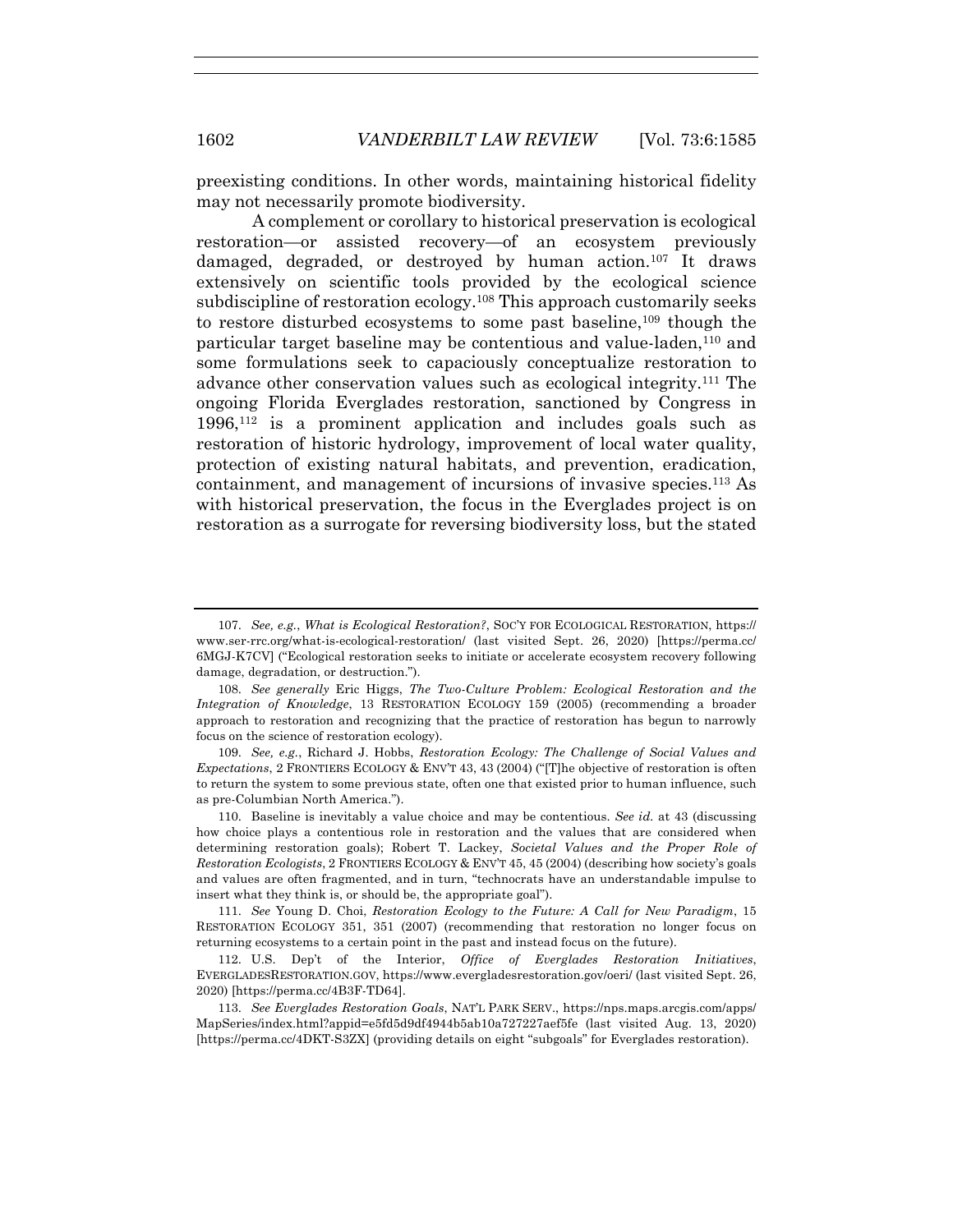preexisting conditions. In other words, maintaining historical fidelity may not necessarily promote biodiversity.

A complement or corollary to historical preservation is ecological restoration—or assisted recovery—of an ecosystem previously damaged, degraded, or destroyed by human action.[107] It draws extensively on scientific tools provided by the ecological science subdiscipline of restoration ecology.[108] This approach customarily seeks to restore disturbed ecosystems to some past baseline,[109] though the particular target baseline may be contentious and value-laden,[110] and some formulations seek to capaciously conceptualize restoration to advance other conservation values such as ecological integrity.[111] The ongoing Florida Everglades restoration, sanctioned by Congress in 1996,[112] is a prominent application and includes goals such as restoration of historic hydrology, improvement of local water quality, protection of existing natural habitats, and prevention, eradication, containment, and management of incursions of invasive species.[113] As with historical preservation, the focus in the Everglades project is on restoration as a surrogate for reversing biodiversity loss, but the stated

---

107. *See, e.g.*, *What is Ecological Restoration?*, SOC'Y FOR ECOLOGICAL RESTORATION, https://www.ser-rrc.org/what-is-ecological-restoration/ (last visited Sept. 26, 2020) [https://perma.cc/6MGJ-K7CV] ("Ecological restoration seeks to initiate or accelerate ecosystem recovery following damage, degradation, or destruction.").

108. *See generally* Eric Higgs, *The Two-Culture Problem: Ecological Restoration and the Integration of Knowledge*, 13 RESTORATION ECOLOGY 159 (2005) (recommending a broader approach to restoration and recognizing that the practice of restoration has begun to narrowly focus on the science of restoration ecology).

109. *See, e.g.*, Richard J. Hobbs, *Restoration Ecology: The Challenge of Social Values and Expectations*, 2 FRONTIERS ECOLOGY & ENV'T 43, 43 (2004) ("[T]he objective of restoration is often to return the system to some previous state, often one that existed prior to human influence, such as pre-Columbian North America.").

110. Baseline is inevitably a value choice and may be contentious. *See id.* at 43 (discussing how choice plays a contentious role in restoration and the values that are considered when determining restoration goals); Robert T. Lackey, *Societal Values and the Proper Role of Restoration Ecologists*, 2 FRONTIERS ECOLOGY & ENV'T 45, 45 (2004) (describing how society's goals and values are often fragmented, and in turn, "technocrats have an understandable impulse to insert what they think is, or should be, the appropriate goal").

111. *See* Young D. Choi, *Restoration Ecology to the Future: A Call for New Paradigm*, 15 RESTORATION ECOLOGY 351, 351 (2007) (recommending that restoration no longer focus on returning ecosystems to a certain point in the past and instead focus on the future).

112. U.S. Dep't of the Interior, *Office of Everglades Restoration Initiatives*, EVERGLADESRESTORATION.GOV, https://www.evergladesrestoration.gov/oeri/ (last visited Sept. 26, 2020) [https://perma.cc/4B3F-TD64].

113. *See Everglades Restoration Goals*, NAT'L PARK SERV., https://nps.maps.arcgis.com/apps/MapSeries/index.html?appid=e5fd5d9df4944b5ab10a727227aef5fe (last visited Aug. 13, 2020) [https://perma.cc/4DKT-S3ZX] (providing details on eight "subgoals" for Everglades restoration).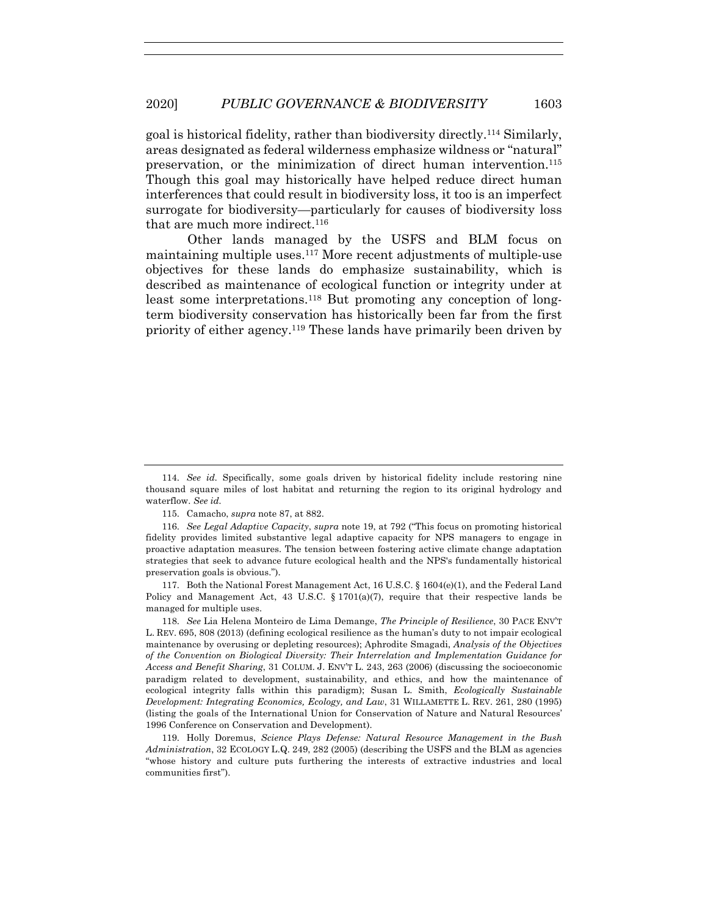goal is historical fidelity, rather than biodiversity directly.[114] Similarly, areas designated as federal wilderness emphasize wildness or "natural" preservation, or the minimization of direct human intervention.[115] Though this goal may historically have helped reduce direct human interferences that could result in biodiversity loss, it too is an imperfect surrogate for biodiversity—particularly for causes of biodiversity loss that are much more indirect.[116]

Other lands managed by the USFS and BLM focus on maintaining multiple uses.[117] More recent adjustments of multiple-use objectives for these lands do emphasize sustainability, which is described as maintenance of ecological function or integrity under at least some interpretations.[118] But promoting any conception of long-term biodiversity conservation has historically been far from the first priority of either agency.[119] These lands have primarily been driven by

---

114. *See id.* Specifically, some goals driven by historical fidelity include restoring nine thousand square miles of lost habitat and returning the region to its original hydrology and waterflow. *See id.*

115. Camacho, *supra* note 87, at 882.

116. *See Legal Adaptive Capacity*, *supra* note 19, at 792 ("This focus on promoting historical fidelity provides limited substantive legal adaptive capacity for NPS managers to engage in proactive adaptation measures. The tension between fostering active climate change adaptation strategies that seek to advance future ecological health and the NPS's fundamentally historical preservation goals is obvious.").

117. Both the National Forest Management Act, 16 U.S.C. § 1604(e)(1), and the Federal Land Policy and Management Act, 43 U.S.C. § 1701(a)(7), require that their respective lands be managed for multiple uses.

118. *See* Lia Helena Monteiro de Lima Demange, *The Principle of Resilience*, 30 PACE ENV'T L. REV. 695, 808 (2013) (defining ecological resilience as the human's duty to not impair ecological maintenance by overusing or depleting resources); Aphrodite Smagadi, *Analysis of the Objectives of the Convention on Biological Diversity: Their Interrelation and Implementation Guidance for Access and Benefit Sharing*, 31 COLUM. J. ENV'T L. 243, 263 (2006) (discussing the socioeconomic paradigm related to development, sustainability, and ethics, and how the maintenance of ecological integrity falls within this paradigm); Susan L. Smith, *Ecologically Sustainable Development: Integrating Economics, Ecology, and Law*, 31 WILLAMETTE L. REV. 261, 280 (1995) (listing the goals of the International Union for Conservation of Nature and Natural Resources' 1996 Conference on Conservation and Development).

119. Holly Doremus, *Science Plays Defense: Natural Resource Management in the Bush Administration*, 32 ECOLOGY L.Q. 249, 282 (2005) (describing the USFS and the BLM as agencies "whose history and culture puts furthering the interests of extractive industries and local communities first").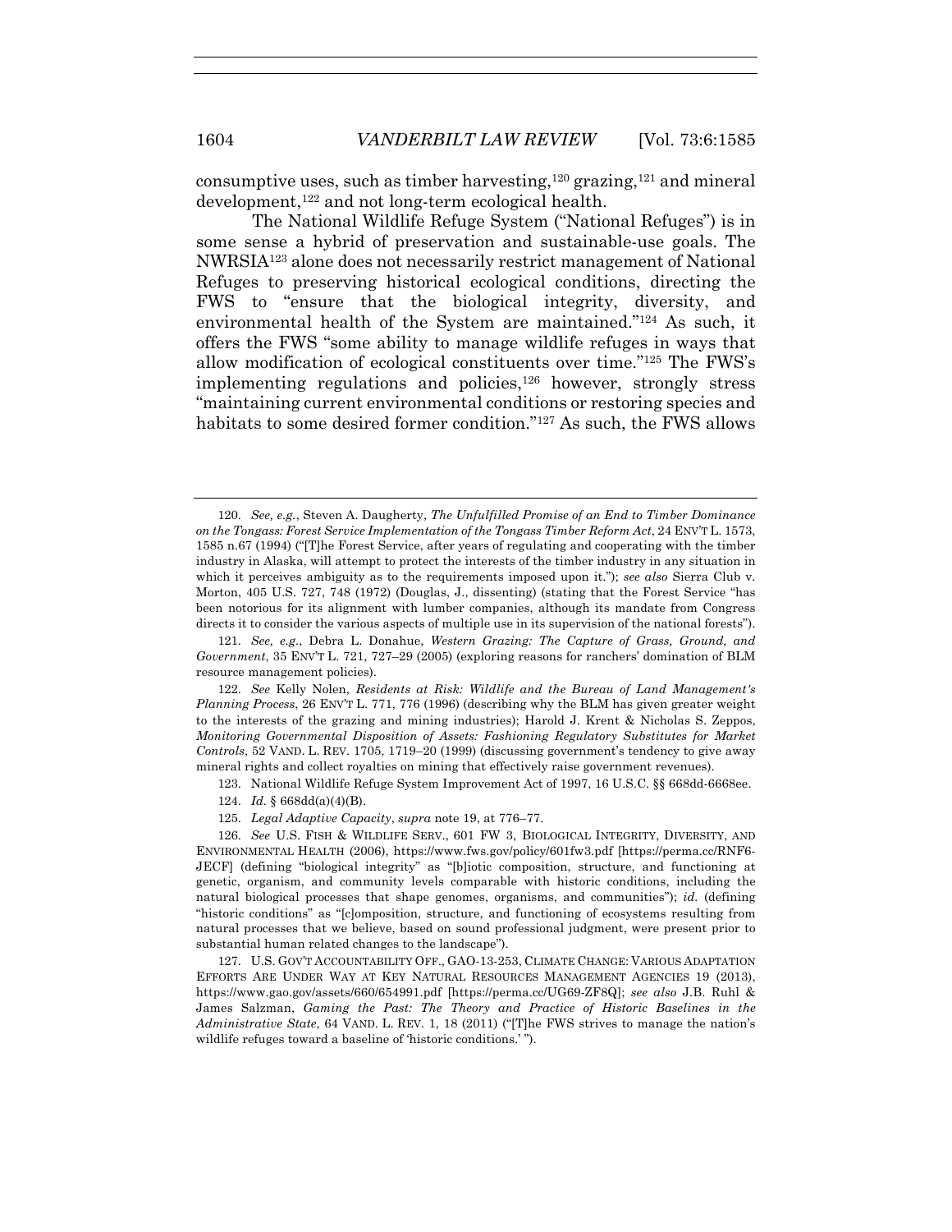consumptive uses, such as timber harvesting,[120] grazing,[121] and mineral development,[122] and not long-term ecological health.

The National Wildlife Refuge System ("National Refuges") is in some sense a hybrid of preservation and sustainable-use goals. The NWRSIA[123] alone does not necessarily restrict management of National Refuges to preserving historical ecological conditions, directing the FWS to "ensure that the biological integrity, diversity, and environmental health of the System are maintained."[124] As such, it offers the FWS "some ability to manage wildlife refuges in ways that allow modification of ecological constituents over time."[125] The FWS's implementing regulations and policies,[126] however, strongly stress "maintaining current environmental conditions or restoring species and habitats to some desired former condition."[127] As such, the FWS allows

---

120. *See, e.g.*, Steven A. Daugherty, *The Unfulfilled Promise of an End to Timber Dominance on the Tongass: Forest Service Implementation of the Tongass Timber Reform Act*, 24 ENV'T L. 1573, 1585 n.67 (1994) ("[T]he Forest Service, after years of regulating and cooperating with the timber industry in Alaska, will attempt to protect the interests of the timber industry in any situation in which it perceives ambiguity as to the requirements imposed upon it."); *see also* Sierra Club v. Morton, 405 U.S. 727, 748 (1972) (Douglas, J., dissenting) (stating that the Forest Service "has been notorious for its alignment with lumber companies, although its mandate from Congress directs it to consider the various aspects of multiple use in its supervision of the national forests").

121. *See, e.g.*, Debra L. Donahue, *Western Grazing: The Capture of Grass, Ground, and Government*, 35 ENV'T L. 721, 727–29 (2005) (exploring reasons for ranchers' domination of BLM resource management policies).

122. *See* Kelly Nolen, *Residents at Risk: Wildlife and the Bureau of Land Management's Planning Process*, 26 ENV'T L. 771, 776 (1996) (describing why the BLM has given greater weight to the interests of the grazing and mining industries); Harold J. Krent & Nicholas S. Zeppos, *Monitoring Governmental Disposition of Assets: Fashioning Regulatory Substitutes for Market Controls*, 52 VAND. L. REV. 1705, 1719–20 (1999) (discussing government's tendency to give away mineral rights and collect royalties on mining that effectively raise government revenues).

123. National Wildlife Refuge System Improvement Act of 1997, 16 U.S.C. §§ 668dd-6668ee.

124. *Id.* § 668dd(a)(4)(B).

125. *Legal Adaptive Capacity*, *supra* note 19, at 776–77.

126. *See* U.S. FISH & WILDLIFE SERV., 601 FW 3, BIOLOGICAL INTEGRITY, DIVERSITY, AND ENVIRONMENTAL HEALTH (2006), https://www.fws.gov/policy/601fw3.pdf [https://perma.cc/RNF6-JECF] (defining "biological integrity" as "[b]iotic composition, structure, and functioning at genetic, organism, and community levels comparable with historic conditions, including the natural biological processes that shape genomes, organisms, and communities"); *id.* (defining "historic conditions" as "[c]omposition, structure, and functioning of ecosystems resulting from natural processes that we believe, based on sound professional judgment, were present prior to substantial human related changes to the landscape").

127. U.S. GOV'T ACCOUNTABILITY OFF., GAO-13-253, CLIMATE CHANGE: VARIOUS ADAPTATION EFFORTS ARE UNDER WAY AT KEY NATURAL RESOURCES MANAGEMENT AGENCIES 19 (2013), https://www.gao.gov/assets/660/654991.pdf [https://perma.cc/UG69-ZF8Q]; *see also* J.B. Ruhl & James Salzman, *Gaming the Past: The Theory and Practice of Historic Baselines in the Administrative State*, 64 VAND. L. REV. 1, 18 (2011) ("[T]he FWS strives to manage the nation's wildlife refuges toward a baseline of 'historic conditions.' ").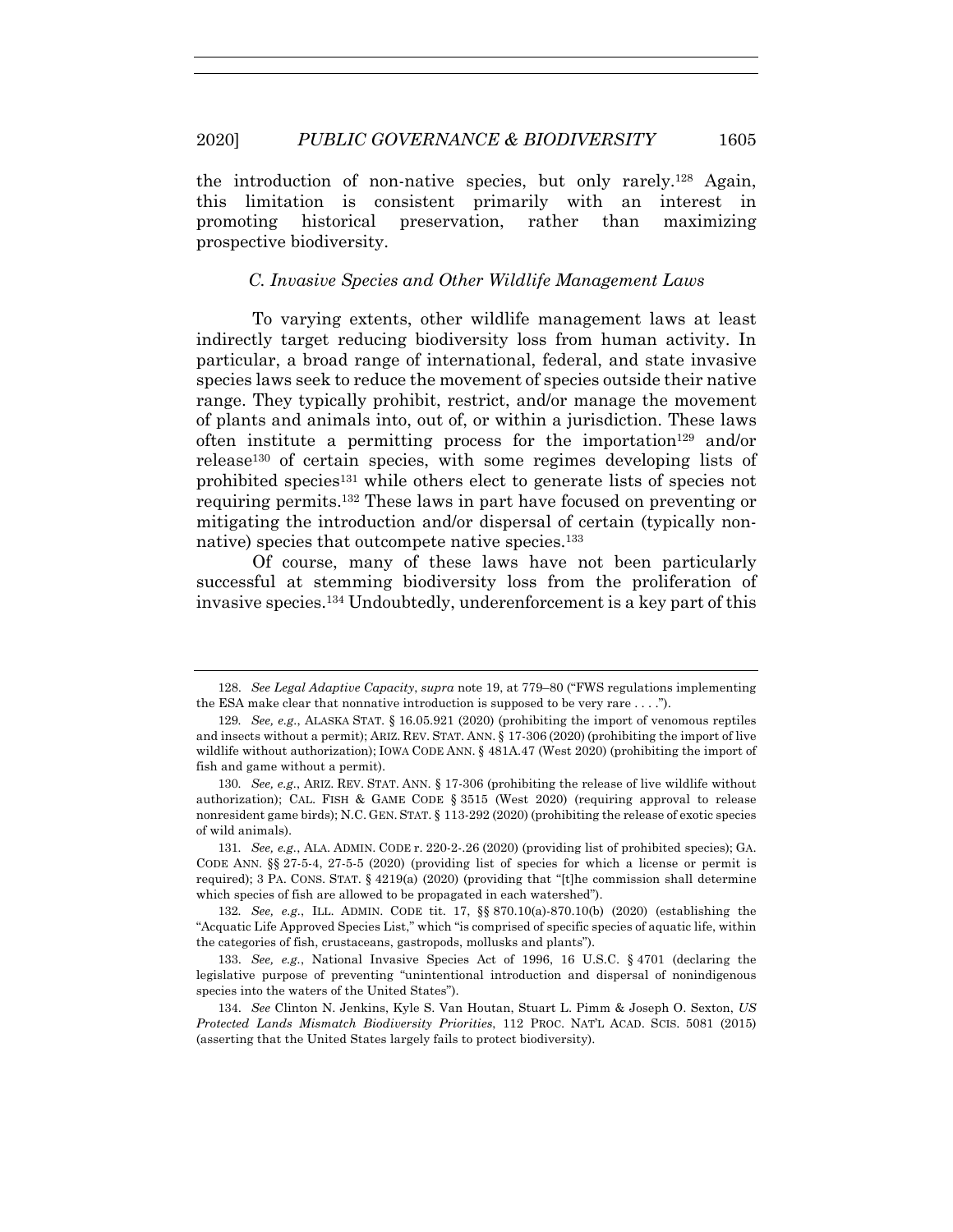the introduction of non-native species, but only rarely.[128] Again, this limitation is consistent primarily with an interest in promoting historical preservation, rather than maximizing prospective biodiversity.

### *C. Invasive Species and Other Wildlife Management Laws*

To varying extents, other wildlife management laws at least indirectly target reducing biodiversity loss from human activity. In particular, a broad range of international, federal, and state invasive species laws seek to reduce the movement of species outside their native range. They typically prohibit, restrict, and/or manage the movement of plants and animals into, out of, or within a jurisdiction. These laws often institute a permitting process for the importation[129] and/or release[130] of certain species, with some regimes developing lists of prohibited species[131] while others elect to generate lists of species not requiring permits.[132] These laws in part have focused on preventing or mitigating the introduction and/or dispersal of certain (typically non-native) species that outcompete native species.[133]

Of course, many of these laws have not been particularly successful at stemming biodiversity loss from the proliferation of invasive species.[134] Undoubtedly, underenforcement is a key part of this

---

128. *See Legal Adaptive Capacity*, *supra* note 19, at 779–80 ("FWS regulations implementing the ESA make clear that nonnative introduction is supposed to be very rare . . . .").

129. *See, e.g.*, ALASKA STAT. § 16.05.921 (2020) (prohibiting the import of venomous reptiles and insects without a permit); ARIZ. REV. STAT. ANN. § 17-306 (2020) (prohibiting the import of live wildlife without authorization); IOWA CODE ANN. § 481A.47 (West 2020) (prohibiting the import of fish and game without a permit).

130. *See, e.g.*, ARIZ. REV. STAT. ANN. § 17-306 (prohibiting the release of live wildlife without authorization); CAL. FISH & GAME CODE § 3515 (West 2020) (requiring approval to release nonresident game birds); N.C. GEN. STAT. § 113-292 (2020) (prohibiting the release of exotic species of wild animals).

131. *See, e.g.*, ALA. ADMIN. CODE r. 220-2-.26 (2020) (providing list of prohibited species); GA. CODE ANN. §§ 27-5-4, 27-5-5 (2020) (providing list of species for which a license or permit is required); 3 PA. CONS. STAT. § 4219(a) (2020) (providing that "[t]he commission shall determine which species of fish are allowed to be propagated in each watershed").

132. *See, e.g.*, ILL. ADMIN. CODE tit. 17, §§ 870.10(a)-870.10(b) (2020) (establishing the "Acquatic Life Approved Species List," which "is comprised of specific species of aquatic life, within the categories of fish, crustaceans, gastropods, mollusks and plants").

133. *See, e.g.*, National Invasive Species Act of 1996, 16 U.S.C. § 4701 (declaring the legislative purpose of preventing "unintentional introduction and dispersal of nonindigenous species into the waters of the United States").

134. *See* Clinton N. Jenkins, Kyle S. Van Houtan, Stuart L. Pimm & Joseph O. Sexton, *US Protected Lands Mismatch Biodiversity Priorities*, 112 PROC. NAT'L ACAD. SCIS. 5081 (2015) (asserting that the United States largely fails to protect biodiversity).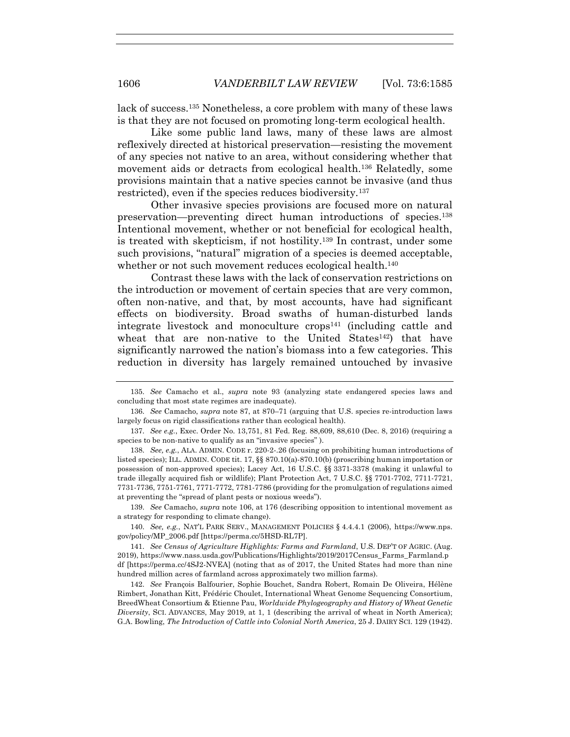lack of success.[135] Nonetheless, a core problem with many of these laws is that they are not focused on promoting long-term ecological health.

Like some public land laws, many of these laws are almost reflexively directed at historical preservation—resisting the movement of any species not native to an area, without considering whether that movement aids or detracts from ecological health.[136] Relatedly, some provisions maintain that a native species cannot be invasive (and thus restricted), even if the species reduces biodiversity.[137]

Other invasive species provisions are focused more on natural preservation—preventing direct human introductions of species.[138] Intentional movement, whether or not beneficial for ecological health, is treated with skepticism, if not hostility.[139] In contrast, under some such provisions, "natural" migration of a species is deemed acceptable, whether or not such movement reduces ecological health.[140]

Contrast these laws with the lack of conservation restrictions on the introduction or movement of certain species that are very common, often non-native, and that, by most accounts, have had significant effects on biodiversity. Broad swaths of human-disturbed lands integrate livestock and monoculture crops[141] (including cattle and wheat that are non-native to the United States[142]) that have significantly narrowed the nation's biomass into a few categories. This reduction in diversity has largely remained untouched by invasive

---

135. *See* Camacho et al., *supra* note 93 (analyzing state endangered species laws and concluding that most state regimes are inadequate).

136. *See* Camacho, *supra* note 87, at 870–71 (arguing that U.S. species re-introduction laws largely focus on rigid classifications rather than ecological health).

137. *See e.g.*, Exec. Order No. 13,751, 81 Fed. Reg. 88,609, 88,610 (Dec. 8, 2016) (requiring a species to be non-native to qualify as an "invasive species" ).

138. *See, e.g.*, ALA. ADMIN. CODE r. 220-2-.26 (focusing on prohibiting human introductions of listed species); ILL. ADMIN. CODE tit. 17, §§ 870.10(a)-870.10(b) (proscribing human importation or possession of non-approved species); Lacey Act, 16 U.S.C. §§ 3371-3378 (making it unlawful to trade illegally acquired fish or wildlife); Plant Protection Act, 7 U.S.C. §§ 7701-7702, 7711-7721, 7731-7736, 7751-7761, 7771-7772, 7781-7786 (providing for the promulgation of regulations aimed at preventing the "spread of plant pests or noxious weeds").

139. *See* Camacho, *supra* note 106, at 176 (describing opposition to intentional movement as a strategy for responding to climate change).

140. *See, e.g.*, NAT'L PARK SERV., MANAGEMENT POLICIES § 4.4.4.1 (2006), https://www.nps.gov/policy/MP_2006.pdf [https://perma.cc/5HSD-RL7P].

141. *See Census of Agriculture Highlights: Farms and Farmland*, U.S. DEP'T OF AGRIC. (Aug. 2019), https://www.nass.usda.gov/Publications/Highlights/2019/2017Census_Farms_Farmland.pdf [https://perma.cc/4SJ2-NVEA] (noting that as of 2017, the United States had more than nine hundred million acres of farmland across approximately two million farms).

142. *See* François Balfourier, Sophie Bouchet, Sandra Robert, Romain De Oliveira, Hélène Rimbert, Jonathan Kitt, Frédéric Choulet, International Wheat Genome Sequencing Consortium, BreedWheat Consortium & Etienne Pau, *Worldwide Phylogeography and History of Wheat Genetic Diversity*, SCI. ADVANCES, May 2019, at 1, 1 (describing the arrival of wheat in North America); G.A. Bowling, *The Introduction of Cattle into Colonial North America*, 25 J. DAIRY SCI. 129 (1942).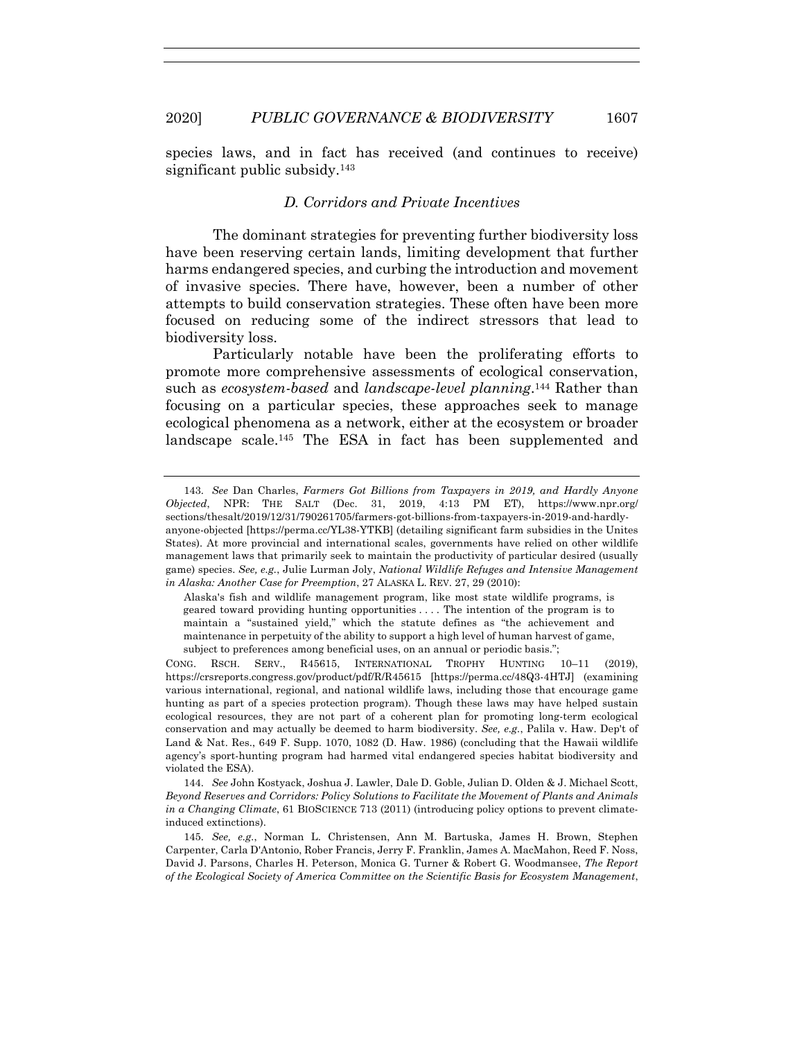species laws, and in fact has received (and continues to receive) significant public subsidy.[143]

### *D. Corridors and Private Incentives*

The dominant strategies for preventing further biodiversity loss have been reserving certain lands, limiting development that further harms endangered species, and curbing the introduction and movement of invasive species. There have, however, been a number of other attempts to build conservation strategies. These often have been more focused on reducing some of the indirect stressors that lead to biodiversity loss.

Particularly notable have been the proliferating efforts to promote more comprehensive assessments of ecological conservation, such as *ecosystem-based* and *landscape-level planning*.[144] Rather than focusing on a particular species, these approaches seek to manage ecological phenomena as a network, either at the ecosystem or broader landscape scale.[145] The ESA in fact has been supplemented and

---

143. *See* Dan Charles, *Farmers Got Billions from Taxpayers in 2019, and Hardly Anyone Objected*, NPR: THE SALT (Dec. 31, 2019, 4:13 PM ET), https://www.npr.org/sections/thesalt/2019/12/31/790261705/farmers-got-billions-from-taxpayers-in-2019-and-hardly-anyone-objected [https://perma.cc/YL38-YTKB] (detailing significant farm subsidies in the Unites States). At more provincial and international scales, governments have relied on other wildlife management laws that primarily seek to maintain the productivity of particular desired (usually game) species. *See, e.g.*, Julie Lurman Joly, *National Wildlife Refuges and Intensive Management in Alaska: Another Case for Preemption*, 27 ALASKA L. REV. 27, 29 (2010):

> Alaska's fish and wildlife management program, like most state wildlife programs, is geared toward providing hunting opportunities . . . . The intention of the program is to maintain a "sustained yield," which the statute defines as "the achievement and maintenance in perpetuity of the ability to support a high level of human harvest of game, subject to preferences among beneficial uses, on an annual or periodic basis.";

CONG. RSCH. SERV., R45615, INTERNATIONAL TROPHY HUNTING 10–11 (2019), https://crsreports.congress.gov/product/pdf/R/R45615 [https://perma.cc/48Q3-4HTJ] (examining various international, regional, and national wildlife laws, including those that encourage game hunting as part of a species protection program). Though these laws may have helped sustain ecological resources, they are not part of a coherent plan for promoting long-term ecological conservation and may actually be deemed to harm biodiversity. *See, e.g.*, Palila v. Haw. Dep't of Land & Nat. Res., 649 F. Supp. 1070, 1082 (D. Haw. 1986) (concluding that the Hawaii wildlife agency's sport-hunting program had harmed vital endangered species habitat biodiversity and violated the ESA).

144. *See* John Kostyack, Joshua J. Lawler, Dale D. Goble, Julian D. Olden & J. Michael Scott, *Beyond Reserves and Corridors: Policy Solutions to Facilitate the Movement of Plants and Animals in a Changing Climate*, 61 BIOSCIENCE 713 (2011) (introducing policy options to prevent climate-induced extinctions).

145. *See, e.g.*, Norman L. Christensen, Ann M. Bartuska, James H. Brown, Stephen Carpenter, Carla D'Antonio, Rober Francis, Jerry F. Franklin, James A. MacMahon, Reed F. Noss, David J. Parsons, Charles H. Peterson, Monica G. Turner & Robert G. Woodmansee, *The Report of the Ecological Society of America Committee on the Scientific Basis for Ecosystem Management*,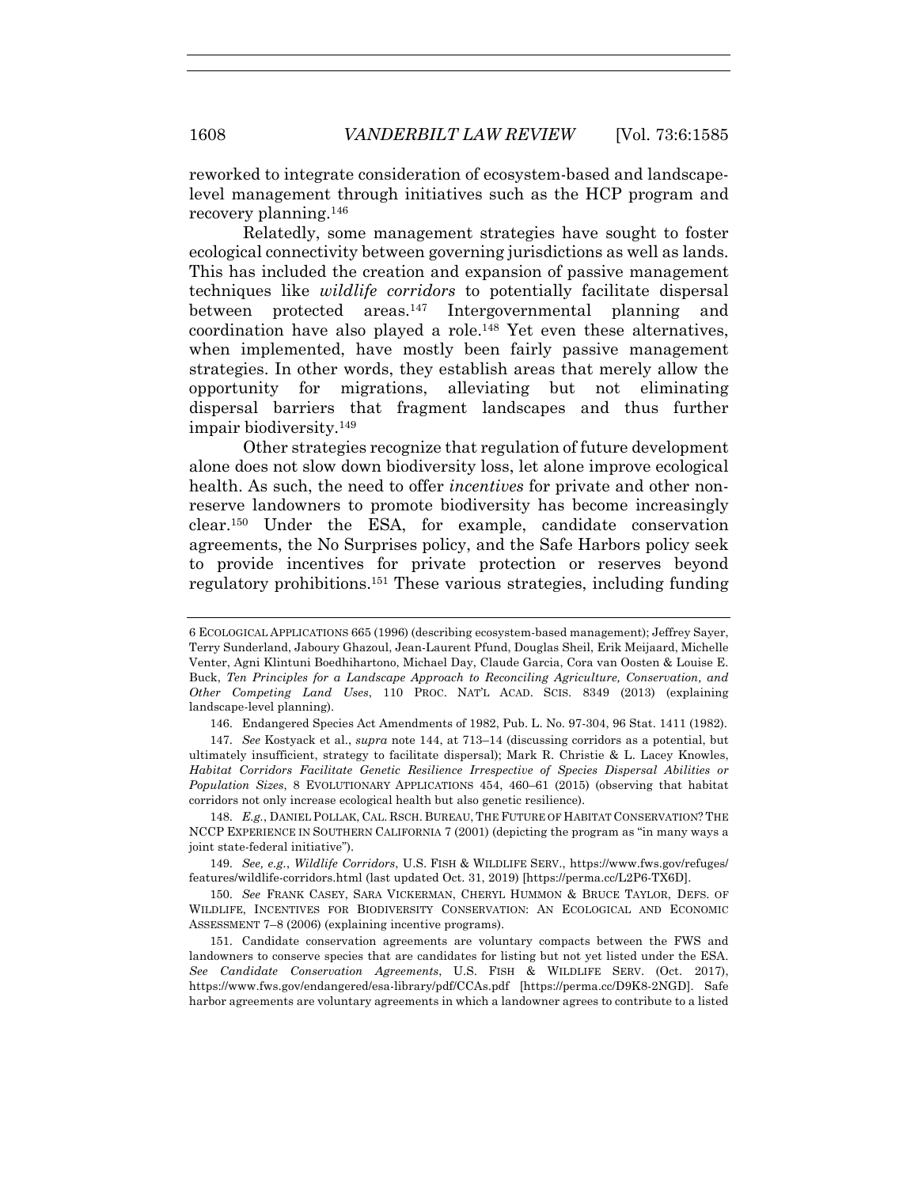reworked to integrate consideration of ecosystem-based and landscape-level management through initiatives such as the HCP program and recovery planning.[146]

Relatedly, some management strategies have sought to foster ecological connectivity between governing jurisdictions as well as lands. This has included the creation and expansion of passive management techniques like *wildlife corridors* to potentially facilitate dispersal between protected areas.[147] Intergovernmental planning and coordination have also played a role.[148] Yet even these alternatives, when implemented, have mostly been fairly passive management strategies. In other words, they establish areas that merely allow the opportunity for migrations, alleviating but not eliminating dispersal barriers that fragment landscapes and thus further impair biodiversity.[149]

Other strategies recognize that regulation of future development alone does not slow down biodiversity loss, let alone improve ecological health. As such, the need to offer *incentives* for private and other non-reserve landowners to promote biodiversity has become increasingly clear.[150] Under the ESA, for example, candidate conservation agreements, the No Surprises policy, and the Safe Harbors policy seek to provide incentives for private protection or reserves beyond regulatory prohibitions.[151] These various strategies, including funding

---

6 ECOLOGICAL APPLICATIONS 665 (1996) (describing ecosystem-based management); Jeffrey Sayer, Terry Sunderland, Jaboury Ghazoul, Jean-Laurent Pfund, Douglas Sheil, Erik Meijaard, Michelle Venter, Agni Klintuni Boedhihartono, Michael Day, Claude Garcia, Cora van Oosten & Louise E. Buck, *Ten Principles for a Landscape Approach to Reconciling Agriculture, Conservation, and Other Competing Land Uses*, 110 PROC. NAT'L ACAD. SCIS. 8349 (2013) (explaining landscape-level planning).

146. Endangered Species Act Amendments of 1982, Pub. L. No. 97-304, 96 Stat. 1411 (1982).

147. *See* Kostyack et al., *supra* note 144, at 713–14 (discussing corridors as a potential, but ultimately insufficient, strategy to facilitate dispersal); Mark R. Christie & L. Lacey Knowles, *Habitat Corridors Facilitate Genetic Resilience Irrespective of Species Dispersal Abilities or Population Sizes*, 8 EVOLUTIONARY APPLICATIONS 454, 460–61 (2015) (observing that habitat corridors not only increase ecological health but also genetic resilience).

148. *E.g.*, DANIEL POLLAK, CAL. RSCH. BUREAU, THE FUTURE OF HABITAT CONSERVATION? THE NCCP EXPERIENCE IN SOUTHERN CALIFORNIA 7 (2001) (depicting the program as "in many ways a joint state-federal initiative").

149. *See, e.g.*, *Wildlife Corridors*, U.S. FISH & WILDLIFE SERV., https://www.fws.gov/refuges/features/wildlife-corridors.html (last updated Oct. 31, 2019) [https://perma.cc/L2P6-TX6D].

150. *See* FRANK CASEY, SARA VICKERMAN, CHERYL HUMMON & BRUCE TAYLOR, DEFS. OF WILDLIFE, INCENTIVES FOR BIODIVERSITY CONSERVATION: AN ECOLOGICAL AND ECONOMIC ASSESSMENT 7–8 (2006) (explaining incentive programs).

151. Candidate conservation agreements are voluntary compacts between the FWS and landowners to conserve species that are candidates for listing but not yet listed under the ESA. *See Candidate Conservation Agreements*, U.S. FISH & WILDLIFE SERV. (Oct. 2017), https://www.fws.gov/endangered/esa-library/pdf/CCAs.pdf [https://perma.cc/D9K8-2NGD]. Safe harbor agreements are voluntary agreements in which a landowner agrees to contribute to a listed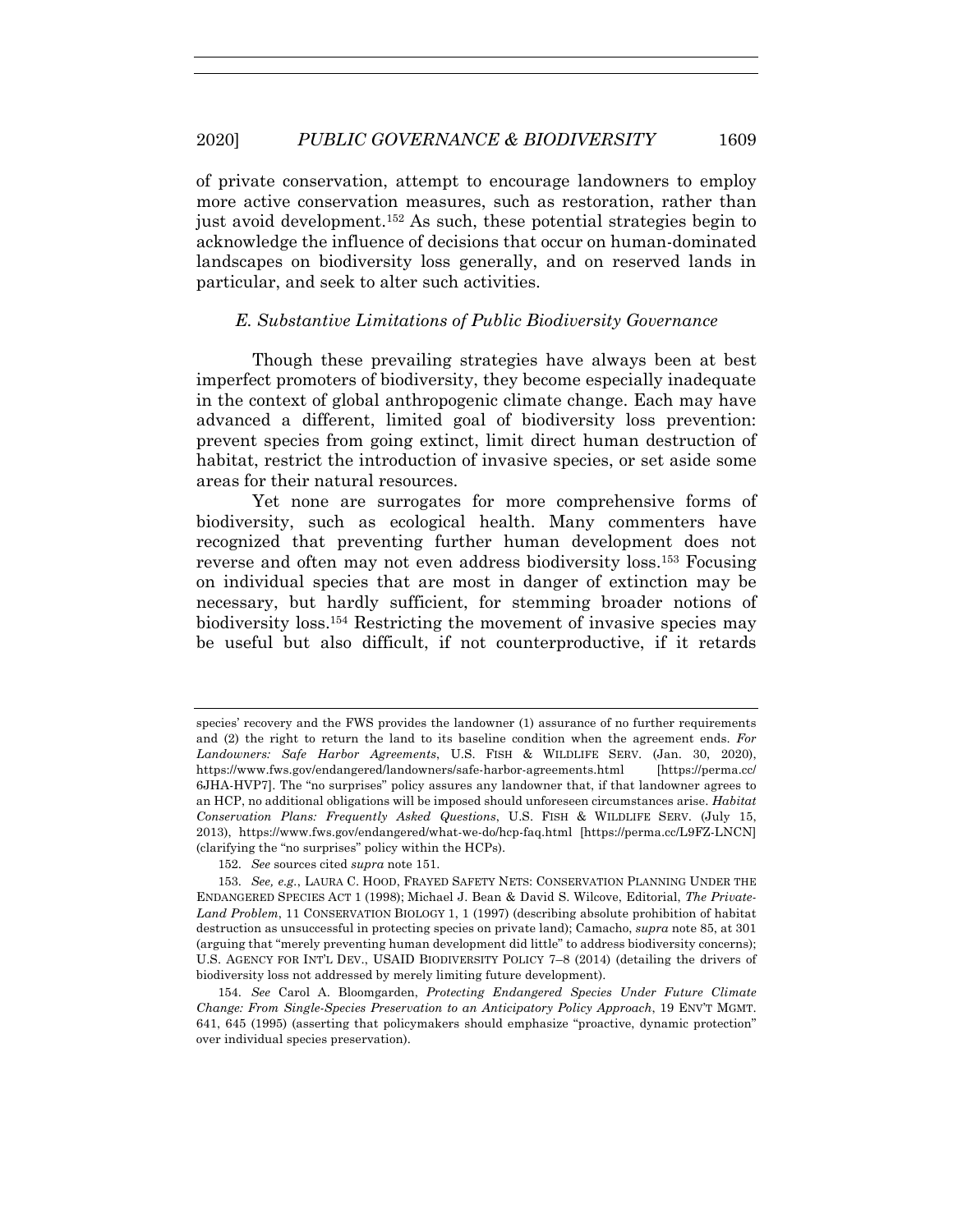of private conservation, attempt to encourage landowners to employ more active conservation measures, such as restoration, rather than just avoid development.[152] As such, these potential strategies begin to acknowledge the influence of decisions that occur on human-dominated landscapes on biodiversity loss generally, and on reserved lands in particular, and seek to alter such activities.

### *E. Substantive Limitations of Public Biodiversity Governance*

Though these prevailing strategies have always been at best imperfect promoters of biodiversity, they become especially inadequate in the context of global anthropogenic climate change. Each may have advanced a different, limited goal of biodiversity loss prevention: prevent species from going extinct, limit direct human destruction of habitat, restrict the introduction of invasive species, or set aside some areas for their natural resources.

Yet none are surrogates for more comprehensive forms of biodiversity, such as ecological health. Many commenters have recognized that preventing further human development does not reverse and often may not even address biodiversity loss.[153] Focusing on individual species that are most in danger of extinction may be necessary, but hardly sufficient, for stemming broader notions of biodiversity loss.[154] Restricting the movement of invasive species may be useful but also difficult, if not counterproductive, if it retards

---

species' recovery and the FWS provides the landowner (1) assurance of no further requirements and (2) the right to return the land to its baseline condition when the agreement ends. *For Landowners: Safe Harbor Agreements*, U.S. FISH & WILDLIFE SERV. (Jan. 30, 2020), https://www.fws.gov/endangered/landowners/safe-harbor-agreements.html [https://perma.cc/6JHA-HVP7]. The "no surprises" policy assures any landowner that, if that landowner agrees to an HCP, no additional obligations will be imposed should unforeseen circumstances arise. *Habitat Conservation Plans: Frequently Asked Questions*, U.S. FISH & WILDLIFE SERV. (July 15, 2013), https://www.fws.gov/endangered/what-we-do/hcp-faq.html [https://perma.cc/L9FZ-LNCN] (clarifying the "no surprises" policy within the HCPs).

152. *See* sources cited *supra* note 151.

153. *See, e.g.*, LAURA C. HOOD, FRAYED SAFETY NETS: CONSERVATION PLANNING UNDER THE ENDANGERED SPECIES ACT 1 (1998); Michael J. Bean & David S. Wilcove, Editorial, *The Private-Land Problem*, 11 CONSERVATION BIOLOGY 1, 1 (1997) (describing absolute prohibition of habitat destruction as unsuccessful in protecting species on private land); Camacho, *supra* note 85, at 301 (arguing that "merely preventing human development did little" to address biodiversity concerns); U.S. AGENCY FOR INT'L DEV., USAID BIODIVERSITY POLICY 7–8 (2014) (detailing the drivers of biodiversity loss not addressed by merely limiting future development).

154. *See* Carol A. Bloomgarden, *Protecting Endangered Species Under Future Climate Change: From Single-Species Preservation to an Anticipatory Policy Approach*, 19 ENV'T MGMT. 641, 645 (1995) (asserting that policymakers should emphasize "proactive, dynamic protection" over individual species preservation).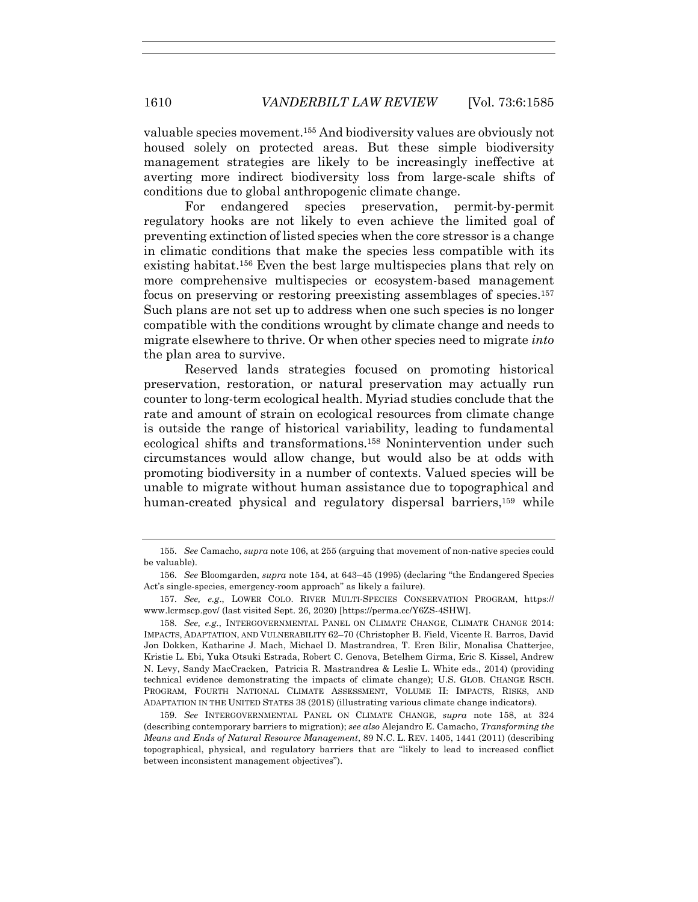valuable species movement.[155] And biodiversity values are obviously not housed solely on protected areas. But these simple biodiversity management strategies are likely to be increasingly ineffective at averting more indirect biodiversity loss from large-scale shifts of conditions due to global anthropogenic climate change.

For endangered species preservation, permit-by-permit regulatory hooks are not likely to even achieve the limited goal of preventing extinction of listed species when the core stressor is a change in climatic conditions that make the species less compatible with its existing habitat.[156] Even the best large multispecies plans that rely on more comprehensive multispecies or ecosystem-based management focus on preserving or restoring preexisting assemblages of species.[157] Such plans are not set up to address when one such species is no longer compatible with the conditions wrought by climate change and needs to migrate elsewhere to thrive. Or when other species need to migrate *into* the plan area to survive.

Reserved lands strategies focused on promoting historical preservation, restoration, or natural preservation may actually run counter to long-term ecological health. Myriad studies conclude that the rate and amount of strain on ecological resources from climate change is outside the range of historical variability, leading to fundamental ecological shifts and transformations.[158] Nonintervention under such circumstances would allow change, but would also be at odds with promoting biodiversity in a number of contexts. Valued species will be unable to migrate without human assistance due to topographical and human-created physical and regulatory dispersal barriers,[159] while

---

155. *See* Camacho, *supra* note 106, at 255 (arguing that movement of non-native species could be valuable).

156. *See* Bloomgarden, *supra* note 154, at 643–45 (1995) (declaring "the Endangered Species Act's single-species, emergency-room approach" as likely a failure).

157. *See, e.g.*, LOWER COLO. RIVER MULTI-SPECIES CONSERVATION PROGRAM, https://www.lcrmscp.gov/ (last visited Sept. 26, 2020) [https://perma.cc/Y6ZS-4SHW].

158. *See, e.g.*, INTERGOVERNMENTAL PANEL ON CLIMATE CHANGE, CLIMATE CHANGE 2014: IMPACTS, ADAPTATION, AND VULNERABILITY 62–70 (Christopher B. Field, Vicente R. Barros, David Jon Dokken, Katharine J. Mach, Michael D. Mastrandrea, T. Eren Bilir, Monalisa Chatterjee, Kristie L. Ebi, Yuka Otsuki Estrada, Robert C. Genova, Betelhem Girma, Eric S. Kissel, Andrew N. Levy, Sandy MacCracken, Patricia R. Mastrandrea & Leslie L. White eds., 2014) (providing technical evidence demonstrating the impacts of climate change); U.S. GLOB. CHANGE RSCH. PROGRAM, FOURTH NATIONAL CLIMATE ASSESSMENT, VOLUME II: IMPACTS, RISKS, AND ADAPTATION IN THE UNITED STATES 38 (2018) (illustrating various climate change indicators).

159. *See* INTERGOVERNMENTAL PANEL ON CLIMATE CHANGE, *supra* note 158, at 324 (describing contemporary barriers to migration); *see also* Alejandro E. Camacho, *Transforming the Means and Ends of Natural Resource Management*, 89 N.C. L. REV. 1405, 1441 (2011) (describing topographical, physical, and regulatory barriers that are "likely to lead to increased conflict between inconsistent management objectives").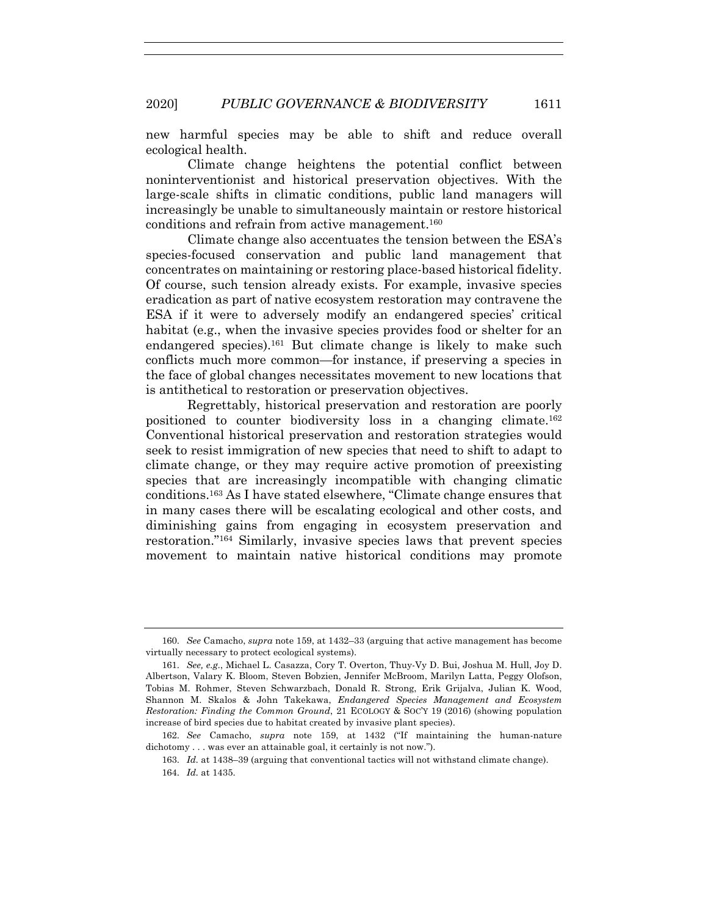new harmful species may be able to shift and reduce overall ecological health.

Climate change heightens the potential conflict between noninterventionist and historical preservation objectives. With the large-scale shifts in climatic conditions, public land managers will increasingly be unable to simultaneously maintain or restore historical conditions and refrain from active management.[160]

Climate change also accentuates the tension between the ESA's species-focused conservation and public land management that concentrates on maintaining or restoring place-based historical fidelity. Of course, such tension already exists. For example, invasive species eradication as part of native ecosystem restoration may contravene the ESA if it were to adversely modify an endangered species' critical habitat (e.g., when the invasive species provides food or shelter for an endangered species).[161] But climate change is likely to make such conflicts much more common—for instance, if preserving a species in the face of global changes necessitates movement to new locations that is antithetical to restoration or preservation objectives.

Regrettably, historical preservation and restoration are poorly positioned to counter biodiversity loss in a changing climate.[162] Conventional historical preservation and restoration strategies would seek to resist immigration of new species that need to shift to adapt to climate change, or they may require active promotion of preexisting species that are increasingly incompatible with changing climatic conditions.[163] As I have stated elsewhere, "Climate change ensures that in many cases there will be escalating ecological and other costs, and diminishing gains from engaging in ecosystem preservation and restoration."[164] Similarly, invasive species laws that prevent species movement to maintain native historical conditions may promote

---

160. *See* Camacho, *supra* note 159, at 1432–33 (arguing that active management has become virtually necessary to protect ecological systems).

161. *See, e.g.*, Michael L. Casazza, Cory T. Overton, Thuy-Vy D. Bui, Joshua M. Hull, Joy D. Albertson, Valary K. Bloom, Steven Bobzien, Jennifer McBroom, Marilyn Latta, Peggy Olofson, Tobias M. Rohmer, Steven Schwarzbach, Donald R. Strong, Erik Grijalva, Julian K. Wood, Shannon M. Skalos & John Takekawa, *Endangered Species Management and Ecosystem Restoration: Finding the Common Ground*, 21 ECOLOGY & SOC'Y 19 (2016) (showing population increase of bird species due to habitat created by invasive plant species).

162. *See* Camacho, *supra* note 159, at 1432 ("If maintaining the human-nature dichotomy . . . was ever an attainable goal, it certainly is not now.").

163. *Id.* at 1438–39 (arguing that conventional tactics will not withstand climate change).

164. *Id.* at 1435.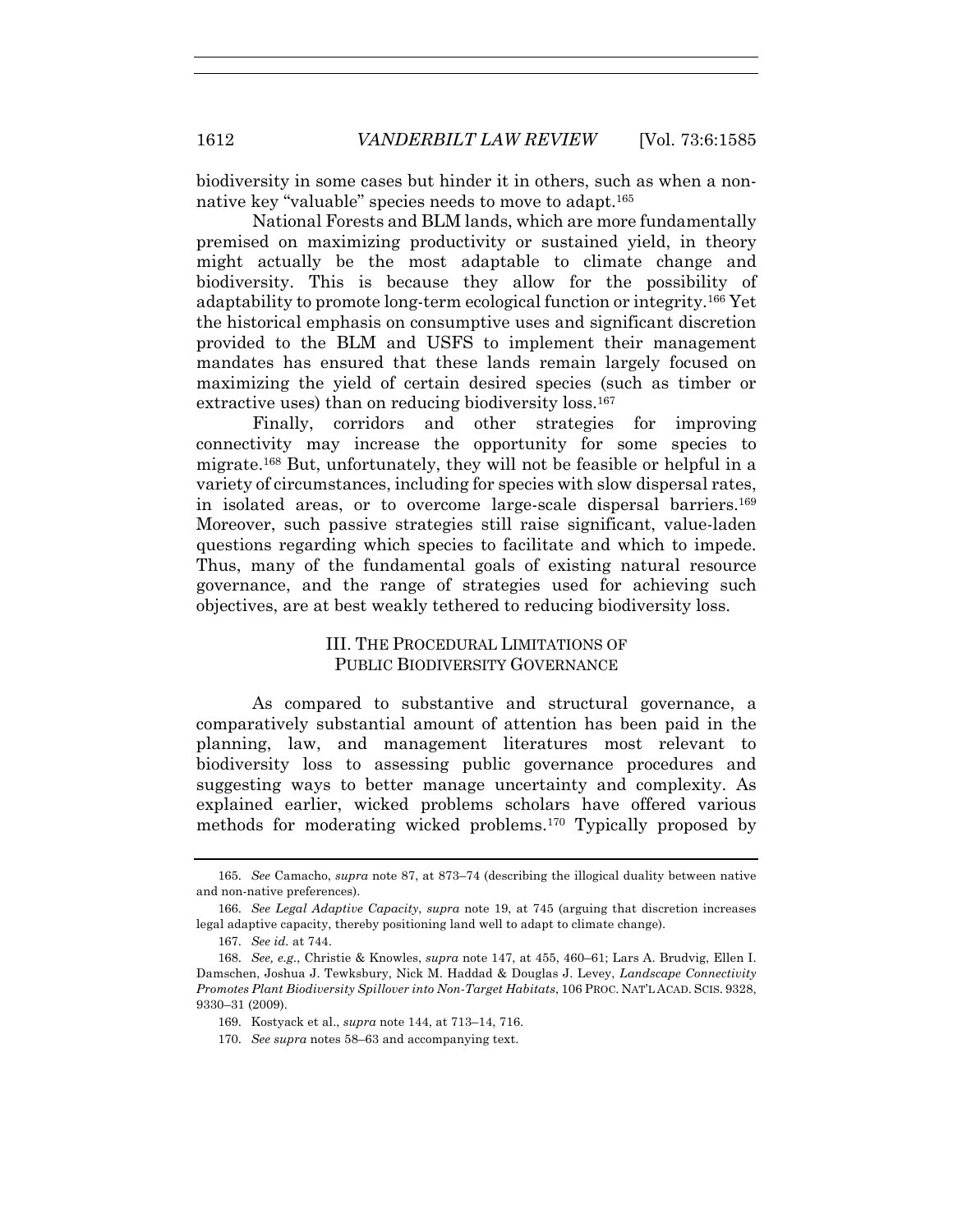biodiversity in some cases but hinder it in others, such as when a non-native key "valuable" species needs to move to adapt.[165]

National Forests and BLM lands, which are more fundamentally premised on maximizing productivity or sustained yield, in theory might actually be the most adaptable to climate change and biodiversity. This is because they allow for the possibility of adaptability to promote long-term ecological function or integrity.[166] Yet the historical emphasis on consumptive uses and significant discretion provided to the BLM and USFS to implement their management mandates has ensured that these lands remain largely focused on maximizing the yield of certain desired species (such as timber or extractive uses) than on reducing biodiversity loss.[167]

Finally, corridors and other strategies for improving connectivity may increase the opportunity for some species to migrate.[168] But, unfortunately, they will not be feasible or helpful in a variety of circumstances, including for species with slow dispersal rates, in isolated areas, or to overcome large-scale dispersal barriers.[169] Moreover, such passive strategies still raise significant, value-laden questions regarding which species to facilitate and which to impede. Thus, many of the fundamental goals of existing natural resource governance, and the range of strategies used for achieving such objectives, are at best weakly tethered to reducing biodiversity loss.

## III. THE PROCEDURAL LIMITATIONS OF PUBLIC BIODIVERSITY GOVERNANCE

As compared to substantive and structural governance, a comparatively substantial amount of attention has been paid in the planning, law, and management literatures most relevant to biodiversity loss to assessing public governance procedures and suggesting ways to better manage uncertainty and complexity. As explained earlier, wicked problems scholars have offered various methods for moderating wicked problems.[170] Typically proposed by

---

165. *See* Camacho, *supra* note 87, at 873–74 (describing the illogical duality between native and non-native preferences).

166. *See Legal Adaptive Capacity*, *supra* note 19, at 745 (arguing that discretion increases legal adaptive capacity, thereby positioning land well to adapt to climate change).

167. *See id.* at 744.

168. *See, e.g.*, Christie & Knowles, *supra* note 147, at 455, 460–61; Lars A. Brudvig, Ellen I. Damschen, Joshua J. Tewksbury, Nick M. Haddad & Douglas J. Levey, *Landscape Connectivity Promotes Plant Biodiversity Spillover into Non-Target Habitats*, 106 PROC. NAT'L ACAD. SCIS. 9328, 9330–31 (2009).

169. Kostyack et al., *supra* note 144, at 713–14, 716.

170. *See supra* notes 58–63 and accompanying text.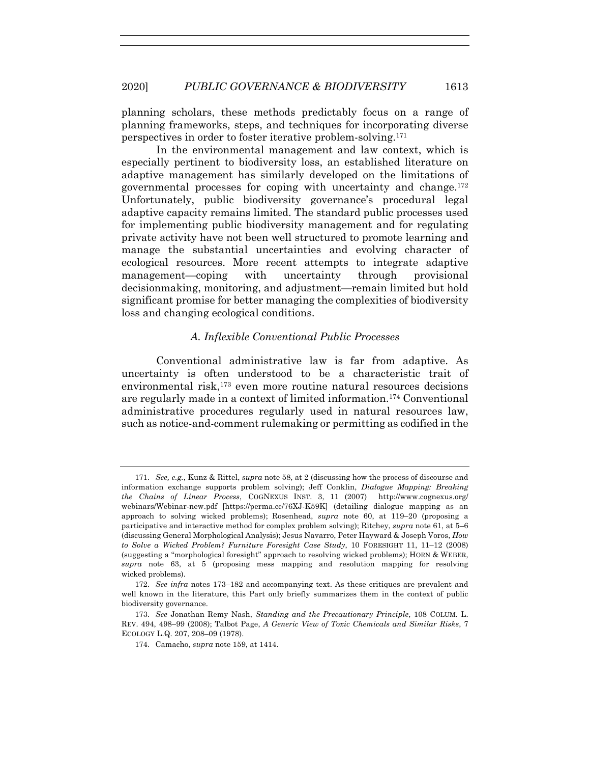planning scholars, these methods predictably focus on a range of planning frameworks, steps, and techniques for incorporating diverse perspectives in order to foster iterative problem-solving.[171]

In the environmental management and law context, which is especially pertinent to biodiversity loss, an established literature on adaptive management has similarly developed on the limitations of governmental processes for coping with uncertainty and change.[172] Unfortunately, public biodiversity governance's procedural legal adaptive capacity remains limited. The standard public processes used for implementing public biodiversity management and for regulating private activity have not been well structured to promote learning and manage the substantial uncertainties and evolving character of ecological resources. More recent attempts to integrate adaptive management—coping with uncertainty through provisional decisionmaking, monitoring, and adjustment—remain limited but hold significant promise for better managing the complexities of biodiversity loss and changing ecological conditions.

### *A. Inflexible Conventional Public Processes*

Conventional administrative law is far from adaptive. As uncertainty is often understood to be a characteristic trait of environmental risk,[173] even more routine natural resources decisions are regularly made in a context of limited information.[174] Conventional administrative procedures regularly used in natural resources law, such as notice-and-comment rulemaking or permitting as codified in the

---

171. *See, e.g.*, Kunz & Rittel, *supra* note 58, at 2 (discussing how the process of discourse and information exchange supports problem solving); Jeff Conklin, *Dialogue Mapping: Breaking the Chains of Linear Process*, COGNEXUS INST. 3, 11 (2007) http://www.cognexus.org/webinars/Webinar-new.pdf [https://perma.cc/76XJ-K59K] (detailing dialogue mapping as an approach to solving wicked problems); Rosenhead, *supra* note 60, at 119–20 (proposing a participative and interactive method for complex problem solving); Ritchey, *supra* note 61, at 5–6 (discussing General Morphological Analysis); Jesus Navarro, Peter Hayward & Joseph Voros, *How to Solve a Wicked Problem? Furniture Foresight Case Study*, 10 FORESIGHT 11, 11–12 (2008) (suggesting a "morphological foresight" approach to resolving wicked problems); HORN & WEBER, *supra* note 63, at 5 (proposing mess mapping and resolution mapping for resolving wicked problems).

172. *See infra* notes 173–182 and accompanying text. As these critiques are prevalent and well known in the literature, this Part only briefly summarizes them in the context of public biodiversity governance.

173. *See* Jonathan Remy Nash, *Standing and the Precautionary Principle*, 108 COLUM. L. REV. 494, 498–99 (2008); Talbot Page, *A Generic View of Toxic Chemicals and Similar Risks*, 7 ECOLOGY L.Q. 207, 208–09 (1978).

174. Camacho, *supra* note 159, at 1414.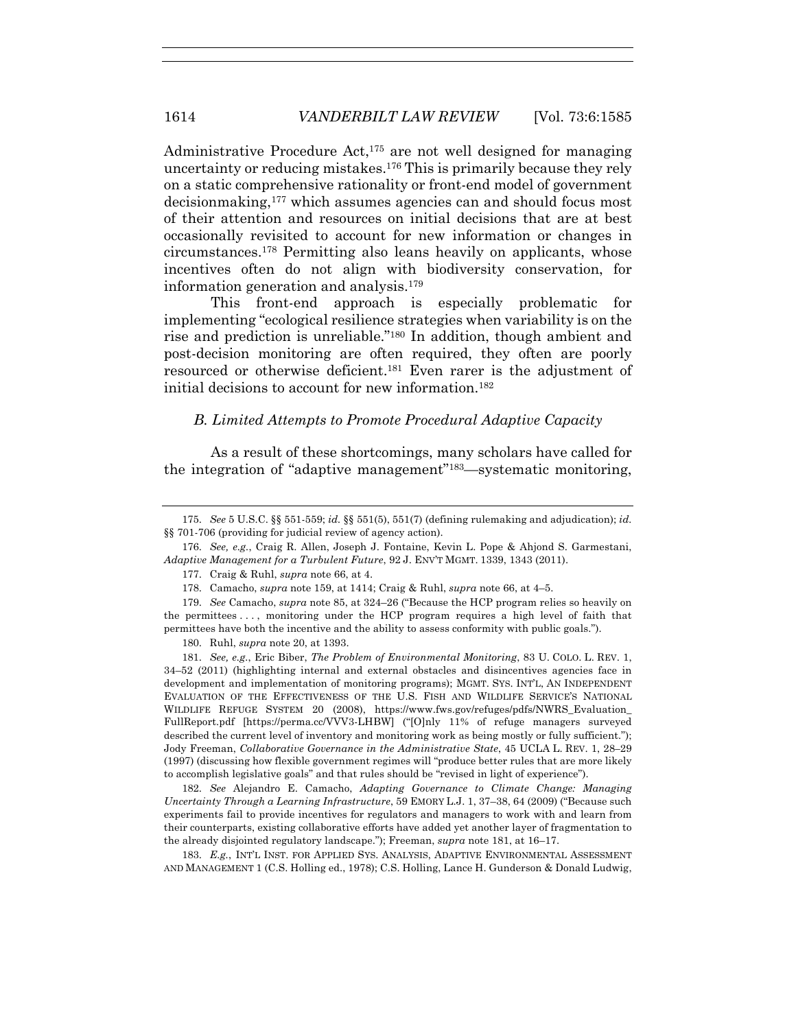Administrative Procedure Act,[175] are not well designed for managing uncertainty or reducing mistakes.[176] This is primarily because they rely on a static comprehensive rationality or front-end model of government decisionmaking,[177] which assumes agencies can and should focus most of their attention and resources on initial decisions that are at best occasionally revisited to account for new information or changes in circumstances.[178] Permitting also leans heavily on applicants, whose incentives often do not align with biodiversity conservation, for information generation and analysis.[179]

This front-end approach is especially problematic for implementing "ecological resilience strategies when variability is on the rise and prediction is unreliable."[180] In addition, though ambient and post-decision monitoring are often required, they often are poorly resourced or otherwise deficient.[181] Even rarer is the adjustment of initial decisions to account for new information.[182]

### *B. Limited Attempts to Promote Procedural Adaptive Capacity*

As a result of these shortcomings, many scholars have called for the integration of "adaptive management"[183]—systematic monitoring,

---

175. *See* 5 U.S.C. §§ 551-559; *id.* §§ 551(5), 551(7) (defining rulemaking and adjudication); *id.* §§ 701-706 (providing for judicial review of agency action).

176. *See, e.g.*, Craig R. Allen, Joseph J. Fontaine, Kevin L. Pope & Ahjond S. Garmestani, *Adaptive Management for a Turbulent Future*, 92 J. ENV'T MGMT. 1339, 1343 (2011).

177. Craig & Ruhl, *supra* note 66, at 4.

178. Camacho, *supra* note 159, at 1414; Craig & Ruhl, *supra* note 66, at 4–5.

179. *See* Camacho, *supra* note 85, at 324–26 ("Because the HCP program relies so heavily on the permittees . . . , monitoring under the HCP program requires a high level of faith that permittees have both the incentive and the ability to assess conformity with public goals.").

180. Ruhl, *supra* note 20, at 1393.

181. *See, e.g.*, Eric Biber, *The Problem of Environmental Monitoring*, 83 U. COLO. L. REV. 1, 34–52 (2011) (highlighting internal and external obstacles and disincentives agencies face in development and implementation of monitoring programs); MGMT. SYS. INT'L, AN INDEPENDENT EVALUATION OF THE EFFECTIVENESS OF THE U.S. FISH AND WILDLIFE SERVICE'S NATIONAL WILDLIFE REFUGE SYSTEM 20 (2008), https://www.fws.gov/refuges/pdfs/NWRS_Evaluation_FullReport.pdf [https://perma.cc/VVV3-LHBW] ("[O]nly 11% of refuge managers surveyed described the current level of inventory and monitoring work as being mostly or fully sufficient."); Jody Freeman, *Collaborative Governance in the Administrative State*, 45 UCLA L. REV. 1, 28–29 (1997) (discussing how flexible government regimes will "produce better rules that are more likely to accomplish legislative goals" and that rules should be "revised in light of experience").

182. *See* Alejandro E. Camacho, *Adapting Governance to Climate Change: Managing Uncertainty Through a Learning Infrastructure*, 59 EMORY L.J. 1, 37–38, 64 (2009) ("Because such experiments fail to provide incentives for regulators and managers to work with and learn from their counterparts, existing collaborative efforts have added yet another layer of fragmentation to the already disjointed regulatory landscape."); Freeman, *supra* note 181, at 16–17.

183. *E.g.*, INT'L INST. FOR APPLIED SYS. ANALYSIS, ADAPTIVE ENVIRONMENTAL ASSESSMENT AND MANAGEMENT 1 (C.S. Holling ed., 1978); C.S. Holling, Lance H. Gunderson & Donald Ludwig,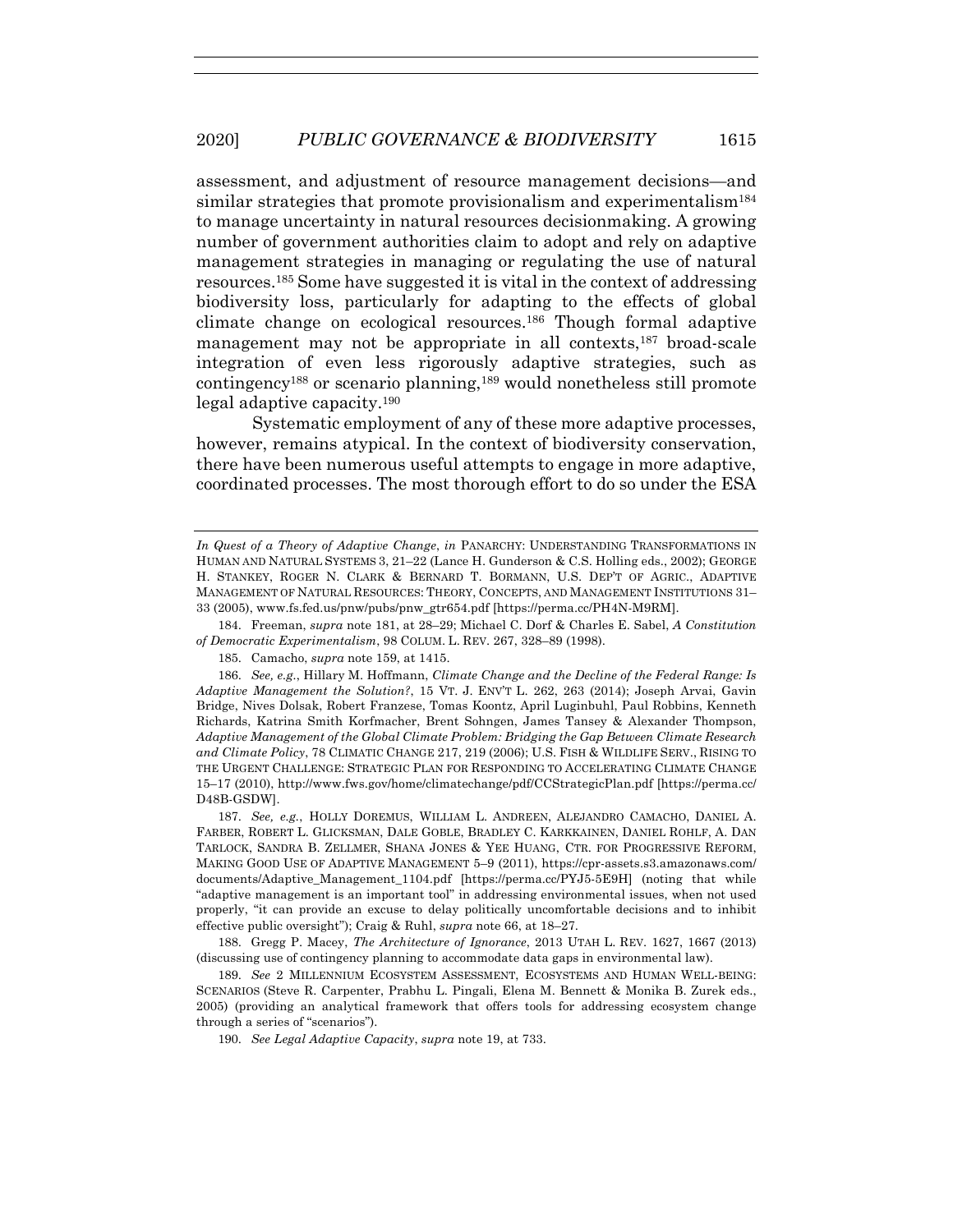assessment, and adjustment of resource management decisions—and similar strategies that promote provisionalism and experimentalism[184] to manage uncertainty in natural resources decisionmaking. A growing number of government authorities claim to adopt and rely on adaptive management strategies in managing or regulating the use of natural resources.[185] Some have suggested it is vital in the context of addressing biodiversity loss, particularly for adapting to the effects of global climate change on ecological resources.[186] Though formal adaptive management may not be appropriate in all contexts,[187] broad-scale integration of even less rigorously adaptive strategies, such as contingency[188] or scenario planning,[189] would nonetheless still promote legal adaptive capacity.[190]

Systematic employment of any of these more adaptive processes, however, remains atypical. In the context of biodiversity conservation, there have been numerous useful attempts to engage in more adaptive, coordinated processes. The most thorough effort to do so under the ESA

---

*In Quest of a Theory of Adaptive Change*, *in* PANARCHY: UNDERSTANDING TRANSFORMATIONS IN HUMAN AND NATURAL SYSTEMS 3, 21–22 (Lance H. Gunderson & C.S. Holling eds., 2002); GEORGE H. STANKEY, ROGER N. CLARK & BERNARD T. BORMANN, U.S. DEP'T OF AGRIC., ADAPTIVE MANAGEMENT OF NATURAL RESOURCES: THEORY, CONCEPTS, AND MANAGEMENT INSTITUTIONS 31–33 (2005), www.fs.fed.us/pnw/pubs/pnw_gtr654.pdf [https://perma.cc/PH4N-M9RM].

184. Freeman, *supra* note 181, at 28–29; Michael C. Dorf & Charles E. Sabel, *A Constitution of Democratic Experimentalism*, 98 COLUM. L. REV. 267, 328–89 (1998).

185. Camacho, *supra* note 159, at 1415.

186. *See, e.g.*, Hillary M. Hoffmann, *Climate Change and the Decline of the Federal Range: Is Adaptive Management the Solution?*, 15 VT. J. ENV'T L. 262, 263 (2014); Joseph Arvai, Gavin Bridge, Nives Dolsak, Robert Franzese, Tomas Koontz, April Luginbuhl, Paul Robbins, Kenneth Richards, Katrina Smith Korfmacher, Brent Sohngen, James Tansey & Alexander Thompson, *Adaptive Management of the Global Climate Problem: Bridging the Gap Between Climate Research and Climate Policy*, 78 CLIMATIC CHANGE 217, 219 (2006); U.S. FISH & WILDLIFE SERV., RISING TO THE URGENT CHALLENGE: STRATEGIC PLAN FOR RESPONDING TO ACCELERATING CLIMATE CHANGE 15–17 (2010), http://www.fws.gov/home/climatechange/pdf/CCStrategicPlan.pdf [https://perma.cc/D48B-GSDW].

187. *See, e.g.*, HOLLY DOREMUS, WILLIAM L. ANDREEN, ALEJANDRO CAMACHO, DANIEL A. FARBER, ROBERT L. GLICKSMAN, DALE GOBLE, BRADLEY C. KARKKAINEN, DANIEL ROHLF, A. DAN TARLOCK, SANDRA B. ZELLMER, SHANA JONES & YEE HUANG, CTR. FOR PROGRESSIVE REFORM, MAKING GOOD USE OF ADAPTIVE MANAGEMENT 5–9 (2011), https://cpr-assets.s3.amazonaws.com/documents/Adaptive_Management_1104.pdf [https://perma.cc/PYJ5-5E9H] (noting that while "adaptive management is an important tool" in addressing environmental issues, when not used properly, "it can provide an excuse to delay politically uncomfortable decisions and to inhibit effective public oversight"); Craig & Ruhl, *supra* note 66, at 18–27.

188. Gregg P. Macey, *The Architecture of Ignorance*, 2013 UTAH L. REV. 1627, 1667 (2013) (discussing use of contingency planning to accommodate data gaps in environmental law).

189. *See* 2 MILLENNIUM ECOSYSTEM ASSESSMENT, ECOSYSTEMS AND HUMAN WELL-BEING: SCENARIOS (Steve R. Carpenter, Prabhu L. Pingali, Elena M. Bennett & Monika B. Zurek eds., 2005) (providing an analytical framework that offers tools for addressing ecosystem change through a series of "scenarios").

190. *See Legal Adaptive Capacity*, *supra* note 19, at 733.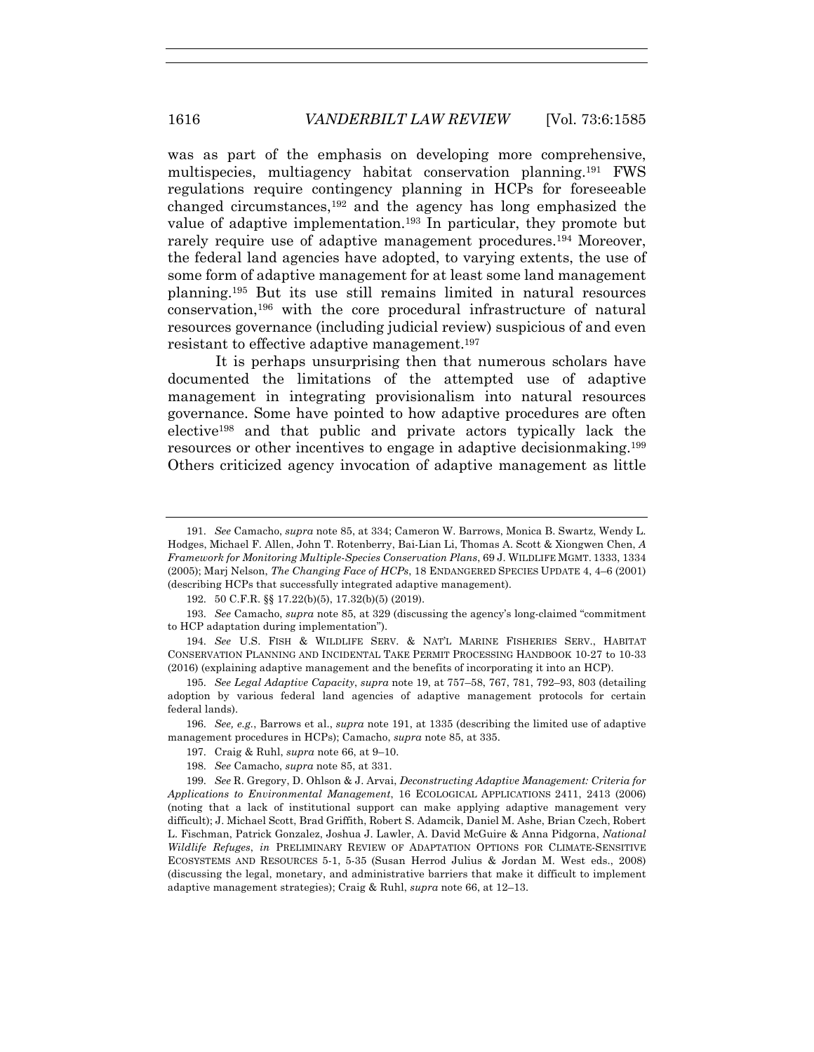was as part of the emphasis on developing more comprehensive, multispecies, multiagency habitat conservation planning.[191] FWS regulations require contingency planning in HCPs for foreseeable changed circumstances,[192] and the agency has long emphasized the value of adaptive implementation.[193] In particular, they promote but rarely require use of adaptive management procedures.[194] Moreover, the federal land agencies have adopted, to varying extents, the use of some form of adaptive management for at least some land management planning.[195] But its use still remains limited in natural resources conservation,[196] with the core procedural infrastructure of natural resources governance (including judicial review) suspicious of and even resistant to effective adaptive management.[197]

It is perhaps unsurprising then that numerous scholars have documented the limitations of the attempted use of adaptive management in integrating provisionalism into natural resources governance. Some have pointed to how adaptive procedures are often elective[198] and that public and private actors typically lack the resources or other incentives to engage in adaptive decisionmaking.[199] Others criticized agency invocation of adaptive management as little

---

191. *See* Camacho, *supra* note 85, at 334; Cameron W. Barrows, Monica B. Swartz, Wendy L. Hodges, Michael F. Allen, John T. Rotenberry, Bai-Lian Li, Thomas A. Scott & Xiongwen Chen, *A Framework for Monitoring Multiple-Species Conservation Plans*, 69 J. WILDLIFE MGMT. 1333, 1334 (2005); Marj Nelson, *The Changing Face of HCPs*, 18 ENDANGERED SPECIES UPDATE 4, 4–6 (2001) (describing HCPs that successfully integrated adaptive management).

192. 50 C.F.R. §§ 17.22(b)(5), 17.32(b)(5) (2019).

193. *See* Camacho, *supra* note 85, at 329 (discussing the agency's long-claimed "commitment to HCP adaptation during implementation").

194. *See* U.S. FISH & WILDLIFE SERV. & NAT'L MARINE FISHERIES SERV., HABITAT CONSERVATION PLANNING AND INCIDENTAL TAKE PERMIT PROCESSING HANDBOOK 10-27 to 10-33 (2016) (explaining adaptive management and the benefits of incorporating it into an HCP).

195. *See Legal Adaptive Capacity*, *supra* note 19, at 757–58, 767, 781, 792–93, 803 (detailing adoption by various federal land agencies of adaptive management protocols for certain federal lands).

196. *See, e.g.*, Barrows et al., *supra* note 191, at 1335 (describing the limited use of adaptive management procedures in HCPs); Camacho, *supra* note 85, at 335.

197. Craig & Ruhl, *supra* note 66, at 9–10.

198. *See* Camacho, *supra* note 85, at 331.

199. *See* R. Gregory, D. Ohlson & J. Arvai, *Deconstructing Adaptive Management: Criteria for Applications to Environmental Management*, 16 ECOLOGICAL APPLICATIONS 2411, 2413 (2006) (noting that a lack of institutional support can make applying adaptive management very difficult); J. Michael Scott, Brad Griffith, Robert S. Adamcik, Daniel M. Ashe, Brian Czech, Robert L. Fischman, Patrick Gonzalez, Joshua J. Lawler, A. David McGuire & Anna Pidgorna, *National Wildlife Refuges*, *in* PRELIMINARY REVIEW OF ADAPTATION OPTIONS FOR CLIMATE-SENSITIVE ECOSYSTEMS AND RESOURCES 5-1, 5-35 (Susan Herrod Julius & Jordan M. West eds., 2008) (discussing the legal, monetary, and administrative barriers that make it difficult to implement adaptive management strategies); Craig & Ruhl, *supra* note 66, at 12–13.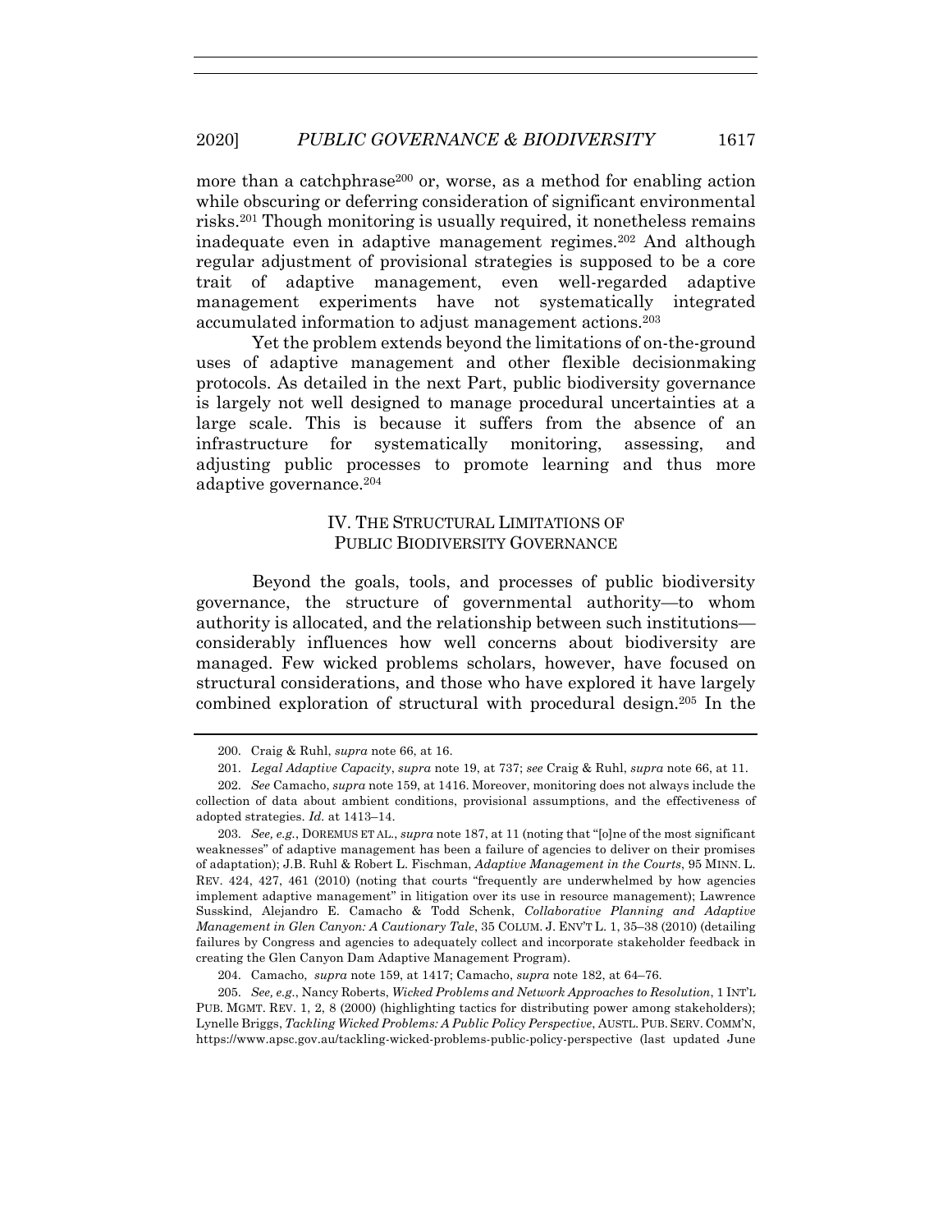more than a catchphrase[200] or, worse, as a method for enabling action while obscuring or deferring consideration of significant environmental risks.[201] Though monitoring is usually required, it nonetheless remains inadequate even in adaptive management regimes.[202] And although regular adjustment of provisional strategies is supposed to be a core trait of adaptive management, even well-regarded adaptive management experiments have not systematically integrated accumulated information to adjust management actions.[203]

Yet the problem extends beyond the limitations of on-the-ground uses of adaptive management and other flexible decisionmaking protocols. As detailed in the next Part, public biodiversity governance is largely not well designed to manage procedural uncertainties at a large scale. This is because it suffers from the absence of an infrastructure for systematically monitoring, assessing, and adjusting public processes to promote learning and thus more adaptive governance.[204]

## IV. THE STRUCTURAL LIMITATIONS OF PUBLIC BIODIVERSITY GOVERNANCE

Beyond the goals, tools, and processes of public biodiversity governance, the structure of governmental authority—to whom authority is allocated, and the relationship between such institutions—considerably influences how well concerns about biodiversity are managed. Few wicked problems scholars, however, have focused on structural considerations, and those who have explored it have largely combined exploration of structural with procedural design.[205] In the

---

200. Craig & Ruhl, *supra* note 66, at 16.

201. *Legal Adaptive Capacity*, *supra* note 19, at 737; *see* Craig & Ruhl, *supra* note 66, at 11.

202. *See* Camacho, *supra* note 159, at 1416. Moreover, monitoring does not always include the collection of data about ambient conditions, provisional assumptions, and the effectiveness of adopted strategies. *Id.* at 1413–14.

203. *See, e.g.*, DOREMUS ET AL., *supra* note 187, at 11 (noting that "[o]ne of the most significant weaknesses" of adaptive management has been a failure of agencies to deliver on their promises of adaptation); J.B. Ruhl & Robert L. Fischman, *Adaptive Management in the Courts*, 95 MINN. L. REV. 424, 427, 461 (2010) (noting that courts "frequently are underwhelmed by how agencies implement adaptive management" in litigation over its use in resource management); Lawrence Susskind, Alejandro E. Camacho & Todd Schenk, *Collaborative Planning and Adaptive Management in Glen Canyon: A Cautionary Tale*, 35 COLUM. J. ENV'T L. 1, 35–38 (2010) (detailing failures by Congress and agencies to adequately collect and incorporate stakeholder feedback in creating the Glen Canyon Dam Adaptive Management Program).

204. Camacho, *supra* note 159, at 1417; Camacho, *supra* note 182, at 64–76.

205. *See, e.g.*, Nancy Roberts, *Wicked Problems and Network Approaches to Resolution*, 1 INT'L PUB. MGMT. REV. 1, 2, 8 (2000) (highlighting tactics for distributing power among stakeholders); Lynelle Briggs, *Tackling Wicked Problems: A Public Policy Perspective*, AUSTL. PUB. SERV. COMM'N, https://www.apsc.gov.au/tackling-wicked-problems-public-policy-perspective (last updated June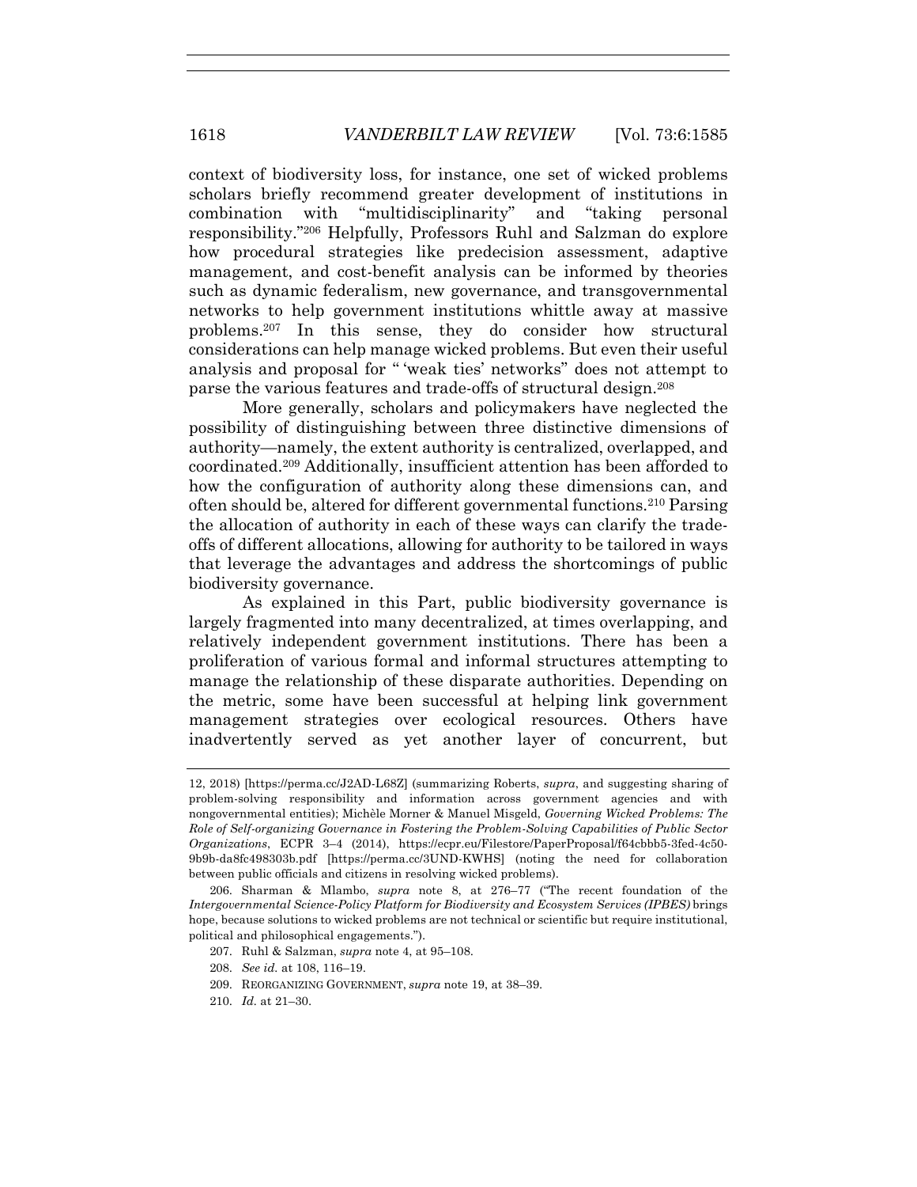context of biodiversity loss, for instance, one set of wicked problems scholars briefly recommend greater development of institutions in combination with "multidisciplinarity" and "taking personal responsibility."[206] Helpfully, Professors Ruhl and Salzman do explore how procedural strategies like predecision assessment, adaptive management, and cost-benefit analysis can be informed by theories such as dynamic federalism, new governance, and transgovernmental networks to help government institutions whittle away at massive problems.[207] In this sense, they do consider how structural considerations can help manage wicked problems. But even their useful analysis and proposal for " 'weak ties' networks" does not attempt to parse the various features and trade-offs of structural design.[208]

More generally, scholars and policymakers have neglected the possibility of distinguishing between three distinctive dimensions of authority—namely, the extent authority is centralized, overlapped, and coordinated.[209] Additionally, insufficient attention has been afforded to how the configuration of authority along these dimensions can, and often should be, altered for different governmental functions.[210] Parsing the allocation of authority in each of these ways can clarify the trade-offs of different allocations, allowing for authority to be tailored in ways that leverage the advantages and address the shortcomings of public biodiversity governance.

As explained in this Part, public biodiversity governance is largely fragmented into many decentralized, at times overlapping, and relatively independent government institutions. There has been a proliferation of various formal and informal structures attempting to manage the relationship of these disparate authorities. Depending on the metric, some have been successful at helping link government management strategies over ecological resources. Others have inadvertently served as yet another layer of concurrent, but

---

12, 2018) [https://perma.cc/J2AD-L68Z] (summarizing Roberts, *supra*, and suggesting sharing of problem-solving responsibility and information across government agencies and with nongovernmental entities); Michèle Morner & Manuel Misgeld, *Governing Wicked Problems: The Role of Self-organizing Governance in Fostering the Problem-Solving Capabilities of Public Sector Organizations*, ECPR 3–4 (2014), https://ecpr.eu/Filestore/PaperProposal/f64cbbb5-3fed-4c50-9b9b-da8fc498303b.pdf [https://perma.cc/3UND-KWHS] (noting the need for collaboration between public officials and citizens in resolving wicked problems).

206. Sharman & Mlambo, *supra* note 8, at 276–77 ("The recent foundation of the *Intergovernmental Science-Policy Platform for Biodiversity and Ecosystem Services (IPBES)* brings hope, because solutions to wicked problems are not technical or scientific but require institutional, political and philosophical engagements.").

207. Ruhl & Salzman, *supra* note 4, at 95–108.

208. *See id.* at 108, 116–19.

209. REORGANIZING GOVERNMENT, *supra* note 19, at 38–39.

210. *Id.* at 21–30.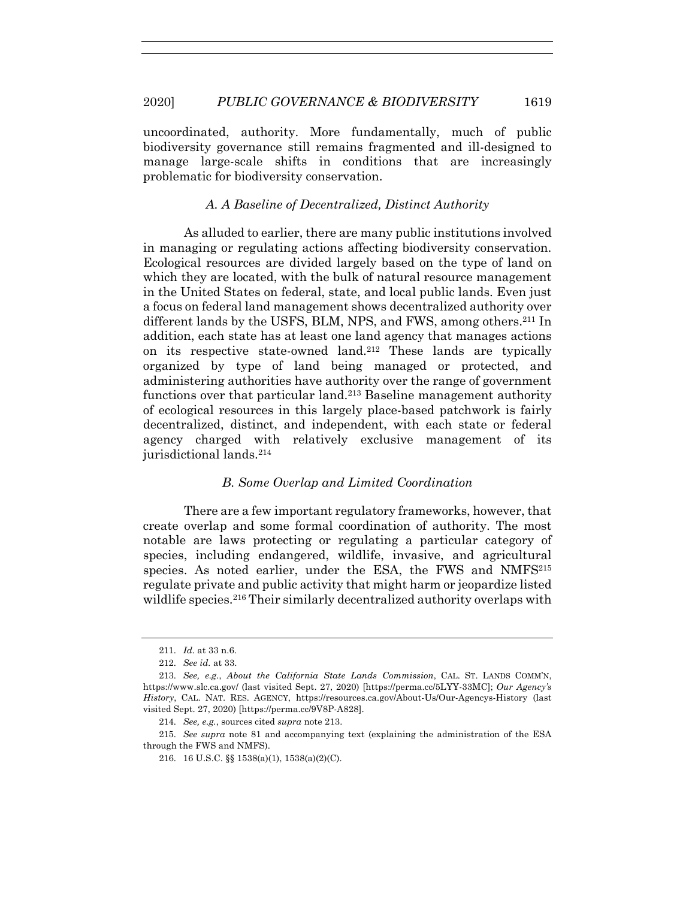uncoordinated, authority. More fundamentally, much of public biodiversity governance still remains fragmented and ill-designed to manage large-scale shifts in conditions that are increasingly problematic for biodiversity conservation.

### *A. A Baseline of Decentralized, Distinct Authority*

As alluded to earlier, there are many public institutions involved in managing or regulating actions affecting biodiversity conservation. Ecological resources are divided largely based on the type of land on which they are located, with the bulk of natural resource management in the United States on federal, state, and local public lands. Even just a focus on federal land management shows decentralized authority over different lands by the USFS, BLM, NPS, and FWS, among others.[211] In addition, each state has at least one land agency that manages actions on its respective state-owned land.[212] These lands are typically organized by type of land being managed or protected, and administering authorities have authority over the range of government functions over that particular land.[213] Baseline management authority of ecological resources in this largely place-based patchwork is fairly decentralized, distinct, and independent, with each state or federal agency charged with relatively exclusive management of its jurisdictional lands.[214]

### *B. Some Overlap and Limited Coordination*

There are a few important regulatory frameworks, however, that create overlap and some formal coordination of authority. The most notable are laws protecting or regulating a particular category of species, including endangered, wildlife, invasive, and agricultural species. As noted earlier, under the ESA, the FWS and NMFS[215] regulate private and public activity that might harm or jeopardize listed wildlife species.[216] Their similarly decentralized authority overlaps with

---

211. *Id.* at 33 n.6.

212. *See id.* at 33.

213. *See, e.g.*, *About the California State Lands Commission*, CAL. ST. LANDS COMM'N, https://www.slc.ca.gov/ (last visited Sept. 27, 2020) [https://perma.cc/5LYY-33MC]; *Our Agency's History*, CAL. NAT. RES. AGENCY, https://resources.ca.gov/About-Us/Our-Agencys-History (last visited Sept. 27, 2020) [https://perma.cc/9V8P-A828].

214. *See, e.g.*, sources cited *supra* note 213.

215. *See supra* note 81 and accompanying text (explaining the administration of the ESA through the FWS and NMFS).

216. 16 U.S.C. §§ 1538(a)(1), 1538(a)(2)(C).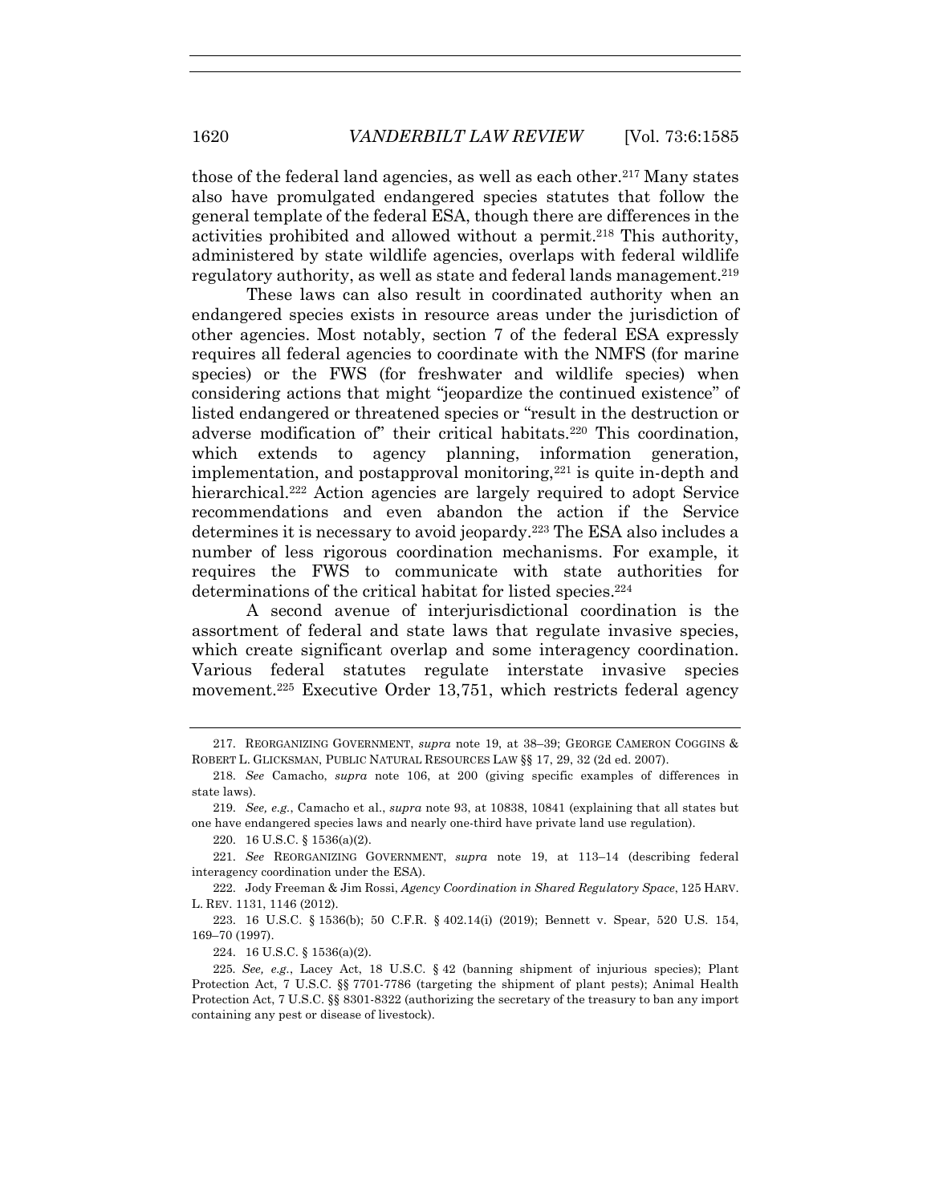those of the federal land agencies, as well as each other.[217] Many states also have promulgated endangered species statutes that follow the general template of the federal ESA, though there are differences in the activities prohibited and allowed without a permit.[218] This authority, administered by state wildlife agencies, overlaps with federal wildlife regulatory authority, as well as state and federal lands management.[219]

These laws can also result in coordinated authority when an endangered species exists in resource areas under the jurisdiction of other agencies. Most notably, section 7 of the federal ESA expressly requires all federal agencies to coordinate with the NMFS (for marine species) or the FWS (for freshwater and wildlife species) when considering actions that might "jeopardize the continued existence" of listed endangered or threatened species or "result in the destruction or adverse modification of" their critical habitats.[220] This coordination, which extends to agency planning, information generation, implementation, and postapproval monitoring,[221] is quite in-depth and hierarchical.[222] Action agencies are largely required to adopt Service recommendations and even abandon the action if the Service determines it is necessary to avoid jeopardy.[223] The ESA also includes a number of less rigorous coordination mechanisms. For example, it requires the FWS to communicate with state authorities for determinations of the critical habitat for listed species.[224]

A second avenue of interjurisdictional coordination is the assortment of federal and state laws that regulate invasive species, which create significant overlap and some interagency coordination. Various federal statutes regulate interstate invasive species movement.[225] Executive Order 13,751, which restricts federal agency

---

217. REORGANIZING GOVERNMENT, *supra* note 19, at 38–39; GEORGE CAMERON COGGINS & ROBERT L. GLICKSMAN, PUBLIC NATURAL RESOURCES LAW §§ 17, 29, 32 (2d ed. 2007).

218. *See* Camacho, *supra* note 106, at 200 (giving specific examples of differences in state laws).

219. *See, e.g.*, Camacho et al., *supra* note 93, at 10838, 10841 (explaining that all states but one have endangered species laws and nearly one-third have private land use regulation).

220. 16 U.S.C. § 1536(a)(2).

221. *See* REORGANIZING GOVERNMENT, *supra* note 19, at 113–14 (describing federal interagency coordination under the ESA).

222. Jody Freeman & Jim Rossi, *Agency Coordination in Shared Regulatory Space*, 125 HARV. L. REV. 1131, 1146 (2012).

223. 16 U.S.C. § 1536(b); 50 C.F.R. § 402.14(i) (2019); Bennett v. Spear, 520 U.S. 154, 169–70 (1997).

224. 16 U.S.C. § 1536(a)(2).

225. *See, e.g.*, Lacey Act, 18 U.S.C. § 42 (banning shipment of injurious species); Plant Protection Act, 7 U.S.C. §§ 7701-7786 (targeting the shipment of plant pests); Animal Health Protection Act, 7 U.S.C. §§ 8301-8322 (authorizing the secretary of the treasury to ban any import containing any pest or disease of livestock).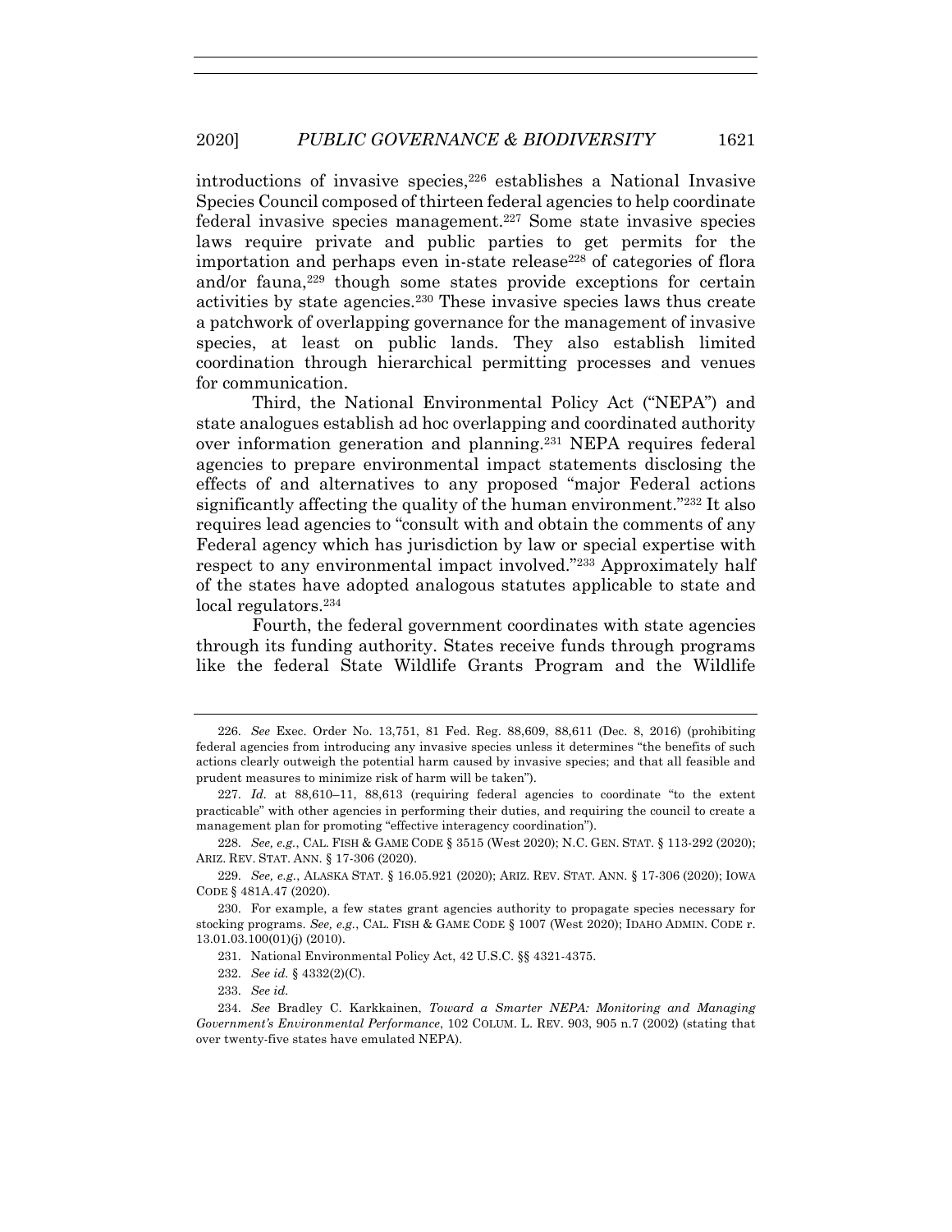introductions of invasive species,[226] establishes a National Invasive Species Council composed of thirteen federal agencies to help coordinate federal invasive species management.[227] Some state invasive species laws require private and public parties to get permits for the importation and perhaps even in-state release[228] of categories of flora and/or fauna,[229] though some states provide exceptions for certain activities by state agencies.[230] These invasive species laws thus create a patchwork of overlapping governance for the management of invasive species, at least on public lands. They also establish limited coordination through hierarchical permitting processes and venues for communication.

Third, the National Environmental Policy Act ("NEPA") and state analogues establish ad hoc overlapping and coordinated authority over information generation and planning.[231] NEPA requires federal agencies to prepare environmental impact statements disclosing the effects of and alternatives to any proposed "major Federal actions significantly affecting the quality of the human environment."[232] It also requires lead agencies to "consult with and obtain the comments of any Federal agency which has jurisdiction by law or special expertise with respect to any environmental impact involved."[233] Approximately half of the states have adopted analogous statutes applicable to state and local regulators.[234]

Fourth, the federal government coordinates with state agencies through its funding authority. States receive funds through programs like the federal State Wildlife Grants Program and the Wildlife

---

226. *See* Exec. Order No. 13,751, 81 Fed. Reg. 88,609, 88,611 (Dec. 8, 2016) (prohibiting federal agencies from introducing any invasive species unless it determines "the benefits of such actions clearly outweigh the potential harm caused by invasive species; and that all feasible and prudent measures to minimize risk of harm will be taken").

227. *Id.* at 88,610–11, 88,613 (requiring federal agencies to coordinate "to the extent practicable" with other agencies in performing their duties, and requiring the council to create a management plan for promoting "effective interagency coordination").

228. *See, e.g.*, CAL. FISH & GAME CODE § 3515 (West 2020); N.C. GEN. STAT. § 113-292 (2020); ARIZ. REV. STAT. ANN. § 17-306 (2020).

229. *See, e.g.*, ALASKA STAT. § 16.05.921 (2020); ARIZ. REV. STAT. ANN. § 17-306 (2020); IOWA CODE § 481A.47 (2020).

230. For example, a few states grant agencies authority to propagate species necessary for stocking programs. *See, e.g.*, CAL. FISH & GAME CODE § 1007 (West 2020); IDAHO ADMIN. CODE r. 13.01.03.100(01)(j) (2010).

231. National Environmental Policy Act, 42 U.S.C. §§ 4321-4375.

232. *See id.* § 4332(2)(C).

233. *See id.*

234. *See* Bradley C. Karkkainen, *Toward a Smarter NEPA: Monitoring and Managing Government's Environmental Performance*, 102 COLUM. L. REV. 903, 905 n.7 (2002) (stating that over twenty-five states have emulated NEPA).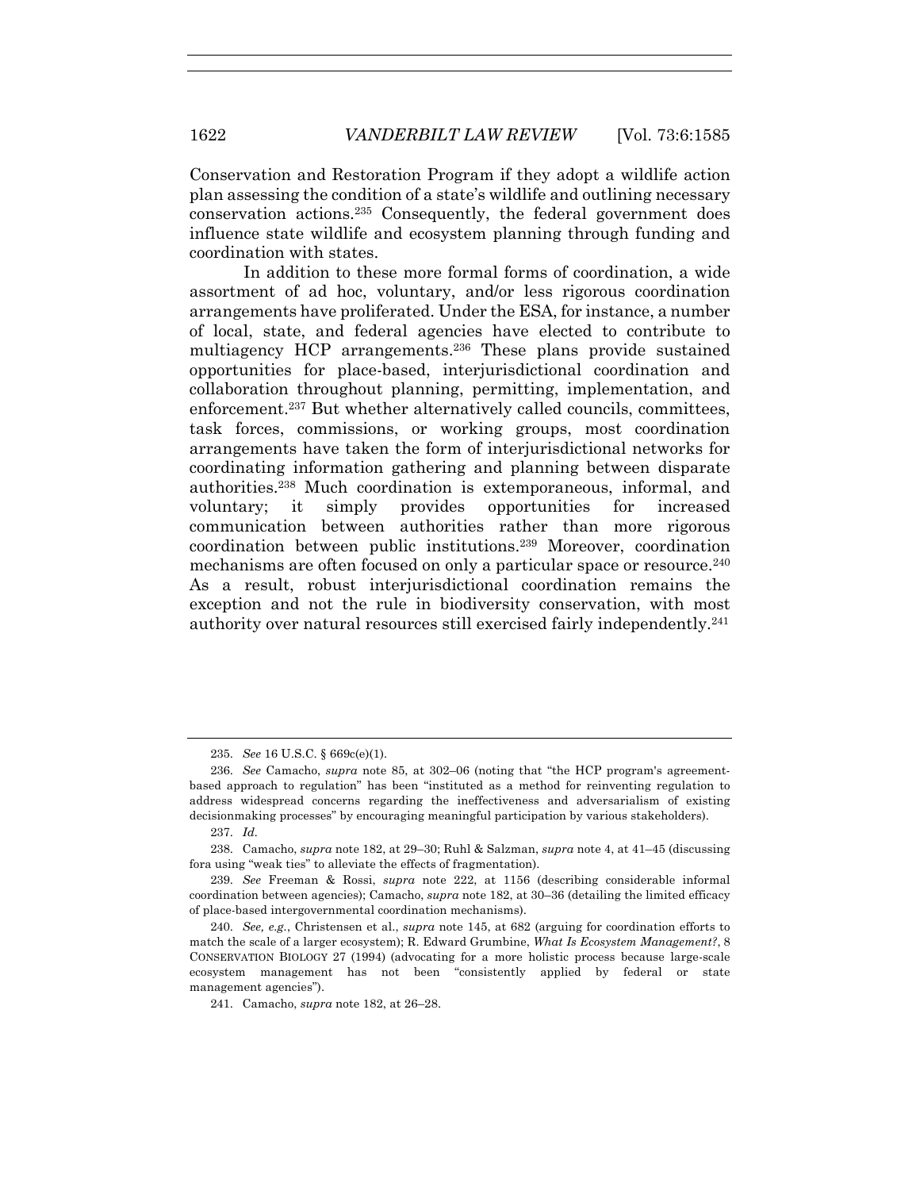Conservation and Restoration Program if they adopt a wildlife action plan assessing the condition of a state's wildlife and outlining necessary conservation actions.[235] Consequently, the federal government does influence state wildlife and ecosystem planning through funding and coordination with states.

In addition to these more formal forms of coordination, a wide assortment of ad hoc, voluntary, and/or less rigorous coordination arrangements have proliferated. Under the ESA, for instance, a number of local, state, and federal agencies have elected to contribute to multiagency HCP arrangements.[236] These plans provide sustained opportunities for place-based, interjurisdictional coordination and collaboration throughout planning, permitting, implementation, and enforcement.[237] But whether alternatively called councils, committees, task forces, commissions, or working groups, most coordination arrangements have taken the form of interjurisdictional networks for coordinating information gathering and planning between disparate authorities.[238] Much coordination is extemporaneous, informal, and voluntary; it simply provides opportunities for increased communication between authorities rather than more rigorous coordination between public institutions.[239] Moreover, coordination mechanisms are often focused on only a particular space or resource.[240] As a result, robust interjurisdictional coordination remains the exception and not the rule in biodiversity conservation, with most authority over natural resources still exercised fairly independently.[241]

---

235. *See* 16 U.S.C. § 669c(e)(1).

236. *See* Camacho, *supra* note 85, at 302–06 (noting that "the HCP program's agreement-based approach to regulation" has been "instituted as a method for reinventing regulation to address widespread concerns regarding the ineffectiveness and adversarialism of existing decisionmaking processes" by encouraging meaningful participation by various stakeholders).

237. *Id.*

238. Camacho, *supra* note 182, at 29–30; Ruhl & Salzman, *supra* note 4, at 41–45 (discussing fora using "weak ties" to alleviate the effects of fragmentation).

239. *See* Freeman & Rossi, *supra* note 222, at 1156 (describing considerable informal coordination between agencies); Camacho, *supra* note 182, at 30–36 (detailing the limited efficacy of place-based intergovernmental coordination mechanisms).

240. *See, e.g.*, Christensen et al., *supra* note 145, at 682 (arguing for coordination efforts to match the scale of a larger ecosystem); R. Edward Grumbine, *What Is Ecosystem Management?*, 8 CONSERVATION BIOLOGY 27 (1994) (advocating for a more holistic process because large-scale ecosystem management has not been "consistently applied by federal or state management agencies").

241. Camacho, *supra* note 182, at 26–28.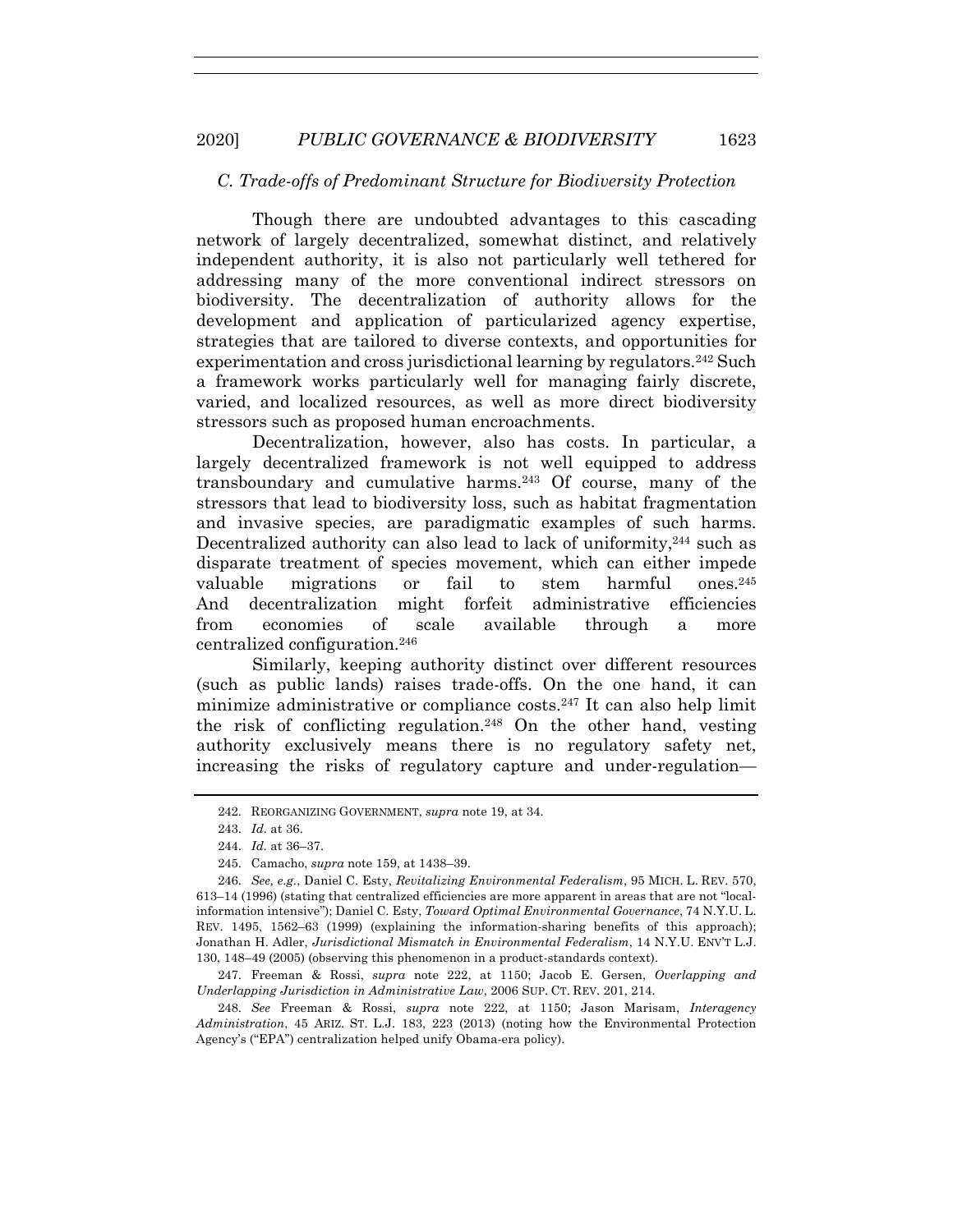### *C. Trade-offs of Predominant Structure for Biodiversity Protection*

Though there are undoubted advantages to this cascading network of largely decentralized, somewhat distinct, and relatively independent authority, it is also not particularly well tethered for addressing many of the more conventional indirect stressors on biodiversity. The decentralization of authority allows for the development and application of particularized agency expertise, strategies that are tailored to diverse contexts, and opportunities for experimentation and cross jurisdictional learning by regulators.[242] Such a framework works particularly well for managing fairly discrete, varied, and localized resources, as well as more direct biodiversity stressors such as proposed human encroachments.

Decentralization, however, also has costs. In particular, a largely decentralized framework is not well equipped to address transboundary and cumulative harms.[243] Of course, many of the stressors that lead to biodiversity loss, such as habitat fragmentation and invasive species, are paradigmatic examples of such harms. Decentralized authority can also lead to lack of uniformity,[244] such as disparate treatment of species movement, which can either impede valuable migrations or fail to stem harmful ones.[245] And decentralization might forfeit administrative efficiencies from economies of scale available through a more centralized configuration.[246]

Similarly, keeping authority distinct over different resources (such as public lands) raises trade-offs. On the one hand, it can minimize administrative or compliance costs.[247] It can also help limit the risk of conflicting regulation.[248] On the other hand, vesting authority exclusively means there is no regulatory safety net, increasing the risks of regulatory capture and under-regulation—

242. REORGANIZING GOVERNMENT, *supra* note 19, at 34.

243. *Id.* at 36.

244. *Id.* at 36–37.

245. Camacho, *supra* note 159, at 1438–39.

246. *See, e.g.*, Daniel C. Esty, *Revitalizing Environmental Federalism*, 95 MICH. L. REV. 570, 613–14 (1996) (stating that centralized efficiencies are more apparent in areas that are not "local-information intensive"); Daniel C. Esty, *Toward Optimal Environmental Governance*, 74 N.Y.U. L. REV. 1495, 1562–63 (1999) (explaining the information-sharing benefits of this approach); Jonathan H. Adler, *Jurisdictional Mismatch in Environmental Federalism*, 14 N.Y.U. ENV'T L.J. 130, 148–49 (2005) (observing this phenomenon in a product-standards context).

247. Freeman & Rossi, *supra* note 222, at 1150; Jacob E. Gersen, *Overlapping and Underlapping Jurisdiction in Administrative Law*, 2006 SUP. CT. REV. 201, 214.

248. *See* Freeman & Rossi, *supra* note 222, at 1150; Jason Marisam, *Interagency Administration*, 45 ARIZ. ST. L.J. 183, 223 (2013) (noting how the Environmental Protection Agency's ("EPA") centralization helped unify Obama-era policy).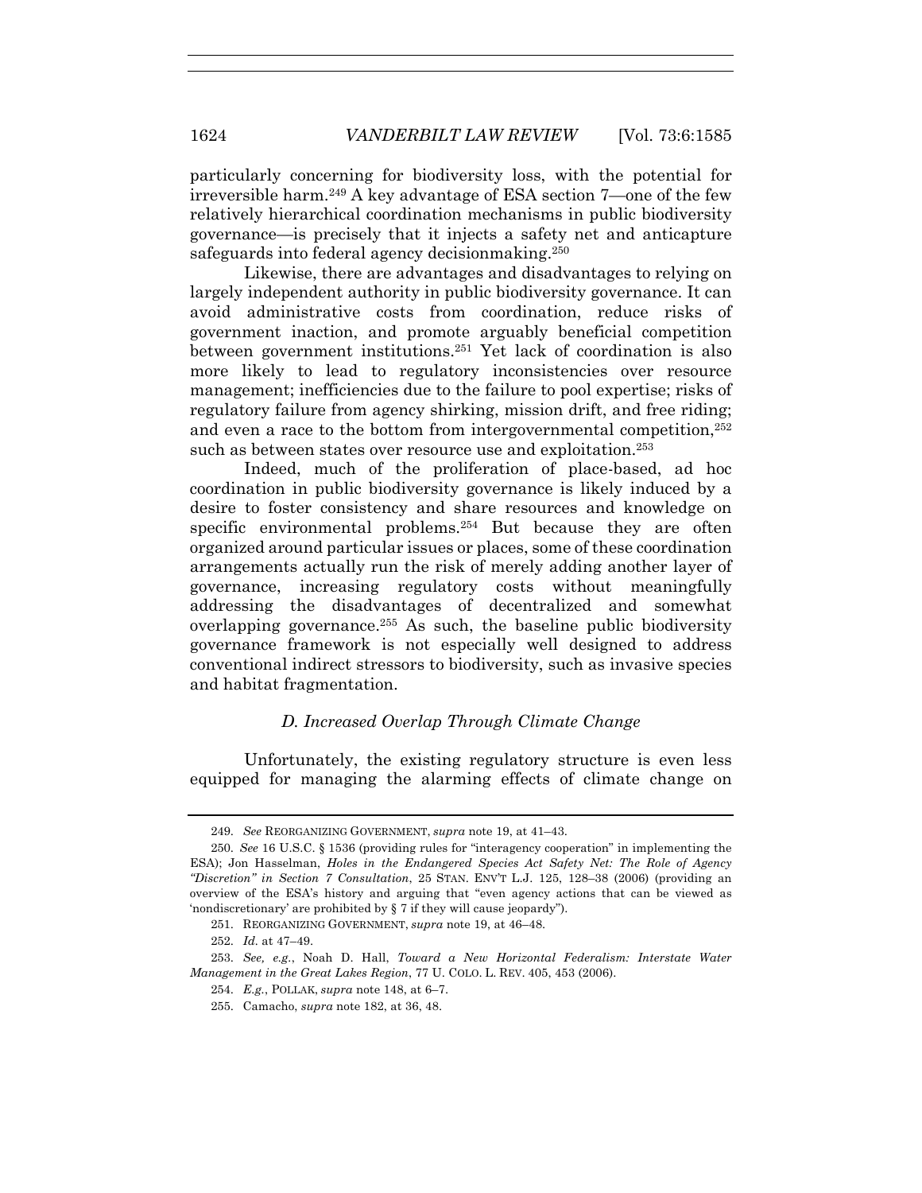particularly concerning for biodiversity loss, with the potential for irreversible harm.[249] A key advantage of ESA section 7—one of the few relatively hierarchical coordination mechanisms in public biodiversity governance—is precisely that it injects a safety net and anticapture safeguards into federal agency decisionmaking.[250]

Likewise, there are advantages and disadvantages to relying on largely independent authority in public biodiversity governance. It can avoid administrative costs from coordination, reduce risks of government inaction, and promote arguably beneficial competition between government institutions.[251] Yet lack of coordination is also more likely to lead to regulatory inconsistencies over resource management; inefficiencies due to the failure to pool expertise; risks of regulatory failure from agency shirking, mission drift, and free riding; and even a race to the bottom from intergovernmental competition,[252] such as between states over resource use and exploitation.[253]

Indeed, much of the proliferation of place-based, ad hoc coordination in public biodiversity governance is likely induced by a desire to foster consistency and share resources and knowledge on specific environmental problems.[254] But because they are often organized around particular issues or places, some of these coordination arrangements actually run the risk of merely adding another layer of governance, increasing regulatory costs without meaningfully addressing the disadvantages of decentralized and somewhat overlapping governance.[255] As such, the baseline public biodiversity governance framework is not especially well designed to address conventional indirect stressors to biodiversity, such as invasive species and habitat fragmentation.

### *D. Increased Overlap Through Climate Change*

Unfortunately, the existing regulatory structure is even less equipped for managing the alarming effects of climate change on

---

249. *See* REORGANIZING GOVERNMENT, *supra* note 19, at 41–43.

250. *See* 16 U.S.C. § 1536 (providing rules for "interagency cooperation" in implementing the ESA); Jon Hasselman, *Holes in the Endangered Species Act Safety Net: The Role of Agency "Discretion" in Section 7 Consultation*, 25 STAN. ENV'T L.J. 125, 128–38 (2006) (providing an overview of the ESA's history and arguing that "even agency actions that can be viewed as 'nondiscretionary' are prohibited by § 7 if they will cause jeopardy").

251. REORGANIZING GOVERNMENT, *supra* note 19, at 46–48.

252. *Id.* at 47–49.

253. *See, e.g.*, Noah D. Hall, *Toward a New Horizontal Federalism: Interstate Water Management in the Great Lakes Region*, 77 U. COLO. L. REV. 405, 453 (2006).

254. *E.g.*, POLLAK, *supra* note 148, at 6–7.

255. Camacho, *supra* note 182, at 36, 48.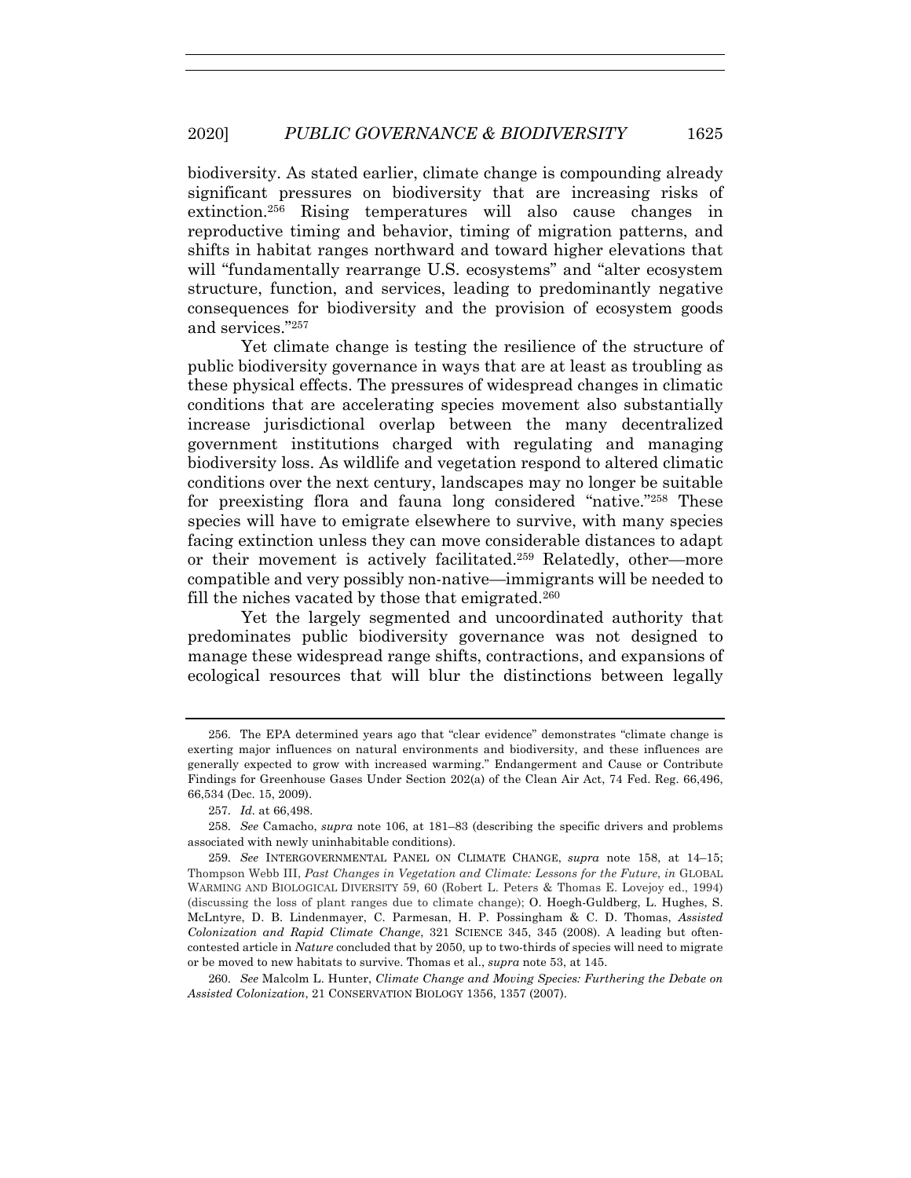biodiversity. As stated earlier, climate change is compounding already significant pressures on biodiversity that are increasing risks of extinction.[256] Rising temperatures will also cause changes in reproductive timing and behavior, timing of migration patterns, and shifts in habitat ranges northward and toward higher elevations that will "fundamentally rearrange U.S. ecosystems" and "alter ecosystem structure, function, and services, leading to predominantly negative consequences for biodiversity and the provision of ecosystem goods and services."[257]

Yet climate change is testing the resilience of the structure of public biodiversity governance in ways that are at least as troubling as these physical effects. The pressures of widespread changes in climatic conditions that are accelerating species movement also substantially increase jurisdictional overlap between the many decentralized government institutions charged with regulating and managing biodiversity loss. As wildlife and vegetation respond to altered climatic conditions over the next century, landscapes may no longer be suitable for preexisting flora and fauna long considered "native."[258] These species will have to emigrate elsewhere to survive, with many species facing extinction unless they can move considerable distances to adapt or their movement is actively facilitated.[259] Relatedly, other—more compatible and very possibly non-native—immigrants will be needed to fill the niches vacated by those that emigrated.[260]

Yet the largely segmented and uncoordinated authority that predominates public biodiversity governance was not designed to manage these widespread range shifts, contractions, and expansions of ecological resources that will blur the distinctions between legally

---

256. The EPA determined years ago that "clear evidence" demonstrates "climate change is exerting major influences on natural environments and biodiversity, and these influences are generally expected to grow with increased warming." Endangerment and Cause or Contribute Findings for Greenhouse Gases Under Section 202(a) of the Clean Air Act, 74 Fed. Reg. 66,496, 66,534 (Dec. 15, 2009).

257. *Id.* at 66,498.

258. *See* Camacho, *supra* note 106, at 181–83 (describing the specific drivers and problems associated with newly uninhabitable conditions).

259. *See* INTERGOVERNMENTAL PANEL ON CLIMATE CHANGE, *supra* note 158, at 14–15; Thompson Webb III, *Past Changes in Vegetation and Climate: Lessons for the Future*, *in* GLOBAL WARMING AND BIOLOGICAL DIVERSITY 59, 60 (Robert L. Peters & Thomas E. Lovejoy ed., 1994) (discussing the loss of plant ranges due to climate change); O. Hoegh-Guldberg, L. Hughes, S. McLntyre, D. B. Lindenmayer, C. Parmesan, H. P. Possingham & C. D. Thomas, *Assisted Colonization and Rapid Climate Change*, 321 SCIENCE 345, 345 (2008). A leading but often-contested article in *Nature* concluded that by 2050, up to two-thirds of species will need to migrate or be moved to new habitats to survive. Thomas et al., *supra* note 53, at 145.

260. *See* Malcolm L. Hunter, *Climate Change and Moving Species: Furthering the Debate on Assisted Colonization*, 21 CONSERVATION BIOLOGY 1356, 1357 (2007).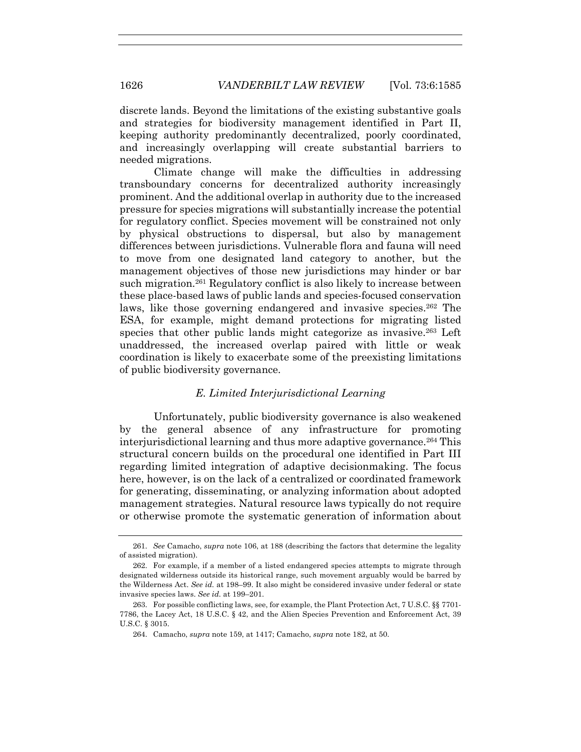discrete lands. Beyond the limitations of the existing substantive goals and strategies for biodiversity management identified in Part II, keeping authority predominantly decentralized, poorly coordinated, and increasingly overlapping will create substantial barriers to needed migrations.

Climate change will make the difficulties in addressing transboundary concerns for decentralized authority increasingly prominent. And the additional overlap in authority due to the increased pressure for species migrations will substantially increase the potential for regulatory conflict. Species movement will be constrained not only by physical obstructions to dispersal, but also by management differences between jurisdictions. Vulnerable flora and fauna will need to move from one designated land category to another, but the management objectives of those new jurisdictions may hinder or bar such migration.[261] Regulatory conflict is also likely to increase between these place-based laws of public lands and species-focused conservation laws, like those governing endangered and invasive species.[262] The ESA, for example, might demand protections for migrating listed species that other public lands might categorize as invasive.[263] Left unaddressed, the increased overlap paired with little or weak coordination is likely to exacerbate some of the preexisting limitations of public biodiversity governance.

### *E. Limited Interjurisdictional Learning*

Unfortunately, public biodiversity governance is also weakened by the general absence of any infrastructure for promoting interjurisdictional learning and thus more adaptive governance.[264] This structural concern builds on the procedural one identified in Part III regarding limited integration of adaptive decisionmaking. The focus here, however, is on the lack of a centralized or coordinated framework for generating, disseminating, or analyzing information about adopted management strategies. Natural resource laws typically do not require or otherwise promote the systematic generation of information about

---

261. *See* Camacho, *supra* note 106, at 188 (describing the factors that determine the legality of assisted migration).

262. For example, if a member of a listed endangered species attempts to migrate through designated wilderness outside its historical range, such movement arguably would be barred by the Wilderness Act. *See id.* at 198–99. It also might be considered invasive under federal or state invasive species laws. *See id.* at 199–201.

263. For possible conflicting laws, see, for example, the Plant Protection Act, 7 U.S.C. §§ 7701-7786, the Lacey Act, 18 U.S.C. § 42, and the Alien Species Prevention and Enforcement Act, 39 U.S.C. § 3015.

264. Camacho, *supra* note 159, at 1417; Camacho, *supra* note 182, at 50.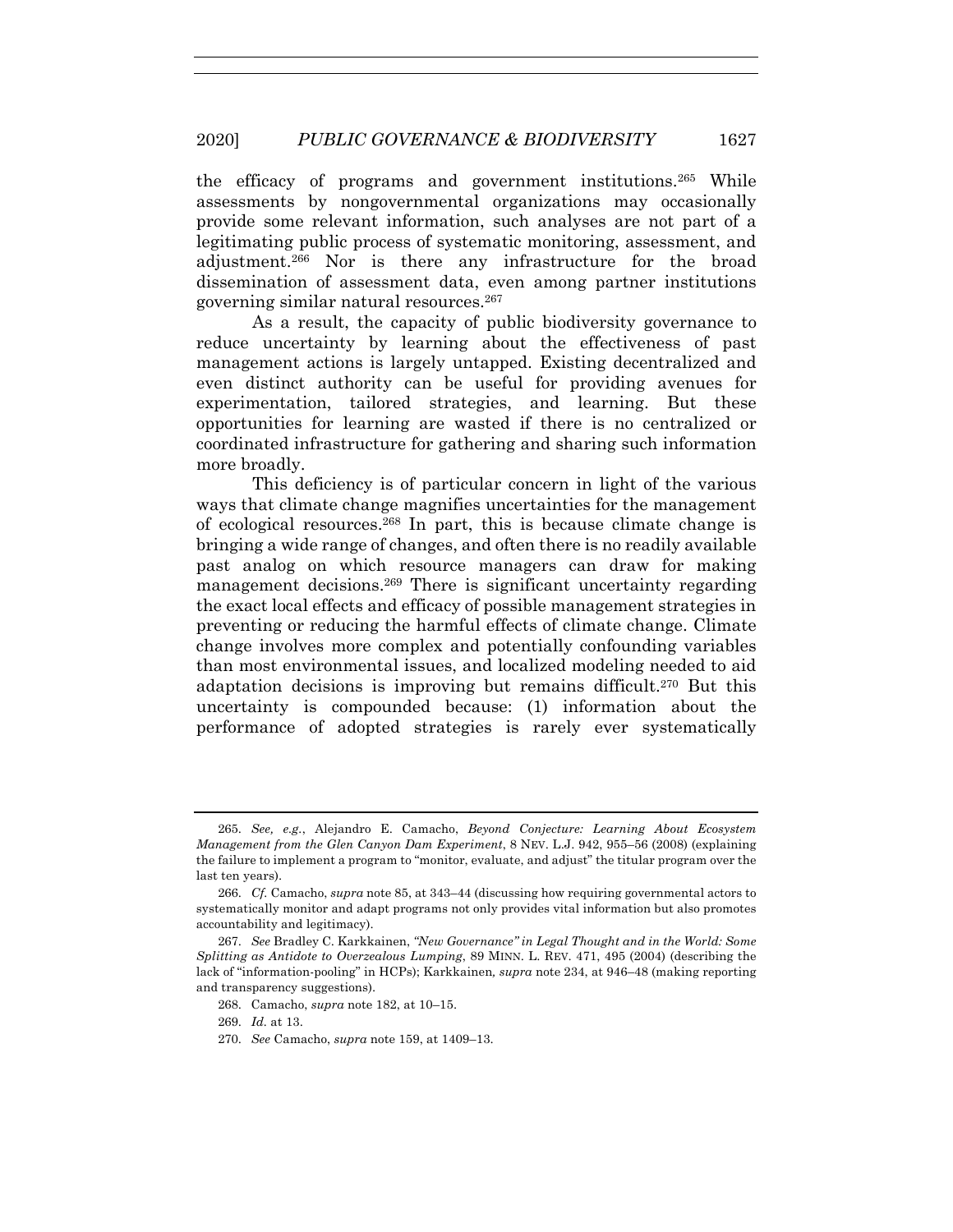the efficacy of programs and government institutions.[265] While assessments by nongovernmental organizations may occasionally provide some relevant information, such analyses are not part of a legitimating public process of systematic monitoring, assessment, and adjustment.[266] Nor is there any infrastructure for the broad dissemination of assessment data, even among partner institutions governing similar natural resources.[267]

As a result, the capacity of public biodiversity governance to reduce uncertainty by learning about the effectiveness of past management actions is largely untapped. Existing decentralized and even distinct authority can be useful for providing avenues for experimentation, tailored strategies, and learning. But these opportunities for learning are wasted if there is no centralized or coordinated infrastructure for gathering and sharing such information more broadly.

This deficiency is of particular concern in light of the various ways that climate change magnifies uncertainties for the management of ecological resources.[268] In part, this is because climate change is bringing a wide range of changes, and often there is no readily available past analog on which resource managers can draw for making management decisions.[269] There is significant uncertainty regarding the exact local effects and efficacy of possible management strategies in preventing or reducing the harmful effects of climate change. Climate change involves more complex and potentially confounding variables than most environmental issues, and localized modeling needed to aid adaptation decisions is improving but remains difficult.[270] But this uncertainty is compounded because: (1) information about the performance of adopted strategies is rarely ever systematically

---

265. *See, e.g.*, Alejandro E. Camacho, *Beyond Conjecture: Learning About Ecosystem Management from the Glen Canyon Dam Experiment*, 8 NEV. L.J. 942, 955–56 (2008) (explaining the failure to implement a program to "monitor, evaluate, and adjust" the titular program over the last ten years).

266. *Cf.* Camacho, *supra* note 85, at 343–44 (discussing how requiring governmental actors to systematically monitor and adapt programs not only provides vital information but also promotes accountability and legitimacy).

267. *See* Bradley C. Karkkainen, *"New Governance" in Legal Thought and in the World: Some Splitting as Antidote to Overzealous Lumping*, 89 MINN. L. REV. 471, 495 (2004) (describing the lack of "information-pooling" in HCPs); Karkkainen, *supra* note 234, at 946–48 (making reporting and transparency suggestions).

268. Camacho, *supra* note 182, at 10–15.

269. *Id.* at 13.

270. *See* Camacho, *supra* note 159, at 1409–13.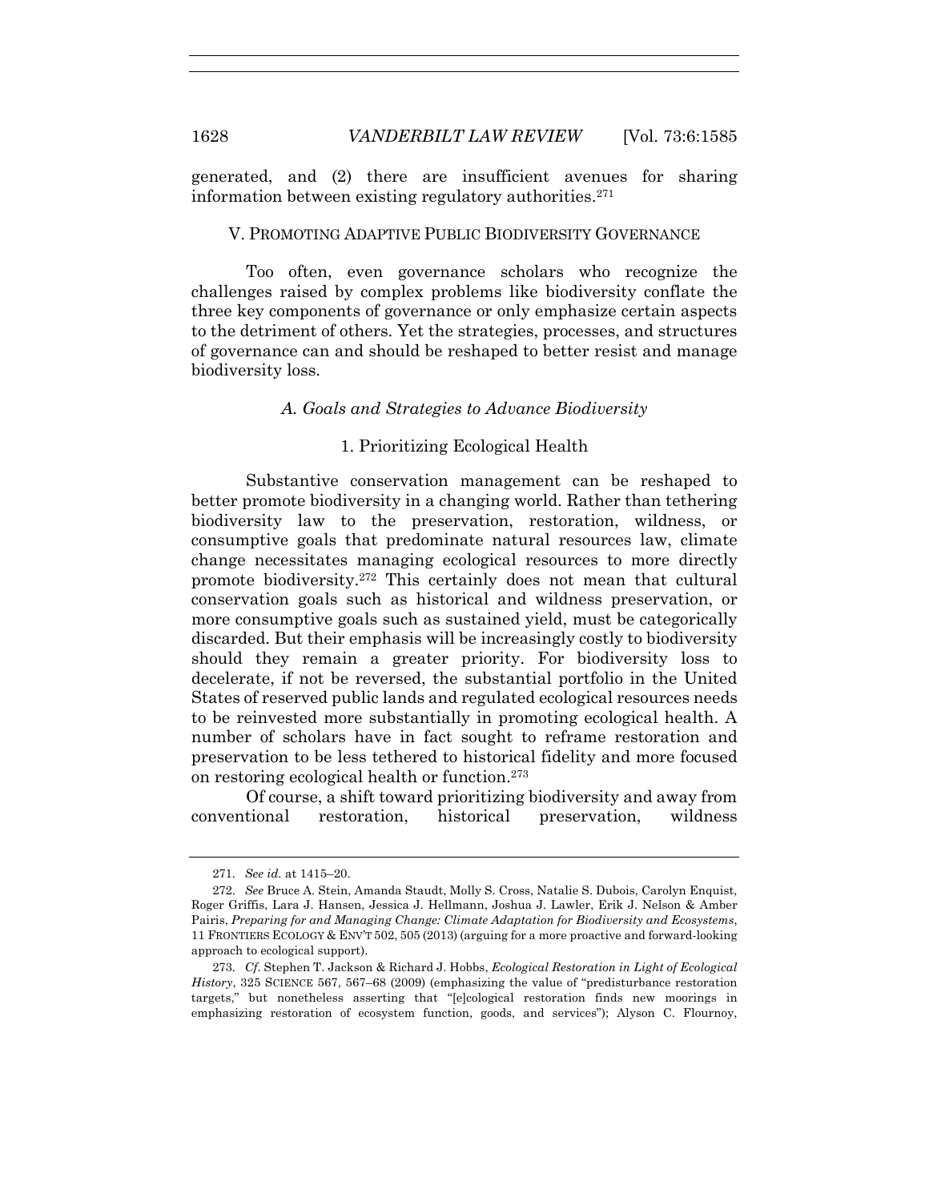generated, and (2) there are insufficient avenues for sharing information between existing regulatory authorities.[271]

## V. PROMOTING ADAPTIVE PUBLIC BIODIVERSITY GOVERNANCE

Too often, even governance scholars who recognize the challenges raised by complex problems like biodiversity conflate the three key components of governance or only emphasize certain aspects to the detriment of others. Yet the strategies, processes, and structures of governance can and should be reshaped to better resist and manage biodiversity loss.

### *A. Goals and Strategies to Advance Biodiversity*

#### 1. Prioritizing Ecological Health

Substantive conservation management can be reshaped to better promote biodiversity in a changing world. Rather than tethering biodiversity law to the preservation, restoration, wildness, or consumptive goals that predominate natural resources law, climate change necessitates managing ecological resources to more directly promote biodiversity.[272] This certainly does not mean that cultural conservation goals such as historical and wildness preservation, or more consumptive goals such as sustained yield, must be categorically discarded. But their emphasis will be increasingly costly to biodiversity should they remain a greater priority. For biodiversity loss to decelerate, if not be reversed, the substantial portfolio in the United States of reserved public lands and regulated ecological resources needs to be reinvested more substantially in promoting ecological health. A number of scholars have in fact sought to reframe restoration and preservation to be less tethered to historical fidelity and more focused on restoring ecological health or function.[273]

Of course, a shift toward prioritizing biodiversity and away from conventional restoration, historical preservation, wildness

---

271. *See id.* at 1415–20.

272. *See* Bruce A. Stein, Amanda Staudt, Molly S. Cross, Natalie S. Dubois, Carolyn Enquist, Roger Griffis, Lara J. Hansen, Jessica J. Hellmann, Joshua J. Lawler, Erik J. Nelson & Amber Pairis, *Preparing for and Managing Change: Climate Adaptation for Biodiversity and Ecosystems*, 11 FRONTIERS ECOLOGY & ENV'T 502, 505 (2013) (arguing for a more proactive and forward-looking approach to ecological support).

273. *Cf.* Stephen T. Jackson & Richard J. Hobbs, *Ecological Restoration in Light of Ecological History*, 325 SCIENCE 567, 567–68 (2009) (emphasizing the value of "predisturbance restoration targets," but nonetheless asserting that "[e]cological restoration finds new moorings in emphasizing restoration of ecosystem function, goods, and services"); Alyson C. Flournoy,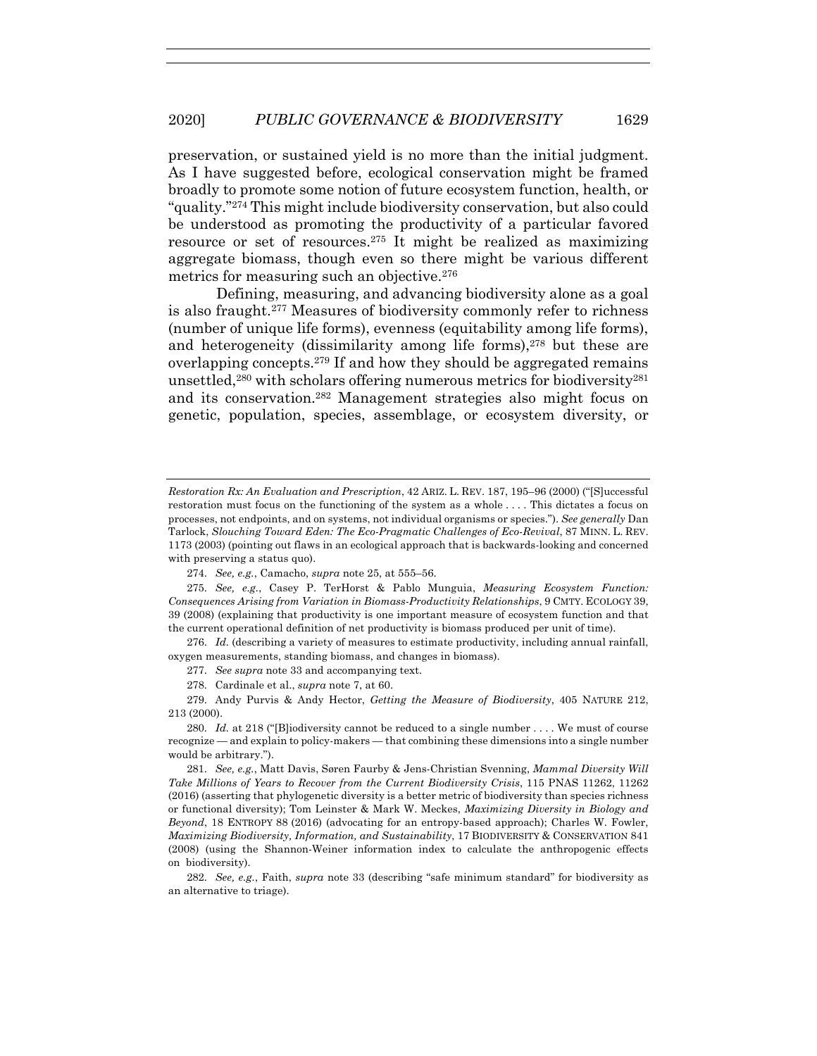preservation, or sustained yield is no more than the initial judgment. As I have suggested before, ecological conservation might be framed broadly to promote some notion of future ecosystem function, health, or "quality."[274] This might include biodiversity conservation, but also could be understood as promoting the productivity of a particular favored resource or set of resources.[275] It might be realized as maximizing aggregate biomass, though even so there might be various different metrics for measuring such an objective.[276]

Defining, measuring, and advancing biodiversity alone as a goal is also fraught.[277] Measures of biodiversity commonly refer to richness (number of unique life forms), evenness (equitability among life forms), and heterogeneity (dissimilarity among life forms),[278] but these are overlapping concepts.[279] If and how they should be aggregated remains unsettled,[280] with scholars offering numerous metrics for biodiversity[281] and its conservation.[282] Management strategies also might focus on genetic, population, species, assemblage, or ecosystem diversity, or

---

*Restoration Rx: An Evaluation and Prescription*, 42 ARIZ. L. REV. 187, 195–96 (2000) ("[S]uccessful restoration must focus on the functioning of the system as a whole . . . . This dictates a focus on processes, not endpoints, and on systems, not individual organisms or species."). *See generally* Dan Tarlock, *Slouching Toward Eden: The Eco-Pragmatic Challenges of Eco-Revival*, 87 MINN. L. REV. 1173 (2003) (pointing out flaws in an ecological approach that is backwards-looking and concerned with preserving a status quo).

274. *See, e.g.*, Camacho, *supra* note 25, at 555–56.

275. *See, e.g.*, Casey P. TerHorst & Pablo Munguia, *Measuring Ecosystem Function: Consequences Arising from Variation in Biomass-Productivity Relationships*, 9 CMTY. ECOLOGY 39, 39 (2008) (explaining that productivity is one important measure of ecosystem function and that the current operational definition of net productivity is biomass produced per unit of time).

276. *Id.* (describing a variety of measures to estimate productivity, including annual rainfall, oxygen measurements, standing biomass, and changes in biomass).

277. *See supra* note 33 and accompanying text.

278. Cardinale et al., *supra* note 7, at 60.

279. Andy Purvis & Andy Hector, *Getting the Measure of Biodiversity*, 405 NATURE 212, 213 (2000).

280. *Id.* at 218 ("[B]iodiversity cannot be reduced to a single number . . . . We must of course recognize — and explain to policy-makers — that combining these dimensions into a single number would be arbitrary.").

281. *See, e.g.*, Matt Davis, Søren Faurby & Jens-Christian Svenning, *Mammal Diversity Will Take Millions of Years to Recover from the Current Biodiversity Crisis*, 115 PNAS 11262, 11262 (2016) (asserting that phylogenetic diversity is a better metric of biodiversity than species richness or functional diversity); Tom Leinster & Mark W. Meckes, *Maximizing Diversity in Biology and Beyond*, 18 ENTROPY 88 (2016) (advocating for an entropy-based approach); Charles W. Fowler, *Maximizing Biodiversity, Information, and Sustainability*, 17 BIODIVERSITY & CONSERVATION 841 (2008) (using the Shannon-Weiner information index to calculate the anthropogenic effects on biodiversity).

282. *See, e.g.*, Faith, *supra* note 33 (describing "safe minimum standard" for biodiversity as an alternative to triage).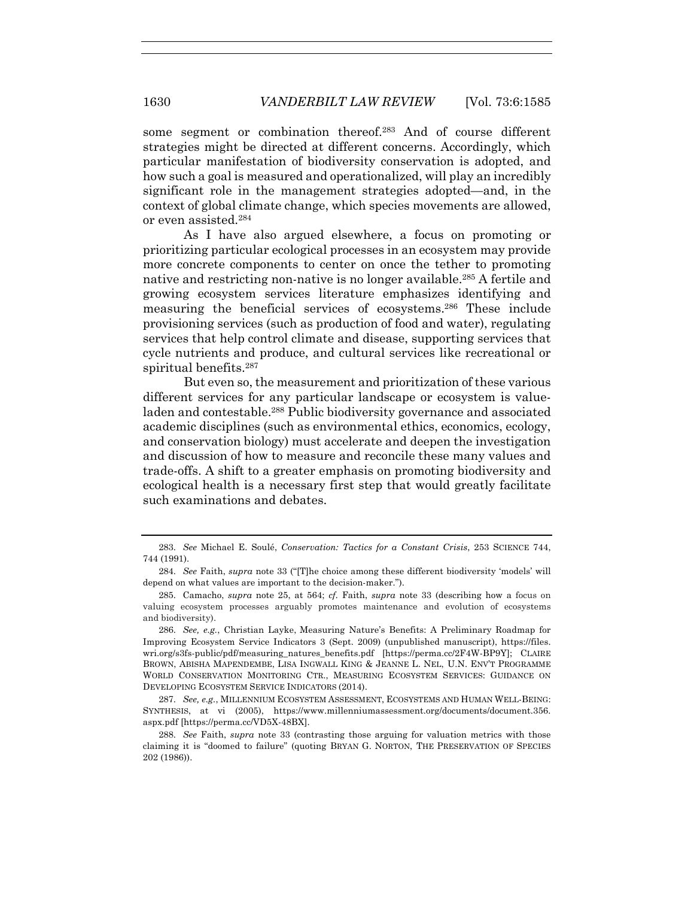some segment or combination thereof.[283] And of course different strategies might be directed at different concerns. Accordingly, which particular manifestation of biodiversity conservation is adopted, and how such a goal is measured and operationalized, will play an incredibly significant role in the management strategies adopted—and, in the context of global climate change, which species movements are allowed, or even assisted.[284]

As I have also argued elsewhere, a focus on promoting or prioritizing particular ecological processes in an ecosystem may provide more concrete components to center on once the tether to promoting native and restricting non-native is no longer available.[285] A fertile and growing ecosystem services literature emphasizes identifying and measuring the beneficial services of ecosystems.[286] These include provisioning services (such as production of food and water), regulating services that help control climate and disease, supporting services that cycle nutrients and produce, and cultural services like recreational or spiritual benefits.[287]

But even so, the measurement and prioritization of these various different services for any particular landscape or ecosystem is value-laden and contestable.[288] Public biodiversity governance and associated academic disciplines (such as environmental ethics, economics, ecology, and conservation biology) must accelerate and deepen the investigation and discussion of how to measure and reconcile these many values and trade-offs. A shift to a greater emphasis on promoting biodiversity and ecological health is a necessary first step that would greatly facilitate such examinations and debates.

---

283. *See* Michael E. Soulé, *Conservation: Tactics for a Constant Crisis*, 253 SCIENCE 744, 744 (1991).

284. *See* Faith, *supra* note 33 ("[T]he choice among these different biodiversity 'models' will depend on what values are important to the decision-maker.").

285. Camacho, *supra* note 25, at 564; *cf.* Faith, *supra* note 33 (describing how a focus on valuing ecosystem processes arguably promotes maintenance and evolution of ecosystems and biodiversity).

286. *See, e.g.*, Christian Layke, Measuring Nature's Benefits: A Preliminary Roadmap for Improving Ecosystem Service Indicators 3 (Sept. 2009) (unpublished manuscript), https://files.wri.org/s3fs-public/pdf/measuring_natures_benefits.pdf [https://perma.cc/2F4W-BP9Y]; CLAIRE BROWN, ABISHA MAPENDEMBE, LISA INGWALL KING & JEANNE L. NEL, U.N. ENV'T PROGRAMME WORLD CONSERVATION MONITORING CTR., MEASURING ECOSYSTEM SERVICES: GUIDANCE ON DEVELOPING ECOSYSTEM SERVICE INDICATORS (2014).

287. *See, e.g.*, MILLENNIUM ECOSYSTEM ASSESSMENT, ECOSYSTEMS AND HUMAN WELL-BEING: SYNTHESIS, at vi (2005), https://www.millenniumassessment.org/documents/document.356.aspx.pdf [https://perma.cc/VD5X-48BX].

288. *See* Faith, *supra* note 33 (contrasting those arguing for valuation metrics with those claiming it is "doomed to failure" (quoting BRYAN G. NORTON, THE PRESERVATION OF SPECIES 202 (1986)).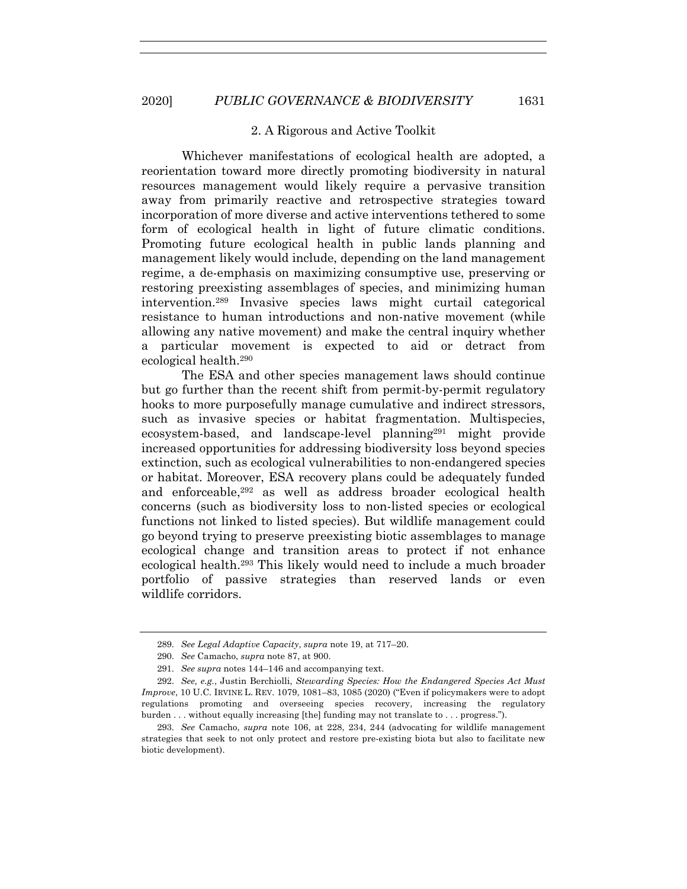### 2. A Rigorous and Active Toolkit

Whichever manifestations of ecological health are adopted, a reorientation toward more directly promoting biodiversity in natural resources management would likely require a pervasive transition away from primarily reactive and retrospective strategies toward incorporation of more diverse and active interventions tethered to some form of ecological health in light of future climatic conditions. Promoting future ecological health in public lands planning and management likely would include, depending on the land management regime, a de-emphasis on maximizing consumptive use, preserving or restoring preexisting assemblages of species, and minimizing human intervention.[289] Invasive species laws might curtail categorical resistance to human introductions and non-native movement (while allowing any native movement) and make the central inquiry whether a particular movement is expected to aid or detract from ecological health.[290]

The ESA and other species management laws should continue but go further than the recent shift from permit-by-permit regulatory hooks to more purposefully manage cumulative and indirect stressors, such as invasive species or habitat fragmentation. Multispecies, ecosystem-based, and landscape-level planning[291] might provide increased opportunities for addressing biodiversity loss beyond species extinction, such as ecological vulnerabilities to non-endangered species or habitat. Moreover, ESA recovery plans could be adequately funded and enforceable,[292] as well as address broader ecological health concerns (such as biodiversity loss to non-listed species or ecological functions not linked to listed species). But wildlife management could go beyond trying to preserve preexisting biotic assemblages to manage ecological change and transition areas to protect if not enhance ecological health.[293] This likely would need to include a much broader portfolio of passive strategies than reserved lands or even wildlife corridors.

---

289. *See Legal Adaptive Capacity*, *supra* note 19, at 717–20.

290. *See* Camacho, *supra* note 87, at 900.

291. *See supra* notes 144–146 and accompanying text.

292. *See, e.g.*, Justin Berchiolli, *Stewarding Species: How the Endangered Species Act Must Improve*, 10 U.C. IRVINE L. REV. 1079, 1081–83, 1085 (2020) ("Even if policymakers were to adopt regulations promoting and overseeing species recovery, increasing the regulatory burden . . . without equally increasing [the] funding may not translate to . . . progress.").

293. *See* Camacho, *supra* note 106, at 228, 234, 244 (advocating for wildlife management strategies that seek to not only protect and restore pre-existing biota but also to facilitate new biotic development).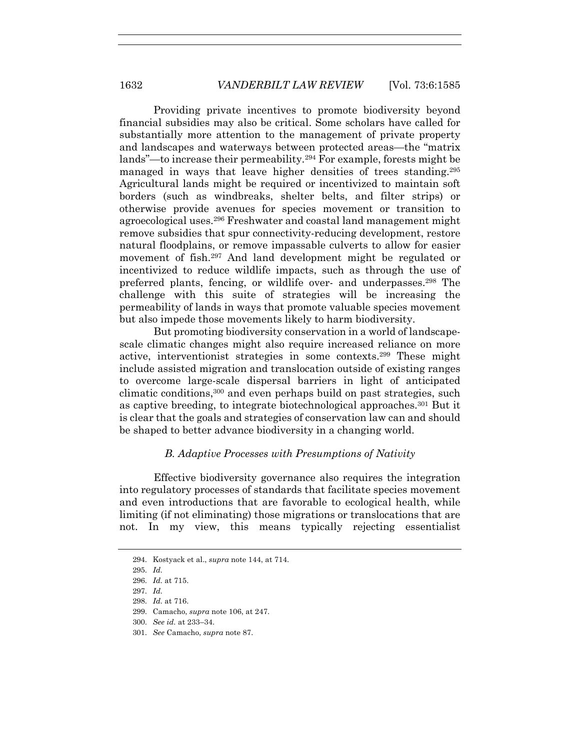Providing private incentives to promote biodiversity beyond financial subsidies may also be critical. Some scholars have called for substantially more attention to the management of private property and landscapes and waterways between protected areas—the "matrix lands"—to increase their permeability.[294] For example, forests might be managed in ways that leave higher densities of trees standing.[295] Agricultural lands might be required or incentivized to maintain soft borders (such as windbreaks, shelter belts, and filter strips) or otherwise provide avenues for species movement or transition to agroecological uses.[296] Freshwater and coastal land management might remove subsidies that spur connectivity-reducing development, restore natural floodplains, or remove impassable culverts to allow for easier movement of fish.[297] And land development might be regulated or incentivized to reduce wildlife impacts, such as through the use of preferred plants, fencing, or wildlife over- and underpasses.[298] The challenge with this suite of strategies will be increasing the permeability of lands in ways that promote valuable species movement but also impede those movements likely to harm biodiversity.

But promoting biodiversity conservation in a world of landscape-scale climatic changes might also require increased reliance on more active, interventionist strategies in some contexts.[299] These might include assisted migration and translocation outside of existing ranges to overcome large-scale dispersal barriers in light of anticipated climatic conditions,[300] and even perhaps build on past strategies, such as captive breeding, to integrate biotechnological approaches.[301] But it is clear that the goals and strategies of conservation law can and should be shaped to better advance biodiversity in a changing world.

### *B. Adaptive Processes with Presumptions of Nativity*

Effective biodiversity governance also requires the integration into regulatory processes of standards that facilitate species movement and even introductions that are favorable to ecological health, while limiting (if not eliminating) those migrations or translocations that are not. In my view, this means typically rejecting essentialist

294. Kostyack et al., *supra* note 144, at 714.

295. *Id.*

296. *Id.* at 715.

297. *Id.*

298. *Id.* at 716.

299. Camacho, *supra* note 106, at 247.

300. *See id.* at 233–34.

301. *See* Camacho, *supra* note 87.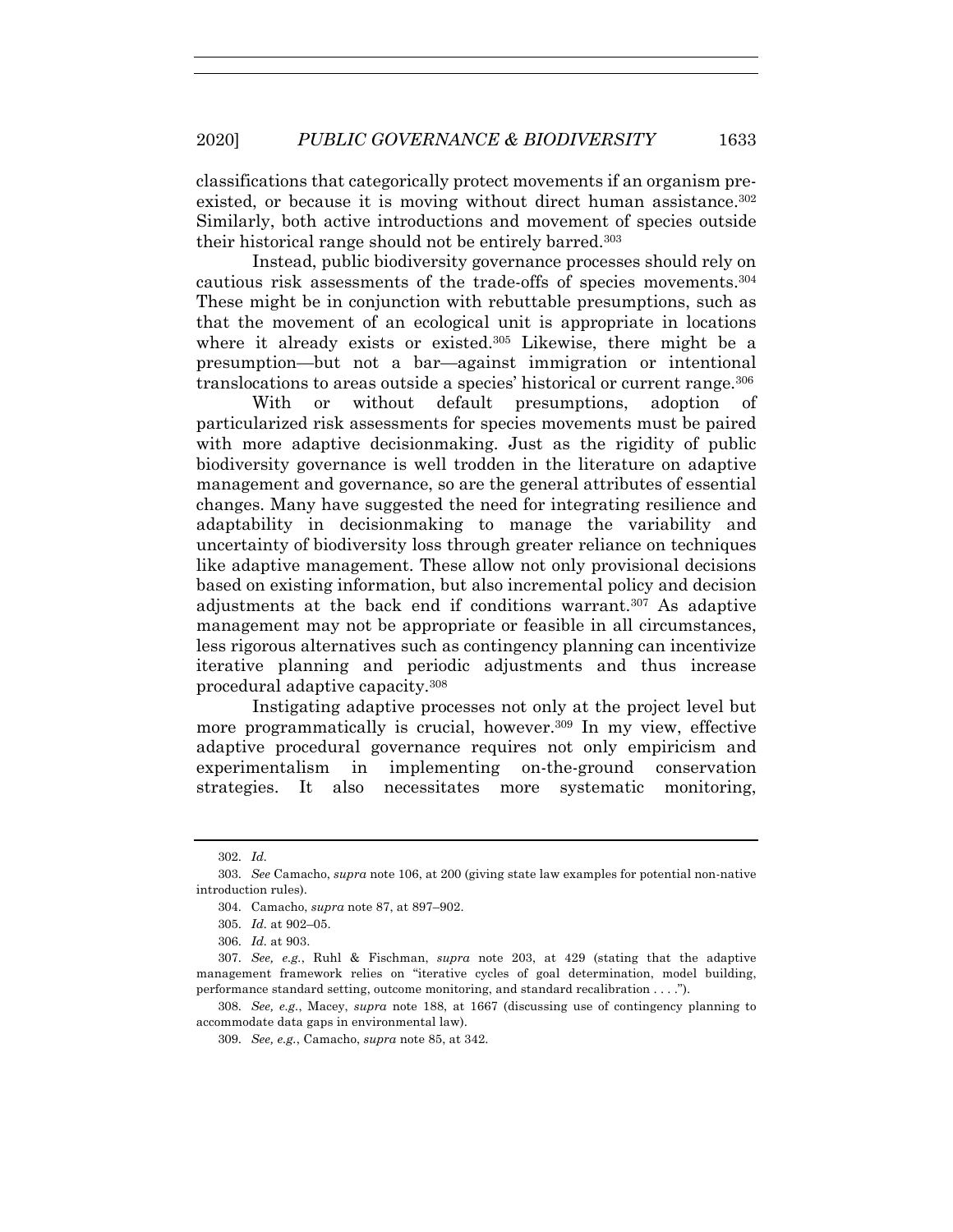classifications that categorically protect movements if an organism pre-existed, or because it is moving without direct human assistance.[302] Similarly, both active introductions and movement of species outside their historical range should not be entirely barred.[303]

Instead, public biodiversity governance processes should rely on cautious risk assessments of the trade-offs of species movements.[304] These might be in conjunction with rebuttable presumptions, such as that the movement of an ecological unit is appropriate in locations where it already exists or existed.[305] Likewise, there might be a presumption—but not a bar—against immigration or intentional translocations to areas outside a species' historical or current range.[306]

With or without default presumptions, adoption of particularized risk assessments for species movements must be paired with more adaptive decisionmaking. Just as the rigidity of public biodiversity governance is well trodden in the literature on adaptive management and governance, so are the general attributes of essential changes. Many have suggested the need for integrating resilience and adaptability in decisionmaking to manage the variability and uncertainty of biodiversity loss through greater reliance on techniques like adaptive management. These allow not only provisional decisions based on existing information, but also incremental policy and decision adjustments at the back end if conditions warrant.[307] As adaptive management may not be appropriate or feasible in all circumstances, less rigorous alternatives such as contingency planning can incentivize iterative planning and periodic adjustments and thus increase procedural adaptive capacity.[308]

Instigating adaptive processes not only at the project level but more programmatically is crucial, however.[309] In my view, effective adaptive procedural governance requires not only empiricism and experimentalism in implementing on-the-ground conservation strategies. It also necessitates more systematic monitoring,

---

302. *Id.*

303. *See* Camacho, *supra* note 106, at 200 (giving state law examples for potential non-native introduction rules).

304. Camacho, *supra* note 87, at 897–902.

305. *Id.* at 902–05.

306. *Id.* at 903.

307. *See, e.g.*, Ruhl & Fischman, *supra* note 203, at 429 (stating that the adaptive management framework relies on "iterative cycles of goal determination, model building, performance standard setting, outcome monitoring, and standard recalibration . . . .").

308. *See, e.g.*, Macey, *supra* note 188, at 1667 (discussing use of contingency planning to accommodate data gaps in environmental law).

309. *See, e.g.*, Camacho, *supra* note 85, at 342.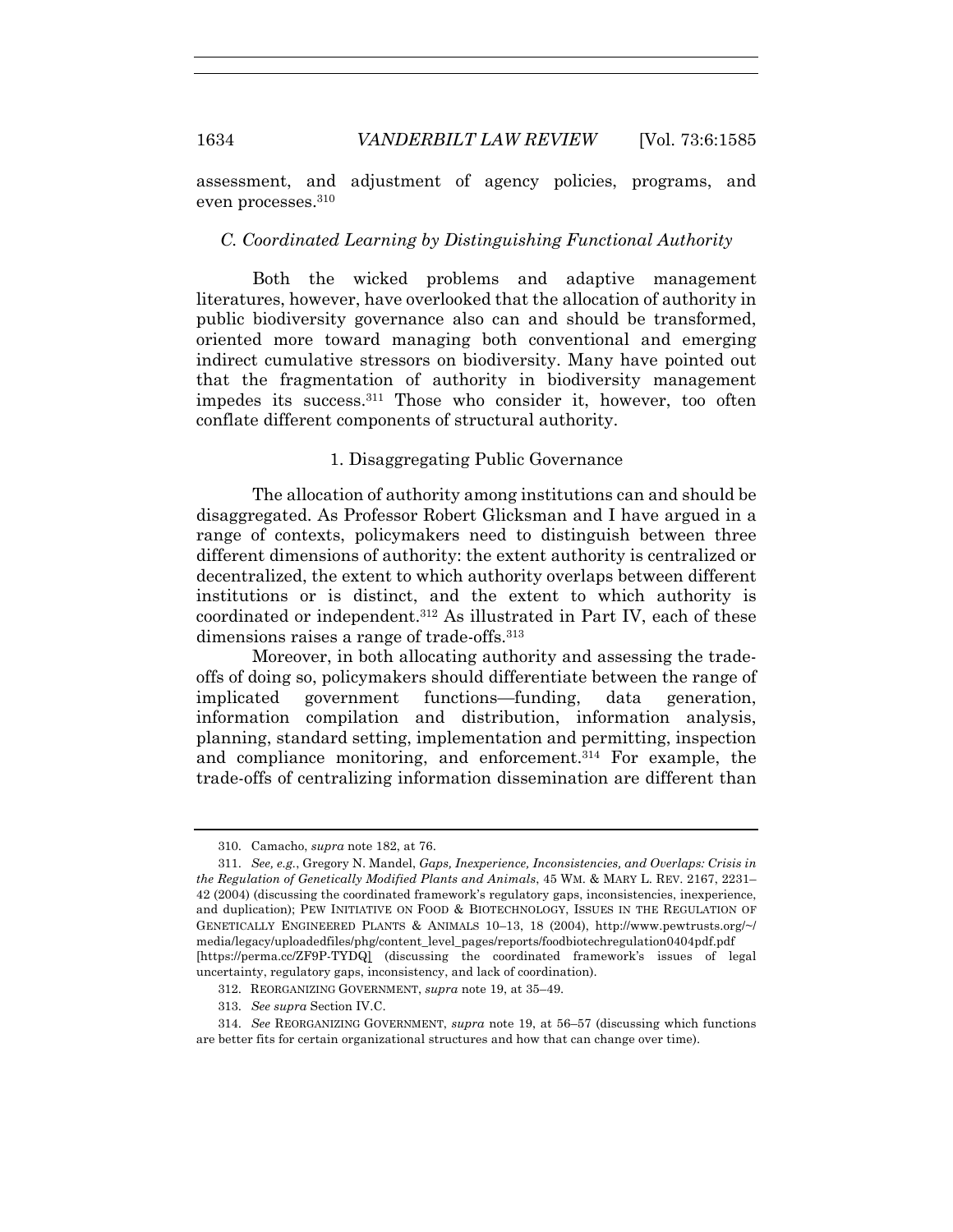assessment, and adjustment of agency policies, programs, and even processes.[310]

### *C. Coordinated Learning by Distinguishing Functional Authority*

Both the wicked problems and adaptive management literatures, however, have overlooked that the allocation of authority in public biodiversity governance also can and should be transformed, oriented more toward managing both conventional and emerging indirect cumulative stressors on biodiversity. Many have pointed out that the fragmentation of authority in biodiversity management impedes its success.[311] Those who consider it, however, too often conflate different components of structural authority.

#### 1. Disaggregating Public Governance

The allocation of authority among institutions can and should be disaggregated. As Professor Robert Glicksman and I have argued in a range of contexts, policymakers need to distinguish between three different dimensions of authority: the extent authority is centralized or decentralized, the extent to which authority overlaps between different institutions or is distinct, and the extent to which authority is coordinated or independent.[312] As illustrated in Part IV, each of these dimensions raises a range of trade-offs.[313]

Moreover, in both allocating authority and assessing the trade-offs of doing so, policymakers should differentiate between the range of implicated government functions—funding, data generation, information compilation and distribution, information analysis, planning, standard setting, implementation and permitting, inspection and compliance monitoring, and enforcement.[314] For example, the trade-offs of centralizing information dissemination are different than

---

310. Camacho, *supra* note 182, at 76.

311. *See, e.g.*, Gregory N. Mandel, *Gaps, Inexperience, Inconsistencies, and Overlaps: Crisis in the Regulation of Genetically Modified Plants and Animals*, 45 WM. & MARY L. REV. 2167, 2231–42 (2004) (discussing the coordinated framework's regulatory gaps, inconsistencies, inexperience, and duplication); PEW INITIATIVE ON FOOD & BIOTECHNOLOGY, ISSUES IN THE REGULATION OF GENETICALLY ENGINEERED PLANTS & ANIMALS 10–13, 18 (2004), http://www.pewtrusts.org/~/media/legacy/uploadedfiles/phg/content_level_pages/reports/foodbiotechregulation0404pdf.pdf [https://perma.cc/ZF9P-TYDQ] (discussing the coordinated framework's issues of legal uncertainty, regulatory gaps, inconsistency, and lack of coordination).

312. REORGANIZING GOVERNMENT, *supra* note 19, at 35–49.

313. *See supra* Section IV.C.

314. *See* REORGANIZING GOVERNMENT, *supra* note 19, at 56–57 (discussing which functions are better fits for certain organizational structures and how that can change over time).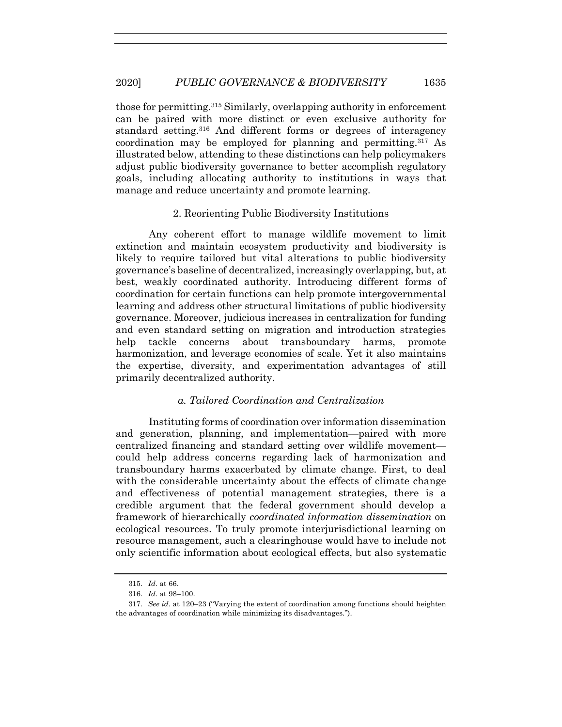those for permitting.[315] Similarly, overlapping authority in enforcement can be paired with more distinct or even exclusive authority for standard setting.[316] And different forms or degrees of interagency coordination may be employed for planning and permitting.[317] As illustrated below, attending to these distinctions can help policymakers adjust public biodiversity governance to better accomplish regulatory goals, including allocating authority to institutions in ways that manage and reduce uncertainty and promote learning.

### 2. Reorienting Public Biodiversity Institutions

Any coherent effort to manage wildlife movement to limit extinction and maintain ecosystem productivity and biodiversity is likely to require tailored but vital alterations to public biodiversity governance's baseline of decentralized, increasingly overlapping, but, at best, weakly coordinated authority. Introducing different forms of coordination for certain functions can help promote intergovernmental learning and address other structural limitations of public biodiversity governance. Moreover, judicious increases in centralization for funding and even standard setting on migration and introduction strategies help tackle concerns about transboundary harms, promote harmonization, and leverage economies of scale. Yet it also maintains the expertise, diversity, and experimentation advantages of still primarily decentralized authority.

#### *a. Tailored Coordination and Centralization*

Instituting forms of coordination over information dissemination and generation, planning, and implementation—paired with more centralized financing and standard setting over wildlife movement—could help address concerns regarding lack of harmonization and transboundary harms exacerbated by climate change. First, to deal with the considerable uncertainty about the effects of climate change and effectiveness of potential management strategies, there is a credible argument that the federal government should develop a framework of hierarchically *coordinated information dissemination* on ecological resources. To truly promote interjurisdictional learning on resource management, such a clearinghouse would have to include not only scientific information about ecological effects, but also systematic

315. *Id.* at 66.

316. *Id.* at 98–100.

317. *See id.* at 120–23 ("Varying the extent of coordination among functions should heighten the advantages of coordination while minimizing its disadvantages.").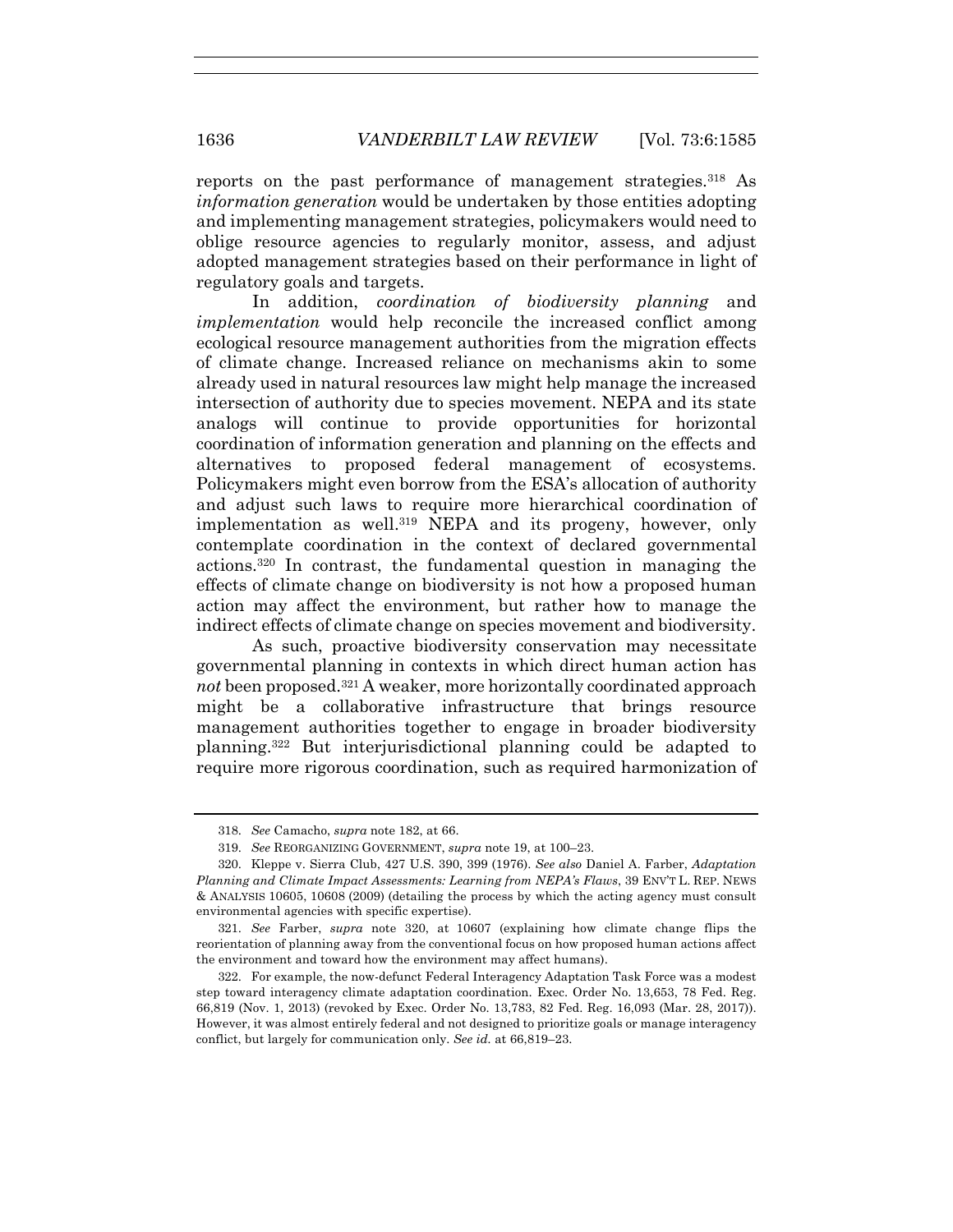reports on the past performance of management strategies.[318] As *information generation* would be undertaken by those entities adopting and implementing management strategies, policymakers would need to oblige resource agencies to regularly monitor, assess, and adjust adopted management strategies based on their performance in light of regulatory goals and targets.

In addition, *coordination of biodiversity planning* and *implementation* would help reconcile the increased conflict among ecological resource management authorities from the migration effects of climate change. Increased reliance on mechanisms akin to some already used in natural resources law might help manage the increased intersection of authority due to species movement. NEPA and its state analogs will continue to provide opportunities for horizontal coordination of information generation and planning on the effects and alternatives to proposed federal management of ecosystems. Policymakers might even borrow from the ESA's allocation of authority and adjust such laws to require more hierarchical coordination of implementation as well.[319] NEPA and its progeny, however, only contemplate coordination in the context of declared governmental actions.[320] In contrast, the fundamental question in managing the effects of climate change on biodiversity is not how a proposed human action may affect the environment, but rather how to manage the indirect effects of climate change on species movement and biodiversity.

As such, proactive biodiversity conservation may necessitate governmental planning in contexts in which direct human action has *not* been proposed.[321] A weaker, more horizontally coordinated approach might be a collaborative infrastructure that brings resource management authorities together to engage in broader biodiversity planning.[322] But interjurisdictional planning could be adapted to require more rigorous coordination, such as required harmonization of

---

318. *See* Camacho, *supra* note 182, at 66.

319. *See* REORGANIZING GOVERNMENT, *supra* note 19, at 100–23.

320. Kleppe v. Sierra Club, 427 U.S. 390, 399 (1976). *See also* Daniel A. Farber, *Adaptation Planning and Climate Impact Assessments: Learning from NEPA's Flaws*, 39 ENV'T L. REP. NEWS & ANALYSIS 10605, 10608 (2009) (detailing the process by which the acting agency must consult environmental agencies with specific expertise).

321. *See* Farber, *supra* note 320, at 10607 (explaining how climate change flips the reorientation of planning away from the conventional focus on how proposed human actions affect the environment and toward how the environment may affect humans).

322. For example, the now-defunct Federal Interagency Adaptation Task Force was a modest step toward interagency climate adaptation coordination. Exec. Order No. 13,653, 78 Fed. Reg. 66,819 (Nov. 1, 2013) (revoked by Exec. Order No. 13,783, 82 Fed. Reg. 16,093 (Mar. 28, 2017)). However, it was almost entirely federal and not designed to prioritize goals or manage interagency conflict, but largely for communication only. *See id.* at 66,819–23.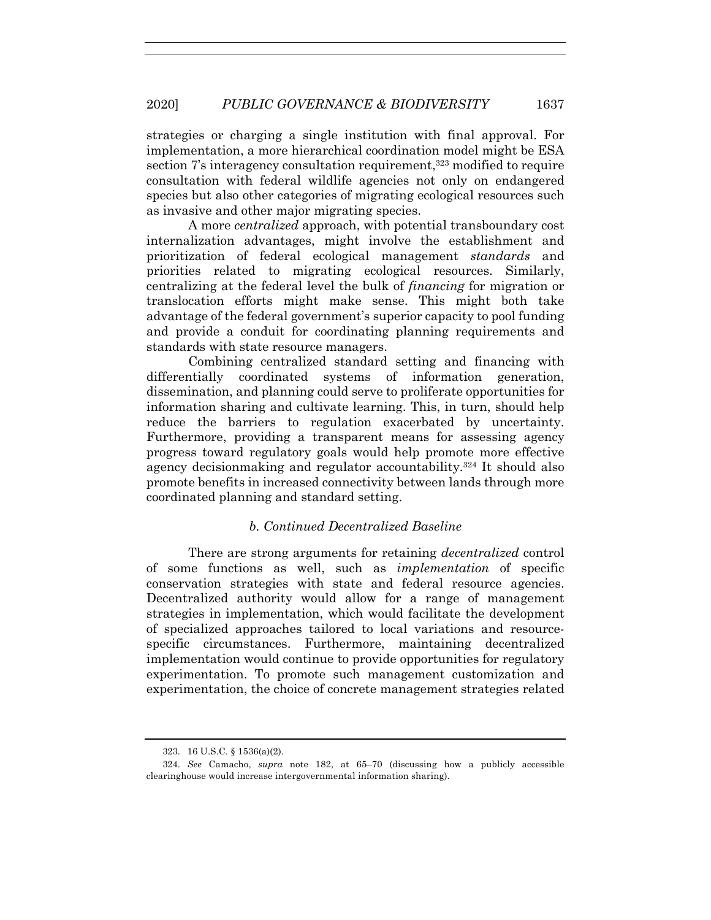strategies or charging a single institution with final approval. For implementation, a more hierarchical coordination model might be ESA section 7's interagency consultation requirement,[323] modified to require consultation with federal wildlife agencies not only on endangered species but also other categories of migrating ecological resources such as invasive and other major migrating species.

A more *centralized* approach, with potential transboundary cost internalization advantages, might involve the establishment and prioritization of federal ecological management *standards* and priorities related to migrating ecological resources. Similarly, centralizing at the federal level the bulk of *financing* for migration or translocation efforts might make sense. This might both take advantage of the federal government's superior capacity to pool funding and provide a conduit for coordinating planning requirements and standards with state resource managers.

Combining centralized standard setting and financing with differentially coordinated systems of information generation, dissemination, and planning could serve to proliferate opportunities for information sharing and cultivate learning. This, in turn, should help reduce the barriers to regulation exacerbated by uncertainty. Furthermore, providing a transparent means for assessing agency progress toward regulatory goals would help promote more effective agency decisionmaking and regulator accountability.[324] It should also promote benefits in increased connectivity between lands through more coordinated planning and standard setting.

#### *b. Continued Decentralized Baseline*

There are strong arguments for retaining *decentralized* control of some functions as well, such as *implementation* of specific conservation strategies with state and federal resource agencies. Decentralized authority would allow for a range of management strategies in implementation, which would facilitate the development of specialized approaches tailored to local variations and resource-specific circumstances. Furthermore, maintaining decentralized implementation would continue to provide opportunities for regulatory experimentation. To promote such management customization and experimentation, the choice of concrete management strategies related

---

323. 16 U.S.C. § 1536(a)(2).

324. *See* Camacho, *supra* note 182, at 65–70 (discussing how a publicly accessible clearinghouse would increase intergovernmental information sharing).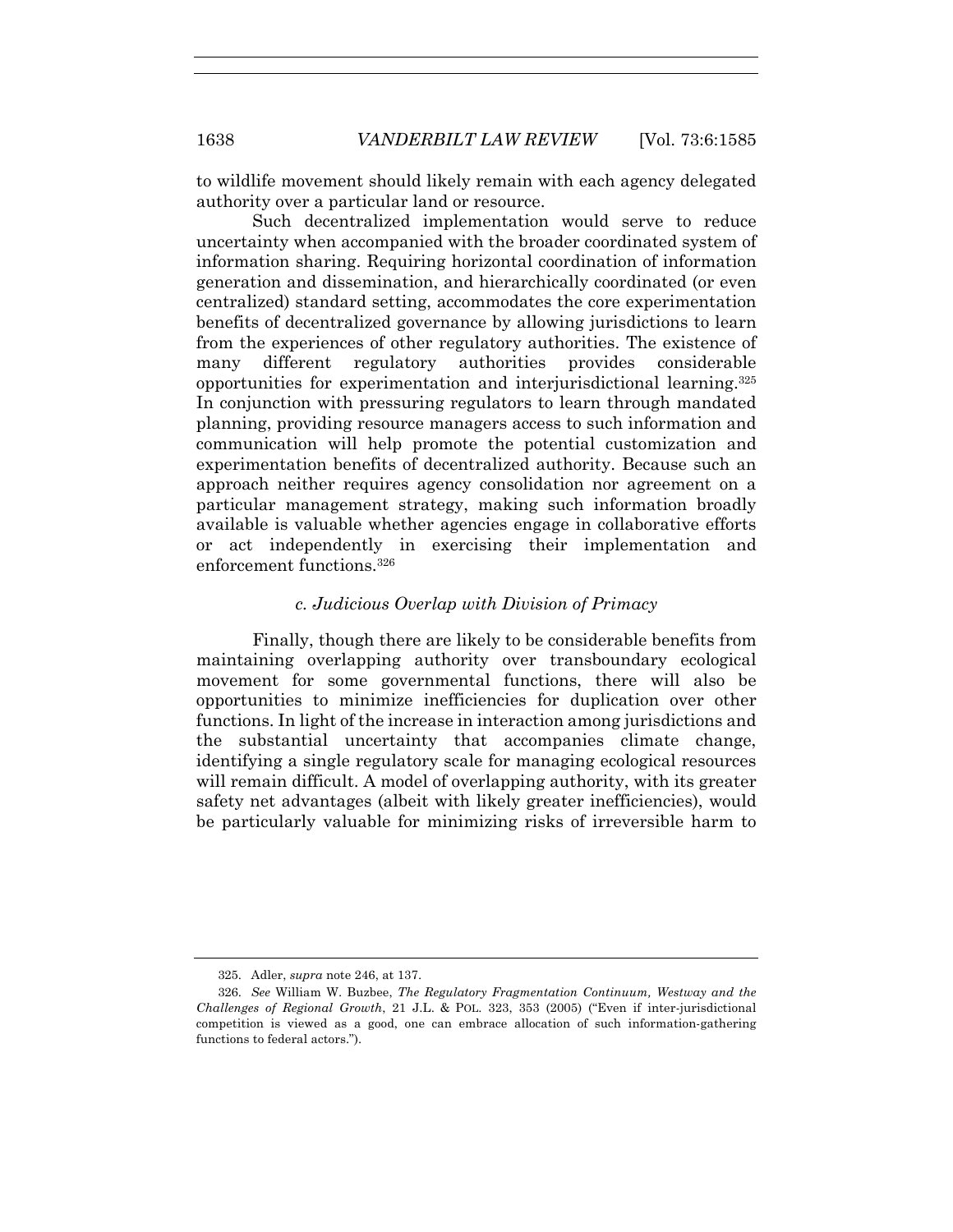to wildlife movement should likely remain with each agency delegated authority over a particular land or resource.

Such decentralized implementation would serve to reduce uncertainty when accompanied with the broader coordinated system of information sharing. Requiring horizontal coordination of information generation and dissemination, and hierarchically coordinated (or even centralized) standard setting, accommodates the core experimentation benefits of decentralized governance by allowing jurisdictions to learn from the experiences of other regulatory authorities. The existence of many different regulatory authorities provides considerable opportunities for experimentation and interjurisdictional learning.[325] In conjunction with pressuring regulators to learn through mandated planning, providing resource managers access to such information and communication will help promote the potential customization and experimentation benefits of decentralized authority. Because such an approach neither requires agency consolidation nor agreement on a particular management strategy, making such information broadly available is valuable whether agencies engage in collaborative efforts or act independently in exercising their implementation and enforcement functions.[326]

### *c. Judicious Overlap with Division of Primacy*

Finally, though there are likely to be considerable benefits from maintaining overlapping authority over transboundary ecological movement for some governmental functions, there will also be opportunities to minimize inefficiencies for duplication over other functions. In light of the increase in interaction among jurisdictions and the substantial uncertainty that accompanies climate change, identifying a single regulatory scale for managing ecological resources will remain difficult. A model of overlapping authority, with its greater safety net advantages (albeit with likely greater inefficiencies), would be particularly valuable for minimizing risks of irreversible harm to

---

325. Adler, *supra* note 246, at 137.

326. *See* William W. Buzbee, *The Regulatory Fragmentation Continuum, Westway and the Challenges of Regional Growth*, 21 J.L. & POL. 323, 353 (2005) ("Even if inter-jurisdictional competition is viewed as a good, one can embrace allocation of such information-gathering functions to federal actors.").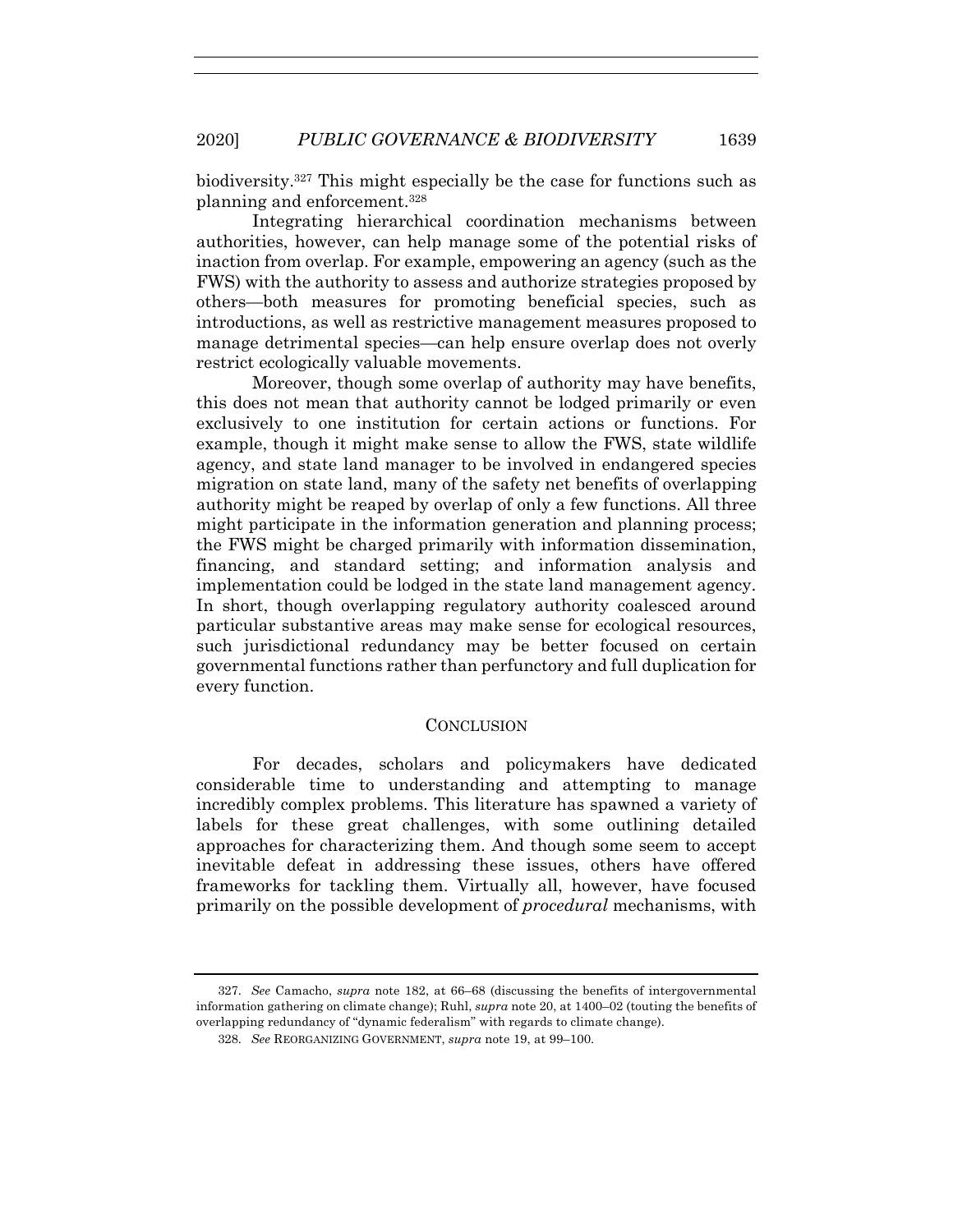biodiversity.[327] This might especially be the case for functions such as planning and enforcement.[328]

Integrating hierarchical coordination mechanisms between authorities, however, can help manage some of the potential risks of inaction from overlap. For example, empowering an agency (such as the FWS) with the authority to assess and authorize strategies proposed by others—both measures for promoting beneficial species, such as introductions, as well as restrictive management measures proposed to manage detrimental species—can help ensure overlap does not overly restrict ecologically valuable movements.

Moreover, though some overlap of authority may have benefits, this does not mean that authority cannot be lodged primarily or even exclusively to one institution for certain actions or functions. For example, though it might make sense to allow the FWS, state wildlife agency, and state land manager to be involved in endangered species migration on state land, many of the safety net benefits of overlapping authority might be reaped by overlap of only a few functions. All three might participate in the information generation and planning process; the FWS might be charged primarily with information dissemination, financing, and standard setting; and information analysis and implementation could be lodged in the state land management agency. In short, though overlapping regulatory authority coalesced around particular substantive areas may make sense for ecological resources, such jurisdictional redundancy may be better focused on certain governmental functions rather than perfunctory and full duplication for every function.

## CONCLUSION

For decades, scholars and policymakers have dedicated considerable time to understanding and attempting to manage incredibly complex problems. This literature has spawned a variety of labels for these great challenges, with some outlining detailed approaches for characterizing them. And though some seem to accept inevitable defeat in addressing these issues, others have offered frameworks for tackling them. Virtually all, however, have focused primarily on the possible development of *procedural* mechanisms, with

---

327. *See* Camacho, *supra* note 182, at 66–68 (discussing the benefits of intergovernmental information gathering on climate change); Ruhl, *supra* note 20, at 1400–02 (touting the benefits of overlapping redundancy of "dynamic federalism" with regards to climate change).

328. *See* REORGANIZING GOVERNMENT, *supra* note 19, at 99–100.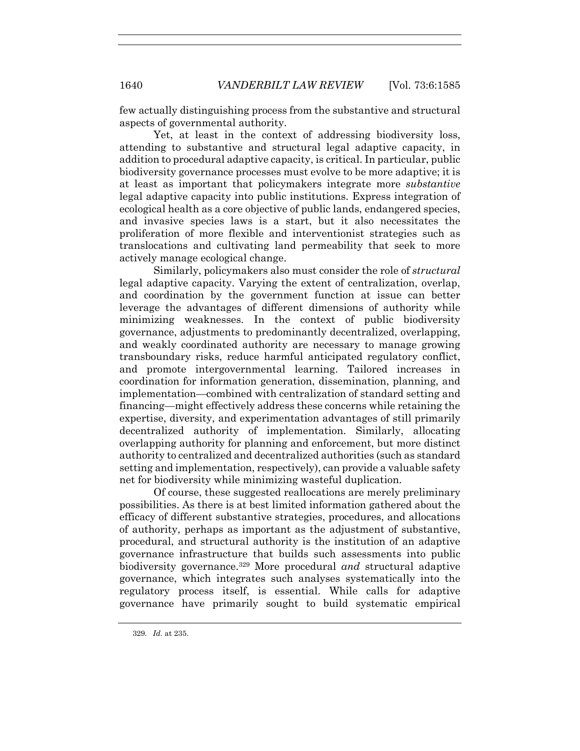few actually distinguishing process from the substantive and structural aspects of governmental authority.

Yet, at least in the context of addressing biodiversity loss, attending to substantive and structural legal adaptive capacity, in addition to procedural adaptive capacity, is critical. In particular, public biodiversity governance processes must evolve to be more adaptive; it is at least as important that policymakers integrate more *substantive* legal adaptive capacity into public institutions. Express integration of ecological health as a core objective of public lands, endangered species, and invasive species laws is a start, but it also necessitates the proliferation of more flexible and interventionist strategies such as translocations and cultivating land permeability that seek to more actively manage ecological change.

Similarly, policymakers also must consider the role of *structural* legal adaptive capacity. Varying the extent of centralization, overlap, and coordination by the government function at issue can better leverage the advantages of different dimensions of authority while minimizing weaknesses. In the context of public biodiversity governance, adjustments to predominantly decentralized, overlapping, and weakly coordinated authority are necessary to manage growing transboundary risks, reduce harmful anticipated regulatory conflict, and promote intergovernmental learning. Tailored increases in coordination for information generation, dissemination, planning, and implementation—combined with centralization of standard setting and financing—might effectively address these concerns while retaining the expertise, diversity, and experimentation advantages of still primarily decentralized authority of implementation. Similarly, allocating overlapping authority for planning and enforcement, but more distinct authority to centralized and decentralized authorities (such as standard setting and implementation, respectively), can provide a valuable safety net for biodiversity while minimizing wasteful duplication.

Of course, these suggested reallocations are merely preliminary possibilities. As there is at best limited information gathered about the efficacy of different substantive strategies, procedures, and allocations of authority, perhaps as important as the adjustment of substantive, procedural, and structural authority is the institution of an adaptive governance infrastructure that builds such assessments into public biodiversity governance.[329] More procedural *and* structural adaptive governance, which integrates such analyses systematically into the regulatory process itself, is essential. While calls for adaptive governance have primarily sought to build systematic empirical

329. *Id.* at 235.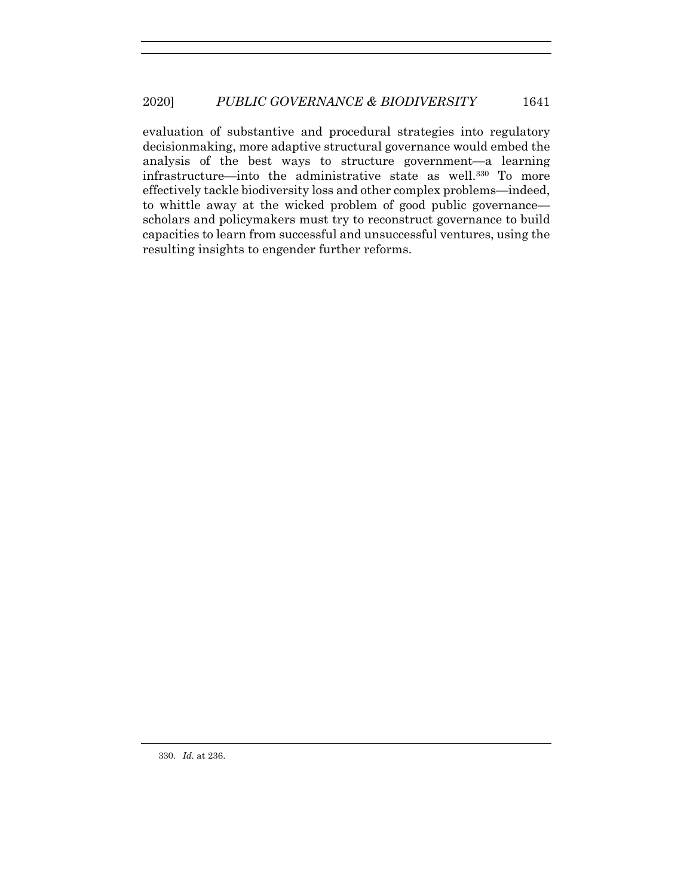evaluation of substantive and procedural strategies into regulatory decisionmaking, more adaptive structural governance would embed the analysis of the best ways to structure government—a learning infrastructure—into the administrative state as well.[330] To more effectively tackle biodiversity loss and other complex problems—indeed, to whittle away at the wicked problem of good public governance—scholars and policymakers must try to reconstruct governance to build capacities to learn from successful and unsuccessful ventures, using the resulting insights to engender further reforms.

---

330. *Id.* at 236.